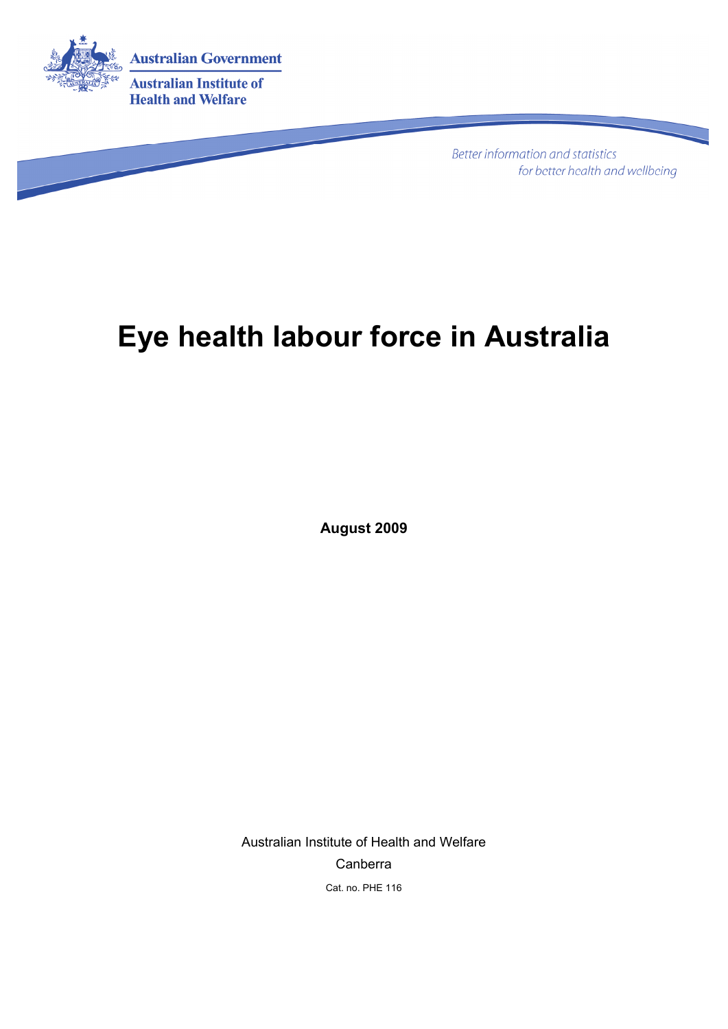Australian Government

Australian Institute of Health and Welfare

*Better information and statistics for better health and wellbeing*

# Eye health labour force in Australia

**August 2009**

Australian Institute of Health and Welfare

Canberra

Cat. no. PHE 116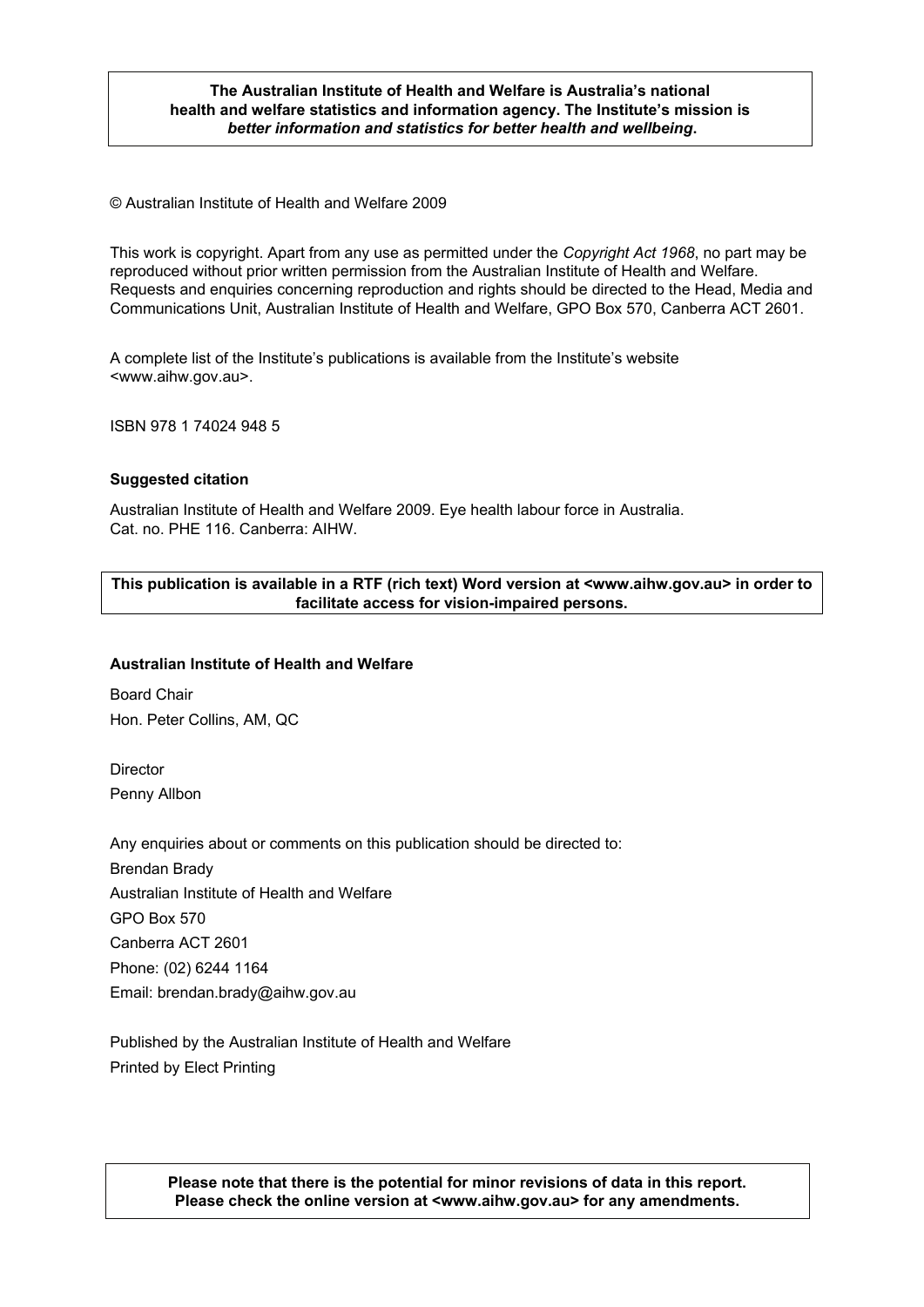**The Australian Institute of Health and Welfare is Australia's national health and welfare statistics and information agency. The Institute's mission is *better information and statistics for better health and wellbeing*.**

© Australian Institute of Health and Welfare 2009

This work is copyright. Apart from any use as permitted under the *Copyright Act 1968*, no part may be reproduced without prior written permission from the Australian Institute of Health and Welfare. Requests and enquiries concerning reproduction and rights should be directed to the Head, Media and Communications Unit, Australian Institute of Health and Welfare, GPO Box 570, Canberra ACT 2601.

A complete list of the Institute's publications is available from the Institute's website <www.aihw.gov.au>.

ISBN 978 1 74024 948 5

**Suggested citation**

Australian Institute of Health and Welfare 2009. Eye health labour force in Australia. Cat. no. PHE 116. Canberra: AIHW.

**This publication is available in a RTF (rich text) Word version at <www.aihw.gov.au> in order to facilitate access for vision-impaired persons.**

**Australian Institute of Health and Welfare**

Board Chair
Hon. Peter Collins, AM, QC

Director
Penny Allbon

Any enquiries about or comments on this publication should be directed to:
Brendan Brady
Australian Institute of Health and Welfare
GPO Box 570
Canberra ACT 2601
Phone: (02) 6244 1164
Email: brendan.brady@aihw.gov.au

Published by the Australian Institute of Health and Welfare
Printed by Elect Printing

**Please note that there is the potential for minor revisions of data in this report. Please check the online version at <www.aihw.gov.au> for any amendments.**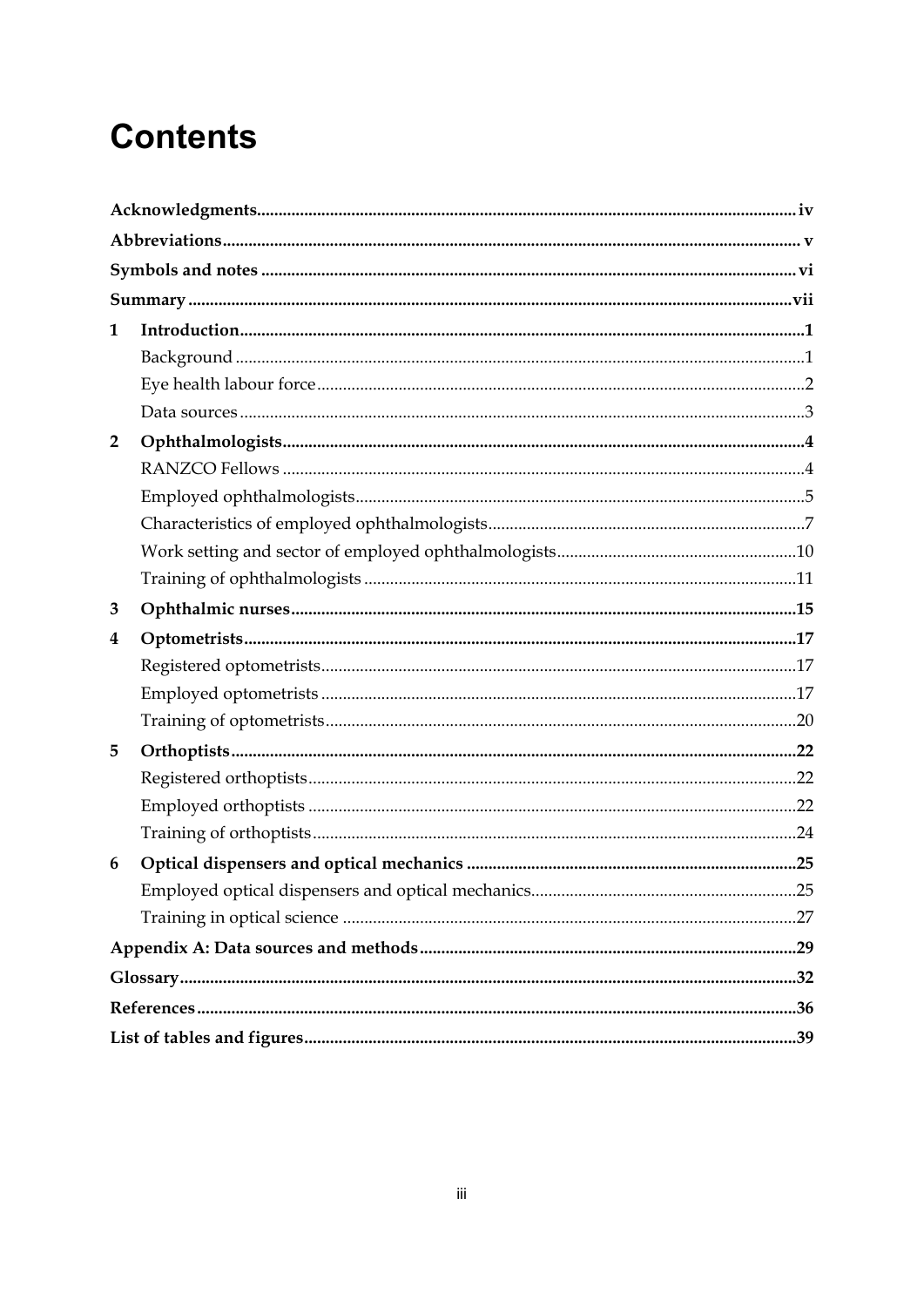# Contents

**Acknowledgments** .......... iv

**Abbreviations** .......... v

**Symbols and notes** .......... vi

**Summary** .......... vii

**1 Introduction** .......... 1

- Background .......... 1
- Eye health labour force .......... 2
- Data sources .......... 3

**2 Ophthalmologists** .......... 4

- RANZCO Fellows .......... 4
- Employed ophthalmologists .......... 5
- Characteristics of employed ophthalmologists .......... 7
- Work setting and sector of employed ophthalmologists .......... 10
- Training of ophthalmologists .......... 11

**3 Ophthalmic nurses** .......... 15

**4 Optometrists** .......... 17

- Registered optometrists .......... 17
- Employed optometrists .......... 17
- Training of optometrists .......... 20

**5 Orthoptists** .......... 22

- Registered orthoptists .......... 22
- Employed orthoptists .......... 22
- Training of orthoptists .......... 24

**6 Optical dispensers and optical mechanics** .......... 25

- Employed optical dispensers and optical mechanics .......... 25
- Training in optical science .......... 27

**Appendix A: Data sources and methods** .......... 29

**Glossary** .......... 32

**References** .......... 36

**List of tables and figures** .......... 39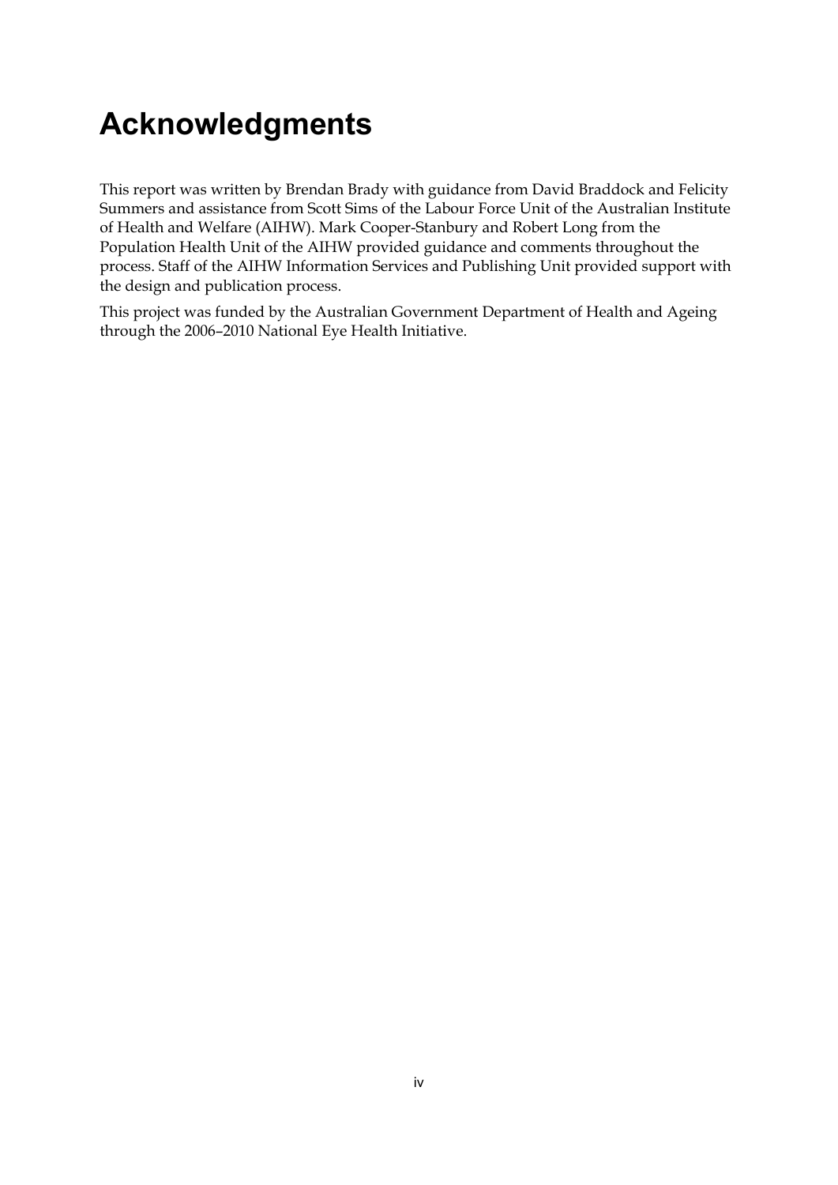# Acknowledgments

This report was written by Brendan Brady with guidance from David Braddock and Felicity Summers and assistance from Scott Sims of the Labour Force Unit of the Australian Institute of Health and Welfare (AIHW). Mark Cooper-Stanbury and Robert Long from the Population Health Unit of the AIHW provided guidance and comments throughout the process. Staff of the AIHW Information Services and Publishing Unit provided support with the design and publication process.

This project was funded by the Australian Government Department of Health and Ageing through the 2006–2010 National Eye Health Initiative.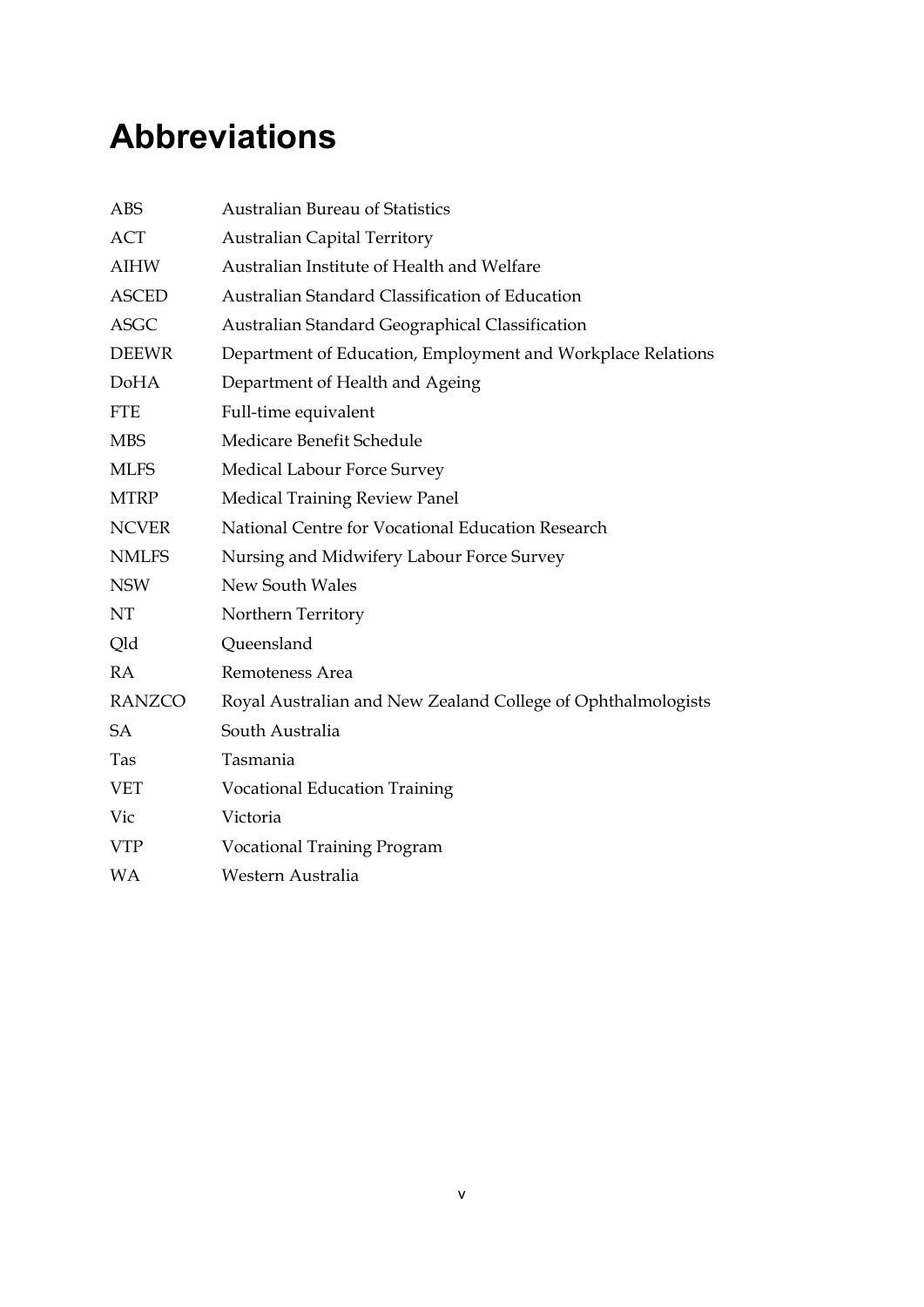# Abbreviations

| | |
|---|---|
| ABS | Australian Bureau of Statistics |
| ACT | Australian Capital Territory |
| AIHW | Australian Institute of Health and Welfare |
| ASCED | Australian Standard Classification of Education |
| ASGC | Australian Standard Geographical Classification |
| DEEWR | Department of Education, Employment and Workplace Relations |
| DoHA | Department of Health and Ageing |
| FTE | Full-time equivalent |
| MBS | Medicare Benefit Schedule |
| MLFS | Medical Labour Force Survey |
| MTRP | Medical Training Review Panel |
| NCVER | National Centre for Vocational Education Research |
| NMLFS | Nursing and Midwifery Labour Force Survey |
| NSW | New South Wales |
| NT | Northern Territory |
| Qld | Queensland |
| RA | Remoteness Area |
| RANZCO | Royal Australian and New Zealand College of Ophthalmologists |
| SA | South Australia |
| Tas | Tasmania |
| VET | Vocational Education Training |
| Vic | Victoria |
| VTP | Vocational Training Program |
| WA | Western Australia |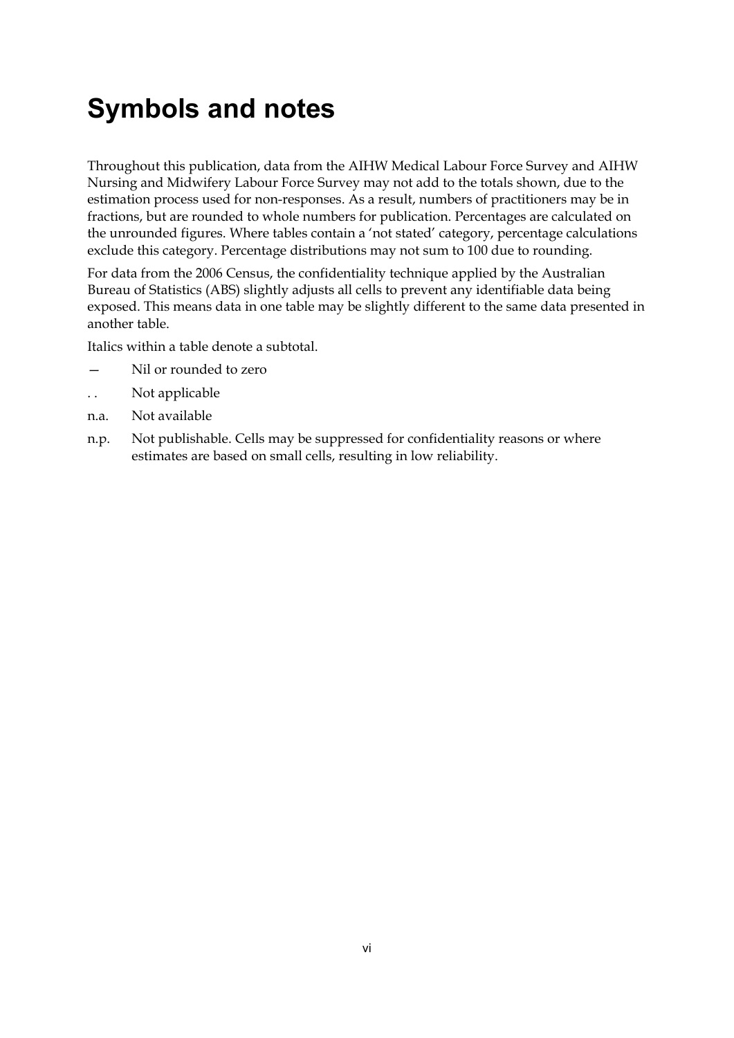# Symbols and notes

Throughout this publication, data from the AIHW Medical Labour Force Survey and AIHW Nursing and Midwifery Labour Force Survey may not add to the totals shown, due to the estimation process used for non-responses. As a result, numbers of practitioners may be in fractions, but are rounded to whole numbers for publication. Percentages are calculated on the unrounded figures. Where tables contain a 'not stated' category, percentage calculations exclude this category. Percentage distributions may not sum to 100 due to rounding.

For data from the 2006 Census, the confidentiality technique applied by the Australian Bureau of Statistics (ABS) slightly adjusts all cells to prevent any identifiable data being exposed. This means data in one table may be slightly different to the same data presented in another table.

Italics within a table denote a subtotal.

| Symbol | Meaning |
| --- | --- |
| — | Nil or rounded to zero |
| . . | Not applicable |
| n.a. | Not available |
| n.p. | Not publishable. Cells may be suppressed for confidentiality reasons or where estimates are based on small cells, resulting in low reliability. |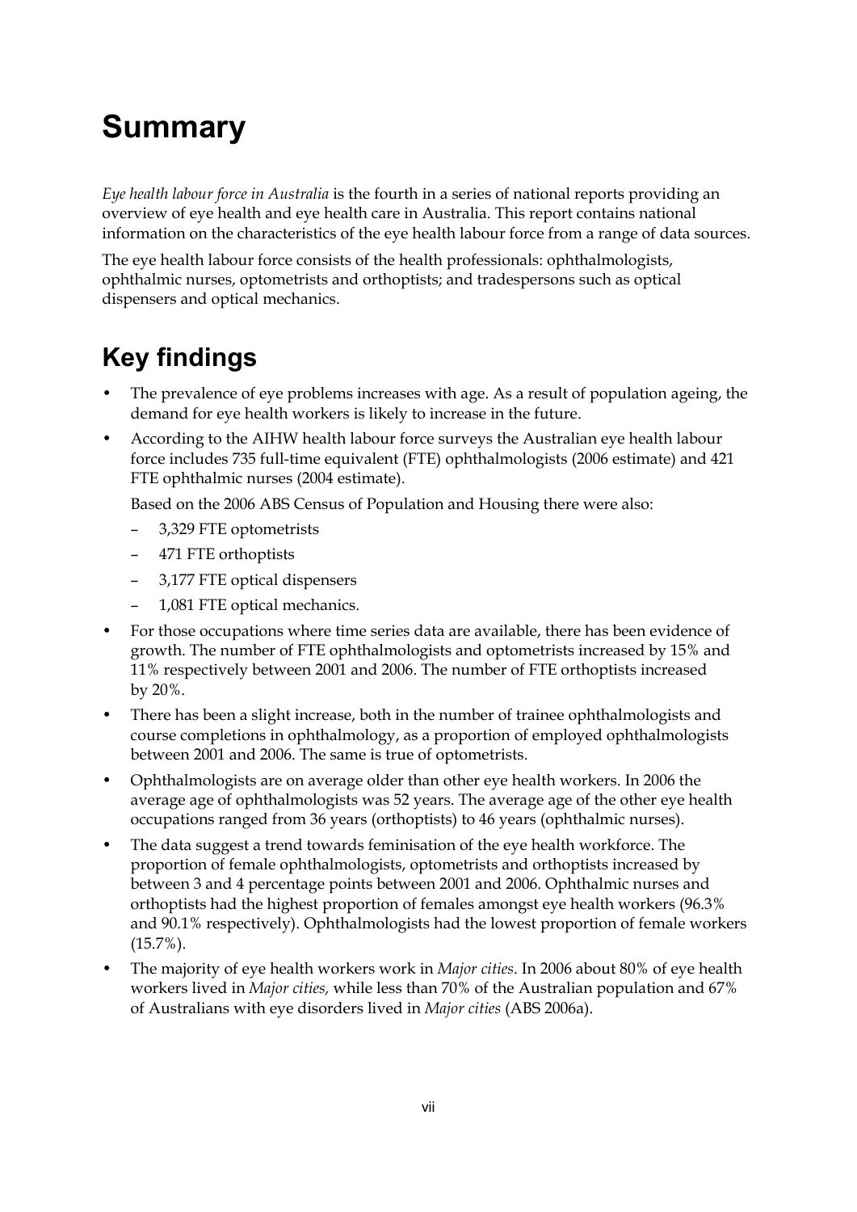# Summary

*Eye health labour force in Australia* is the fourth in a series of national reports providing an overview of eye health and eye health care in Australia. This report contains national information on the characteristics of the eye health labour force from a range of data sources.

The eye health labour force consists of the health professionals: ophthalmologists, ophthalmic nurses, optometrists and orthoptists; and tradespersons such as optical dispensers and optical mechanics.

## Key findings

- The prevalence of eye problems increases with age. As a result of population ageing, the demand for eye health workers is likely to increase in the future.
- According to the AIHW health labour force surveys the Australian eye health labour force includes 735 full-time equivalent (FTE) ophthalmologists (2006 estimate) and 421 FTE ophthalmic nurses (2004 estimate).

  Based on the 2006 ABS Census of Population and Housing there were also:

  - 3,329 FTE optometrists
  - 471 FTE orthoptists
  - 3,177 FTE optical dispensers
  - 1,081 FTE optical mechanics.
- For those occupations where time series data are available, there has been evidence of growth. The number of FTE ophthalmologists and optometrists increased by 15% and 11% respectively between 2001 and 2006. The number of FTE orthoptists increased by 20%.
- There has been a slight increase, both in the number of trainee ophthalmologists and course completions in ophthalmology, as a proportion of employed ophthalmologists between 2001 and 2006. The same is true of optometrists.
- Ophthalmologists are on average older than other eye health workers. In 2006 the average age of ophthalmologists was 52 years. The average age of the other eye health occupations ranged from 36 years (orthoptists) to 46 years (ophthalmic nurses).
- The data suggest a trend towards feminisation of the eye health workforce. The proportion of female ophthalmologists, optometrists and orthoptists increased by between 3 and 4 percentage points between 2001 and 2006. Ophthalmic nurses and orthoptists had the highest proportion of females amongst eye health workers (96.3% and 90.1% respectively). Ophthalmologists had the lowest proportion of female workers (15.7%).
- The majority of eye health workers work in *Major cities*. In 2006 about 80% of eye health workers lived in *Major cities,* while less than 70% of the Australian population and 67% of Australians with eye disorders lived in *Major cities* (ABS 2006a).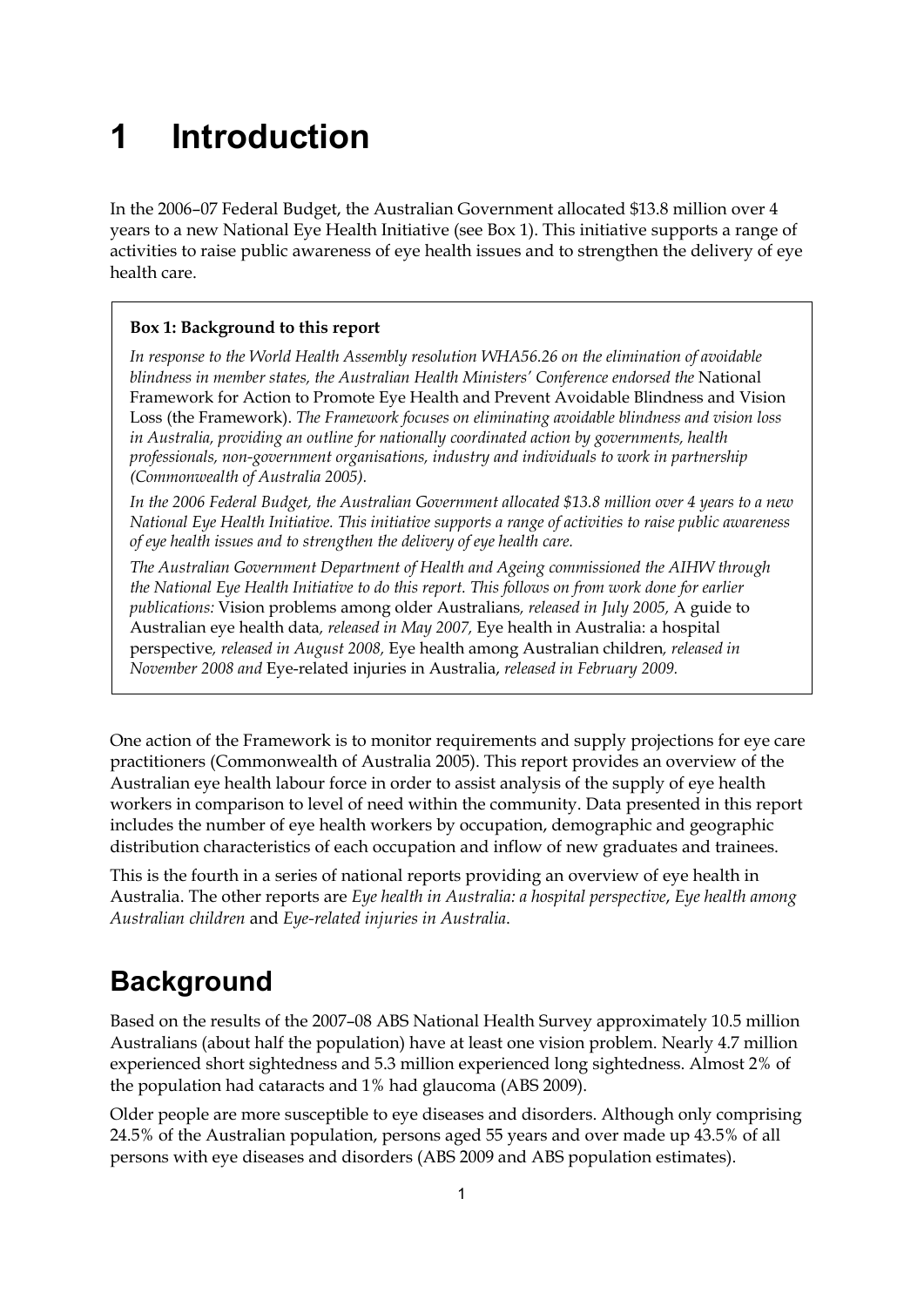# 1 Introduction

In the 2006–07 Federal Budget, the Australian Government allocated $13.8 million over 4 years to a new National Eye Health Initiative (see Box 1). This initiative supports a range of activities to raise public awareness of eye health issues and to strengthen the delivery of eye health care.

> **Box 1: Background to this report**
>
> *In response to the World Health Assembly resolution WHA56.26 on the elimination of avoidable blindness in member states, the Australian Health Ministers' Conference endorsed the* National Framework for Action to Promote Eye Health and Prevent Avoidable Blindness and Vision Loss (the Framework). *The Framework focuses on eliminating avoidable blindness and vision loss in Australia, providing an outline for nationally coordinated action by governments, health professionals, non-government organisations, industry and individuals to work in partnership (Commonwealth of Australia 2005).*
>
> *In the 2006 Federal Budget, the Australian Government allocated $13.8 million over 4 years to a new National Eye Health Initiative. This initiative supports a range of activities to raise public awareness of eye health issues and to strengthen the delivery of eye health care.*
>
> *The Australian Government Department of Health and Ageing commissioned the AIHW through the National Eye Health Initiative to do this report. This follows on from work done for earlier publications:* Vision problems among older Australians*, released in July 2005,* A guide to Australian eye health data*, released in May 2007,* Eye health in Australia: a hospital perspective*, released in August 2008,* Eye health among Australian children*, released in November 2008 and* Eye-related injuries in Australia*, released in February 2009.*

One action of the Framework is to monitor requirements and supply projections for eye care practitioners (Commonwealth of Australia 2005). This report provides an overview of the Australian eye health labour force in order to assist analysis of the supply of eye health workers in comparison to level of need within the community. Data presented in this report includes the number of eye health workers by occupation, demographic and geographic distribution characteristics of each occupation and inflow of new graduates and trainees.

This is the fourth in a series of national reports providing an overview of eye health in Australia. The other reports are *Eye health in Australia: a hospital perspective*, *Eye health among Australian children* and *Eye-related injuries in Australia*.

## Background

Based on the results of the 2007–08 ABS National Health Survey approximately 10.5 million Australians (about half the population) have at least one vision problem. Nearly 4.7 million experienced short sightedness and 5.3 million experienced long sightedness. Almost 2% of the population had cataracts and 1% had glaucoma (ABS 2009).

Older people are more susceptible to eye diseases and disorders. Although only comprising 24.5% of the Australian population, persons aged 55 years and over made up 43.5% of all persons with eye diseases and disorders (ABS 2009 and ABS population estimates).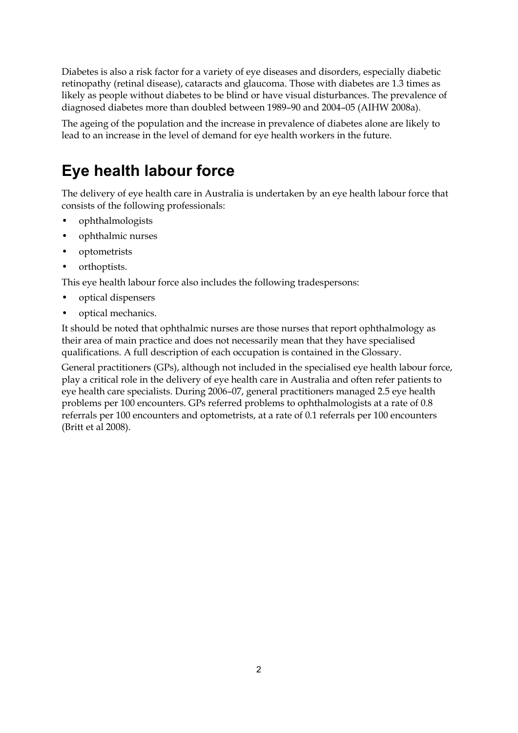Diabetes is also a risk factor for a variety of eye diseases and disorders, especially diabetic retinopathy (retinal disease), cataracts and glaucoma. Those with diabetes are 1.3 times as likely as people without diabetes to be blind or have visual disturbances. The prevalence of diagnosed diabetes more than doubled between 1989–90 and 2004–05 (AIHW 2008a).

The ageing of the population and the increase in prevalence of diabetes alone are likely to lead to an increase in the level of demand for eye health workers in the future.

## Eye health labour force

The delivery of eye health care in Australia is undertaken by an eye health labour force that consists of the following professionals:

- ophthalmologists
- ophthalmic nurses
- optometrists
- orthoptists.

This eye health labour force also includes the following tradespersons:

- optical dispensers
- optical mechanics.

It should be noted that ophthalmic nurses are those nurses that report ophthalmology as their area of main practice and does not necessarily mean that they have specialised qualifications. A full description of each occupation is contained in the Glossary.

General practitioners (GPs), although not included in the specialised eye health labour force, play a critical role in the delivery of eye health care in Australia and often refer patients to eye health care specialists. During 2006–07, general practitioners managed 2.5 eye health problems per 100 encounters. GPs referred problems to ophthalmologists at a rate of 0.8 referrals per 100 encounters and optometrists, at a rate of 0.1 referrals per 100 encounters (Britt et al 2008).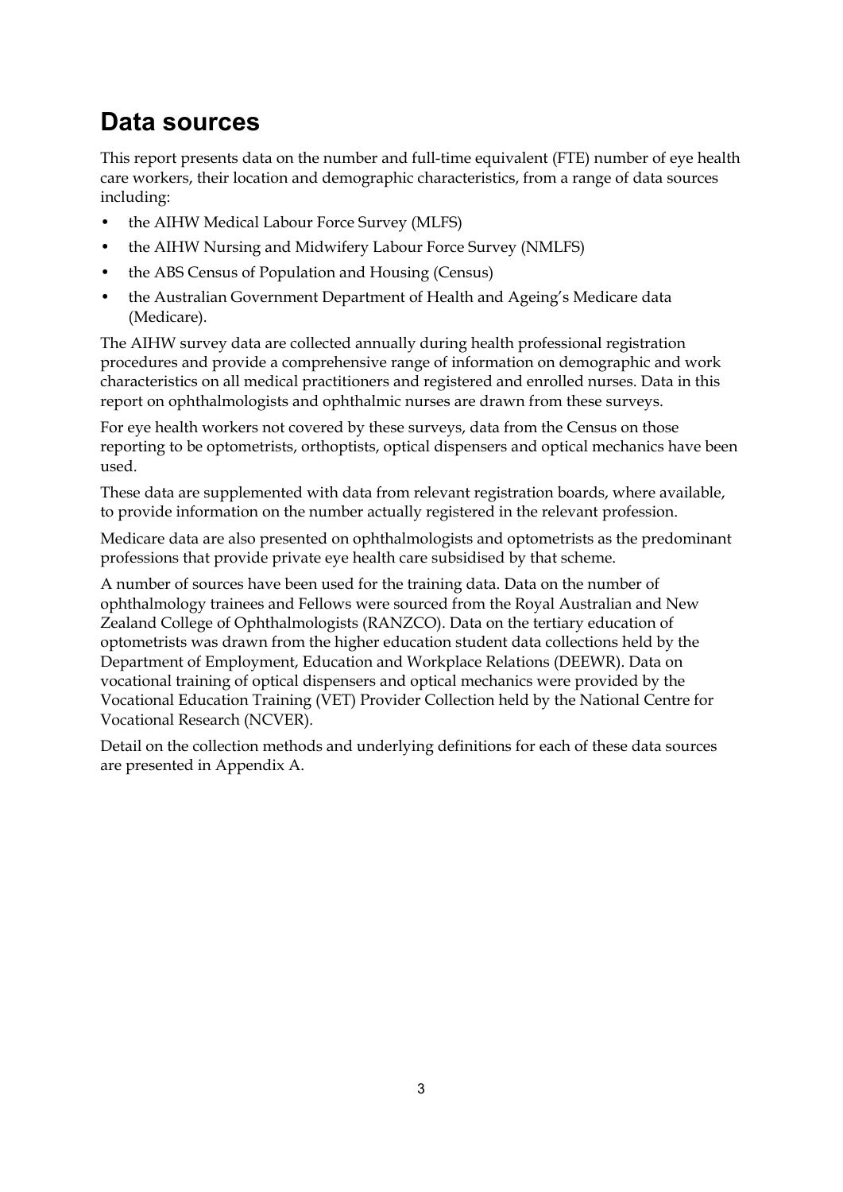## Data sources

This report presents data on the number and full-time equivalent (FTE) number of eye health care workers, their location and demographic characteristics, from a range of data sources including:

- the AIHW Medical Labour Force Survey (MLFS)
- the AIHW Nursing and Midwifery Labour Force Survey (NMLFS)
- the ABS Census of Population and Housing (Census)
- the Australian Government Department of Health and Ageing's Medicare data (Medicare).

The AIHW survey data are collected annually during health professional registration procedures and provide a comprehensive range of information on demographic and work characteristics on all medical practitioners and registered and enrolled nurses. Data in this report on ophthalmologists and ophthalmic nurses are drawn from these surveys.

For eye health workers not covered by these surveys, data from the Census on those reporting to be optometrists, orthoptists, optical dispensers and optical mechanics have been used.

These data are supplemented with data from relevant registration boards, where available, to provide information on the number actually registered in the relevant profession.

Medicare data are also presented on ophthalmologists and optometrists as the predominant professions that provide private eye health care subsidised by that scheme.

A number of sources have been used for the training data. Data on the number of ophthalmology trainees and Fellows were sourced from the Royal Australian and New Zealand College of Ophthalmologists (RANZCO). Data on the tertiary education of optometrists was drawn from the higher education student data collections held by the Department of Employment, Education and Workplace Relations (DEEWR). Data on vocational training of optical dispensers and optical mechanics were provided by the Vocational Education Training (VET) Provider Collection held by the National Centre for Vocational Research (NCVER).

Detail on the collection methods and underlying definitions for each of these data sources are presented in Appendix A.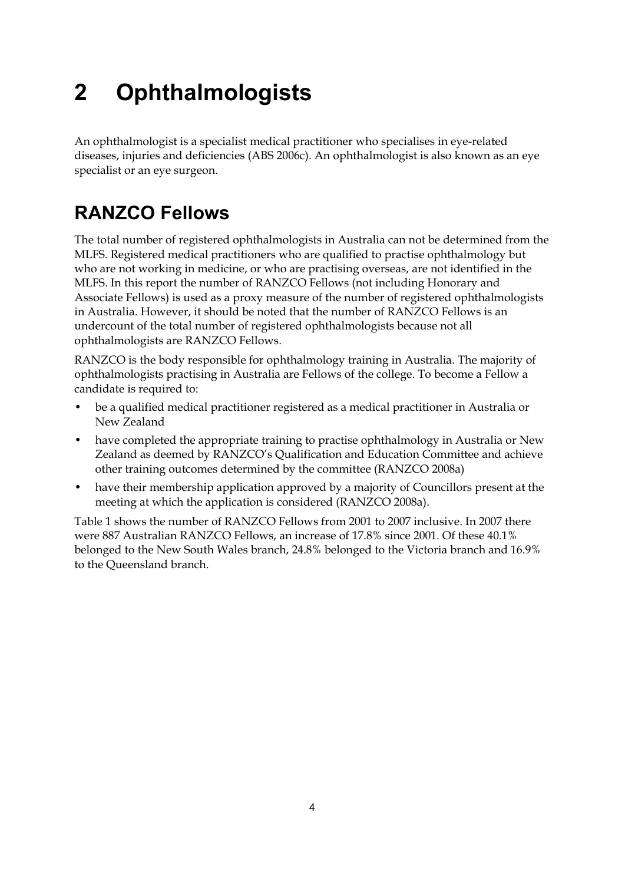# 2 Ophthalmologists

An ophthalmologist is a specialist medical practitioner who specialises in eye-related diseases, injuries and deficiencies (ABS 2006c). An ophthalmologist is also known as an eye specialist or an eye surgeon.

## RANZCO Fellows

The total number of registered ophthalmologists in Australia can not be determined from the MLFS. Registered medical practitioners who are qualified to practise ophthalmology but who are not working in medicine, or who are practising overseas, are not identified in the MLFS. In this report the number of RANZCO Fellows (not including Honorary and Associate Fellows) is used as a proxy measure of the number of registered ophthalmologists in Australia. However, it should be noted that the number of RANZCO Fellows is an undercount of the total number of registered ophthalmologists because not all ophthalmologists are RANZCO Fellows.

RANZCO is the body responsible for ophthalmology training in Australia. The majority of ophthalmologists practising in Australia are Fellows of the college. To become a Fellow a candidate is required to:

- be a qualified medical practitioner registered as a medical practitioner in Australia or New Zealand
- have completed the appropriate training to practise ophthalmology in Australia or New Zealand as deemed by RANZCO's Qualification and Education Committee and achieve other training outcomes determined by the committee (RANZCO 2008a)
- have their membership application approved by a majority of Councillors present at the meeting at which the application is considered (RANZCO 2008a).

Table 1 shows the number of RANZCO Fellows from 2001 to 2007 inclusive. In 2007 there were 887 Australian RANZCO Fellows, an increase of 17.8% since 2001. Of these 40.1% belonged to the New South Wales branch, 24.8% belonged to the Victoria branch and 16.9% to the Queensland branch.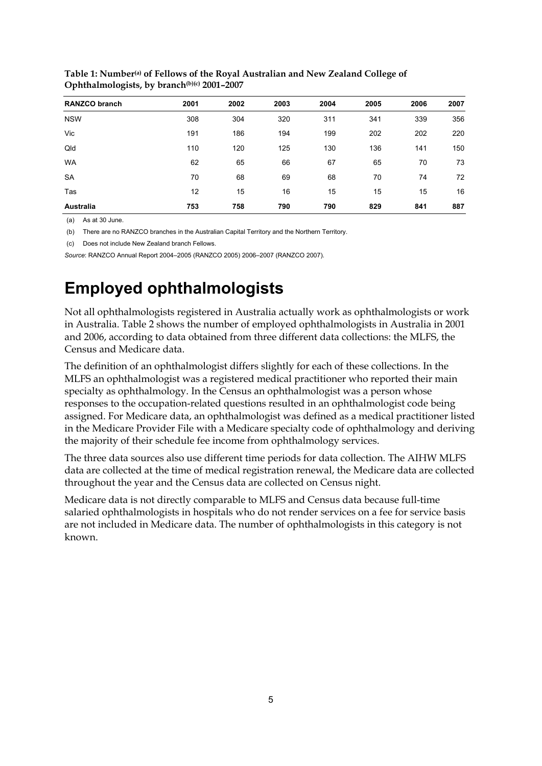**Table 1: Number[(a)] of Fellows of the Royal Australian and New Zealand College of Ophthalmologists, by branch[(b)(c)] 2001–2007**

| RANZCO branch | 2001 | 2002 | 2003 | 2004 | 2005 | 2006 | 2007 |
|---|---|---|---|---|---|---|---|
| NSW | 308 | 304 | 320 | 311 | 341 | 339 | 356 |
| Vic | 191 | 186 | 194 | 199 | 202 | 202 | 220 |
| Qld | 110 | 120 | 125 | 130 | 136 | 141 | 150 |
| WA | 62 | 65 | 66 | 67 | 65 | 70 | 73 |
| SA | 70 | 68 | 69 | 68 | 70 | 74 | 72 |
| Tas | 12 | 15 | 16 | 15 | 15 | 15 | 16 |
| **Australia** | **753** | **758** | **790** | **790** | **829** | **841** | **887** |

(a) As at 30 June.

(b) There are no RANZCO branches in the Australian Capital Territory and the Northern Territory.

(c) Does not include New Zealand branch Fellows.

*Source*: RANZCO Annual Report 2004–2005 (RANZCO 2005) 2006–2007 (RANZCO 2007).

# Employed ophthalmologists

Not all ophthalmologists registered in Australia actually work as ophthalmologists or work in Australia. Table 2 shows the number of employed ophthalmologists in Australia in 2001 and 2006, according to data obtained from three different data collections: the MLFS, the Census and Medicare data.

The definition of an ophthalmologist differs slightly for each of these collections. In the MLFS an ophthalmologist was a registered medical practitioner who reported their main specialty as ophthalmology. In the Census an ophthalmologist was a person whose responses to the occupation-related questions resulted in an ophthalmologist code being assigned. For Medicare data, an ophthalmologist was defined as a medical practitioner listed in the Medicare Provider File with a Medicare specialty code of ophthalmology and deriving the majority of their schedule fee income from ophthalmology services.

The three data sources also use different time periods for data collection. The AIHW MLFS data are collected at the time of medical registration renewal, the Medicare data are collected throughout the year and the Census data are collected on Census night.

Medicare data is not directly comparable to MLFS and Census data because full-time salaried ophthalmologists in hospitals who do not render services on a fee for service basis are not included in Medicare data. The number of ophthalmologists in this category is not known.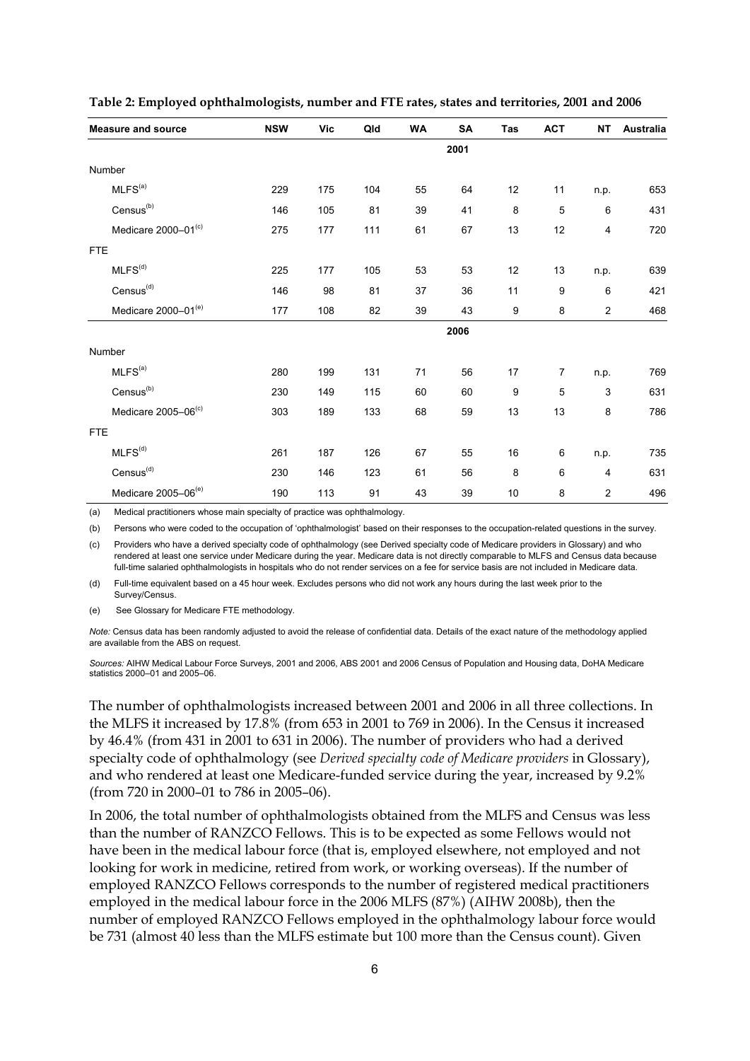**Table 2: Employed ophthalmologists, number and FTE rates, states and territories, 2001 and 2006**

| Measure and source | NSW | Vic | Qld | WA | SA | Tas | ACT | NT | Australia |
|---|---|---|---|---|---|---|---|---|---|
| | | | | | **2001** | | | | |
| Number | | | | | | | | | |
| MLFS[(a)] | 229 | 175 | 104 | 55 | 64 | 12 | 11 | n.p. | 653 |
| Census[(b)] | 146 | 105 | 81 | 39 | 41 | 8 | 5 | 6 | 431 |
| Medicare 2000–01[(c)] | 275 | 177 | 111 | 61 | 67 | 13 | 12 | 4 | 720 |
| FTE | | | | | | | | | |
| MLFS[(d)] | 225 | 177 | 105 | 53 | 53 | 12 | 13 | n.p. | 639 |
| Census[(d)] | 146 | 98 | 81 | 37 | 36 | 11 | 9 | 6 | 421 |
| Medicare 2000–01[(e)] | 177 | 108 | 82 | 39 | 43 | 9 | 8 | 2 | 468 |
| | | | | | **2006** | | | | |
| Number | | | | | | | | | |
| MLFS[(a)] | 280 | 199 | 131 | 71 | 56 | 17 | 7 | n.p. | 769 |
| Census[(b)] | 230 | 149 | 115 | 60 | 60 | 9 | 5 | 3 | 631 |
| Medicare 2005–06[(c)] | 303 | 189 | 133 | 68 | 59 | 13 | 13 | 8 | 786 |
| FTE | | | | | | | | | |
| MLFS[(d)] | 261 | 187 | 126 | 67 | 55 | 16 | 6 | n.p. | 735 |
| Census[(d)] | 230 | 146 | 123 | 61 | 56 | 8 | 6 | 4 | 631 |
| Medicare 2005–06[(e)] | 190 | 113 | 91 | 43 | 39 | 10 | 8 | 2 | 496 |

(a) Medical practitioners whose main specialty of practice was ophthalmology.

(b) Persons who were coded to the occupation of 'ophthalmologist' based on their responses to the occupation-related questions in the survey.

(c) Providers who have a derived specialty code of ophthalmology (see Derived specialty code of Medicare providers in Glossary) and who rendered at least one service under Medicare during the year. Medicare data is not directly comparable to MLFS and Census data because full-time salaried ophthalmologists in hospitals who do not render services on a fee for service basis are not included in Medicare data.

(d) Full-time equivalent based on a 45 hour week. Excludes persons who did not work any hours during the last week prior to the Survey/Census.

(e) See Glossary for Medicare FTE methodology.

*Note:* Census data has been randomly adjusted to avoid the release of confidential data. Details of the exact nature of the methodology applied are available from the ABS on request.

*Sources:* AIHW Medical Labour Force Surveys, 2001 and 2006, ABS 2001 and 2006 Census of Population and Housing data, DoHA Medicare statistics 2000–01 and 2005–06.

The number of ophthalmologists increased between 2001 and 2006 in all three collections. In the MLFS it increased by 17.8% (from 653 in 2001 to 769 in 2006). In the Census it increased by 46.4% (from 431 in 2001 to 631 in 2006). The number of providers who had a derived specialty code of ophthalmology (see *Derived specialty code of Medicare providers* in Glossary), and who rendered at least one Medicare-funded service during the year, increased by 9.2% (from 720 in 2000–01 to 786 in 2005–06).

In 2006, the total number of ophthalmologists obtained from the MLFS and Census was less than the number of RANZCO Fellows. This is to be expected as some Fellows would not have been in the medical labour force (that is, employed elsewhere, not employed and not looking for work in medicine, retired from work, or working overseas). If the number of employed RANZCO Fellows corresponds to the number of registered medical practitioners employed in the medical labour force in the 2006 MLFS (87%) (AIHW 2008b), then the number of employed RANZCO Fellows employed in the ophthalmology labour force would be 731 (almost 40 less than the MLFS estimate but 100 more than the Census count). Given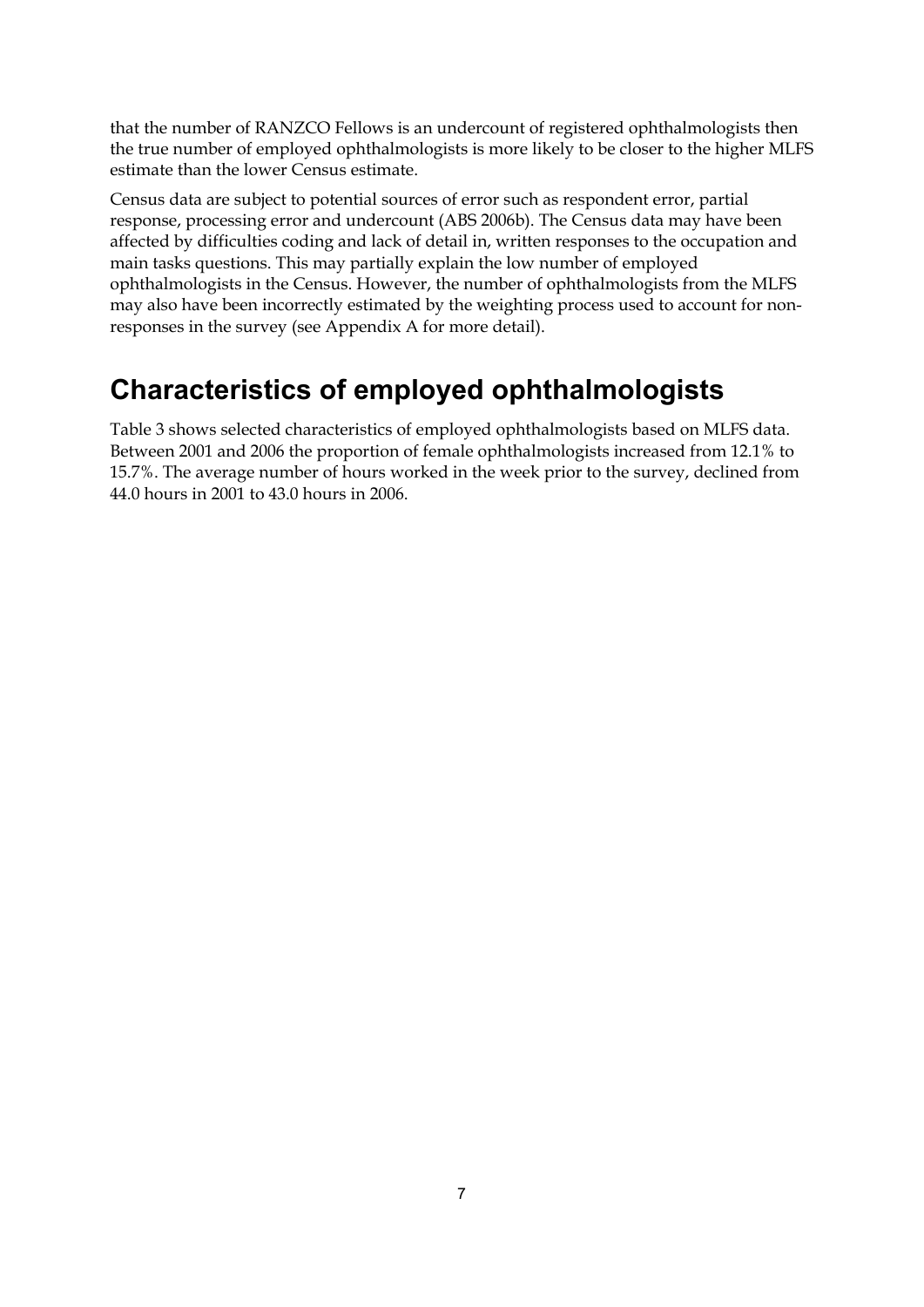that the number of RANZCO Fellows is an undercount of registered ophthalmologists then the true number of employed ophthalmologists is more likely to be closer to the higher MLFS estimate than the lower Census estimate.

Census data are subject to potential sources of error such as respondent error, partial response, processing error and undercount (ABS 2006b). The Census data may have been affected by difficulties coding and lack of detail in, written responses to the occupation and main tasks questions. This may partially explain the low number of employed ophthalmologists in the Census. However, the number of ophthalmologists from the MLFS may also have been incorrectly estimated by the weighting process used to account for non-responses in the survey (see Appendix A for more detail).

# Characteristics of employed ophthalmologists

Table 3 shows selected characteristics of employed ophthalmologists based on MLFS data. Between 2001 and 2006 the proportion of female ophthalmologists increased from 12.1% to 15.7%. The average number of hours worked in the week prior to the survey, declined from 44.0 hours in 2001 to 43.0 hours in 2006.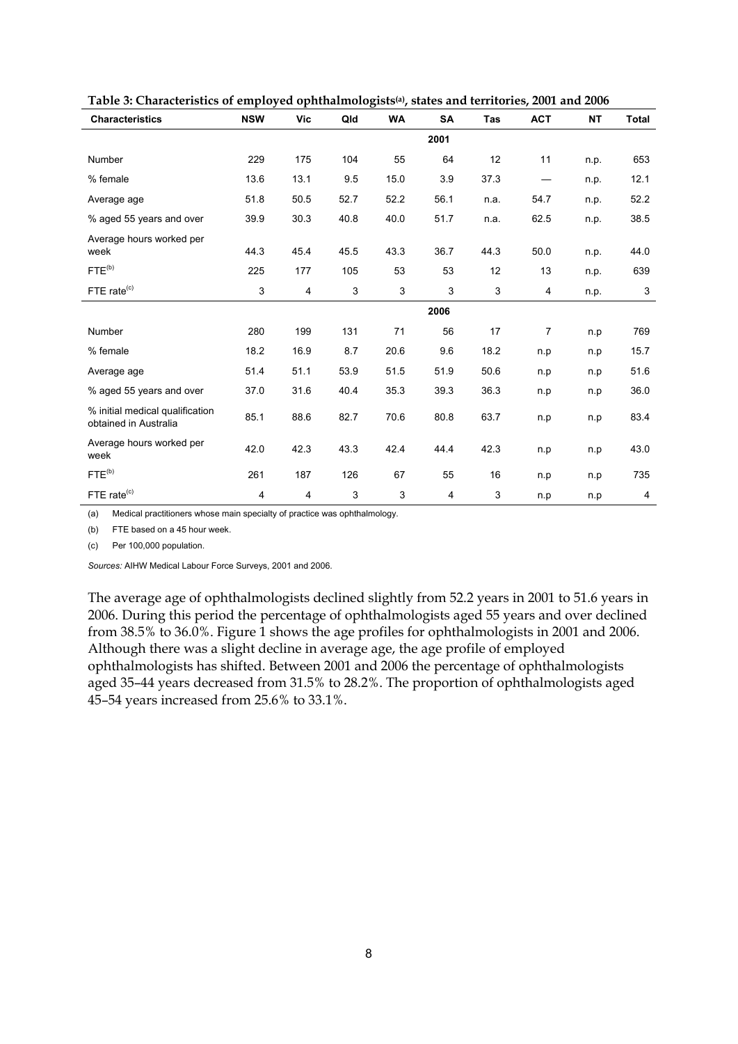**Table 3: Characteristics of employed ophthalmologists[(a)], states and territories, 2001 and 2006**

| Characteristics | NSW | Vic | Qld | WA | SA | Tas | ACT | NT | Total |
|---|---|---|---|---|---|---|---|---|---|
| | | | | | **2001** | | | | |
| Number | 229 | 175 | 104 | 55 | 64 | 12 | 11 | n.p. | 653 |
| % female | 13.6 | 13.1 | 9.5 | 15.0 | 3.9 | 37.3 | — | n.p. | 12.1 |
| Average age | 51.8 | 50.5 | 52.7 | 52.2 | 56.1 | n.a. | 54.7 | n.p. | 52.2 |
| % aged 55 years and over | 39.9 | 30.3 | 40.8 | 40.0 | 51.7 | n.a. | 62.5 | n.p. | 38.5 |
| Average hours worked per week | 44.3 | 45.4 | 45.5 | 43.3 | 36.7 | 44.3 | 50.0 | n.p. | 44.0 |
| FTE[(b)] | 225 | 177 | 105 | 53 | 53 | 12 | 13 | n.p. | 639 |
| FTE rate[(c)] | 3 | 4 | 3 | 3 | 3 | 3 | 4 | n.p. | 3 |
| | | | | | **2006** | | | | |
| Number | 280 | 199 | 131 | 71 | 56 | 17 | 7 | n.p | 769 |
| % female | 18.2 | 16.9 | 8.7 | 20.6 | 9.6 | 18.2 | n.p | n.p | 15.7 |
| Average age | 51.4 | 51.1 | 53.9 | 51.5 | 51.9 | 50.6 | n.p | n.p | 51.6 |
| % aged 55 years and over | 37.0 | 31.6 | 40.4 | 35.3 | 39.3 | 36.3 | n.p | n.p | 36.0 |
| % initial medical qualification obtained in Australia | 85.1 | 88.6 | 82.7 | 70.6 | 80.8 | 63.7 | n.p | n.p | 83.4 |
| Average hours worked per week | 42.0 | 42.3 | 43.3 | 42.4 | 44.4 | 42.3 | n.p | n.p | 43.0 |
| FTE[(b)] | 261 | 187 | 126 | 67 | 55 | 16 | n.p | n.p | 735 |
| FTE rate[(c)] | 4 | 4 | 3 | 3 | 4 | 3 | n.p | n.p | 4 |

(a) Medical practitioners whose main specialty of practice was ophthalmology.

(b) FTE based on a 45 hour week.

(c) Per 100,000 population.

*Sources:* AIHW Medical Labour Force Surveys, 2001 and 2006.

The average age of ophthalmologists declined slightly from 52.2 years in 2001 to 51.6 years in 2006. During this period the percentage of ophthalmologists aged 55 years and over declined from 38.5% to 36.0%. Figure 1 shows the age profiles for ophthalmologists in 2001 and 2006. Although there was a slight decline in average age, the age profile of employed ophthalmologists has shifted. Between 2001 and 2006 the percentage of ophthalmologists aged 35–44 years decreased from 31.5% to 28.2%. The proportion of ophthalmologists aged 45–54 years increased from 25.6% to 33.1%.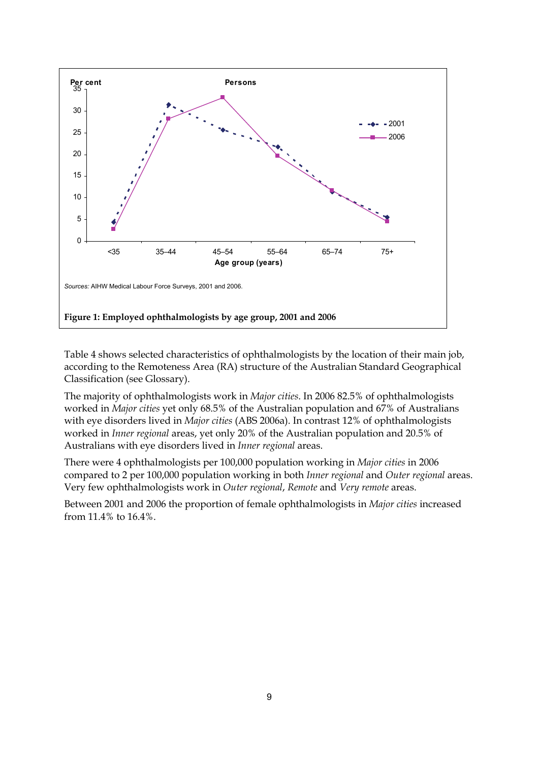Per cent

Persons

Age group (years)

*Sources:* AIHW Medical Labour Force Surveys, 2001 and 2006.

**Figure 1: Employed ophthalmologists by age group, 2001 and 2006**

Table 4 shows selected characteristics of ophthalmologists by the location of their main job, according to the Remoteness Area (RA) structure of the Australian Standard Geographical Classification (see Glossary).

The majority of ophthalmologists work in *Major cities*. In 2006 82.5% of ophthalmologists worked in *Major cities* yet only 68.5% of the Australian population and 67% of Australians with eye disorders lived in *Major cities* (ABS 2006a). In contrast 12% of ophthalmologists worked in *Inner regional* areas, yet only 20% of the Australian population and 20.5% of Australians with eye disorders lived in *Inner regional* areas.

There were 4 ophthalmologists per 100,000 population working in *Major cities* in 2006 compared to 2 per 100,000 population working in both *Inner regional* and *Outer regional* areas. Very few ophthalmologists work in *Outer regional*, *Remote* and *Very remote* areas.

Between 2001 and 2006 the proportion of female ophthalmologists in *Major cities* increased from 11.4% to 16.4%.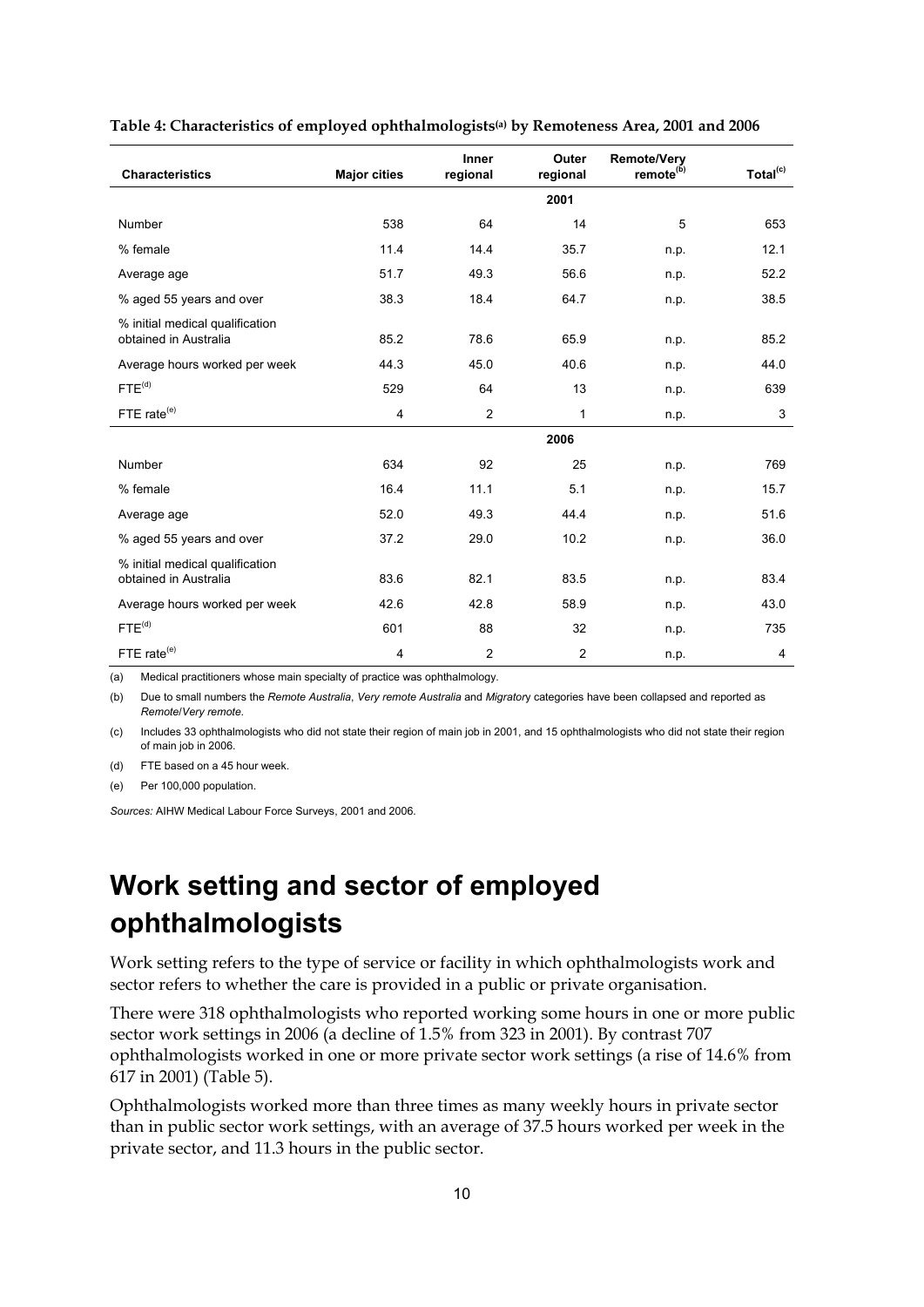**Table 4: Characteristics of employed ophthalmologists[(a)] by Remoteness Area, 2001 and 2006**

| Characteristics | Major cities | Inner regional | Outer regional | Remote/Very remote[(b)] | Total[(c)] |
|---|---|---|---|---|---|
| | | | **2001** | | |
| Number | 538 | 64 | 14 | 5 | 653 |
| % female | 11.4 | 14.4 | 35.7 | n.p. | 12.1 |
| Average age | 51.7 | 49.3 | 56.6 | n.p. | 52.2 |
| % aged 55 years and over | 38.3 | 18.4 | 64.7 | n.p. | 38.5 |
| % initial medical qualification obtained in Australia | 85.2 | 78.6 | 65.9 | n.p. | 85.2 |
| Average hours worked per week | 44.3 | 45.0 | 40.6 | n.p. | 44.0 |
| FTE[(d)] | 529 | 64 | 13 | n.p. | 639 |
| FTE rate[(e)] | 4 | 2 | 1 | n.p. | 3 |
| | | | **2006** | | |
| Number | 634 | 92 | 25 | n.p. | 769 |
| % female | 16.4 | 11.1 | 5.1 | n.p. | 15.7 |
| Average age | 52.0 | 49.3 | 44.4 | n.p. | 51.6 |
| % aged 55 years and over | 37.2 | 29.0 | 10.2 | n.p. | 36.0 |
| % initial medical qualification obtained in Australia | 83.6 | 82.1 | 83.5 | n.p. | 83.4 |
| Average hours worked per week | 42.6 | 42.8 | 58.9 | n.p. | 43.0 |
| FTE[(d)] | 601 | 88 | 32 | n.p. | 735 |
| FTE rate[(e)] | 4 | 2 | 2 | n.p. | 4 |

(a) Medical practitioners whose main specialty of practice was ophthalmology.

(b) Due to small numbers the *Remote Australia*, *Very remote Australia* and *Migratory* categories have been collapsed and reported as *Remote*/*Very remote*.

(c) Includes 33 ophthalmologists who did not state their region of main job in 2001, and 15 ophthalmologists who did not state their region of main job in 2006.

(d) FTE based on a 45 hour week.

(e) Per 100,000 population.

*Sources:* AIHW Medical Labour Force Surveys, 2001 and 2006.

# Work setting and sector of employed ophthalmologists

Work setting refers to the type of service or facility in which ophthalmologists work and sector refers to whether the care is provided in a public or private organisation.

There were 318 ophthalmologists who reported working some hours in one or more public sector work settings in 2006 (a decline of 1.5% from 323 in 2001). By contrast 707 ophthalmologists worked in one or more private sector work settings (a rise of 14.6% from 617 in 2001) (Table 5).

Ophthalmologists worked more than three times as many weekly hours in private sector than in public sector work settings, with an average of 37.5 hours worked per week in the private sector, and 11.3 hours in the public sector.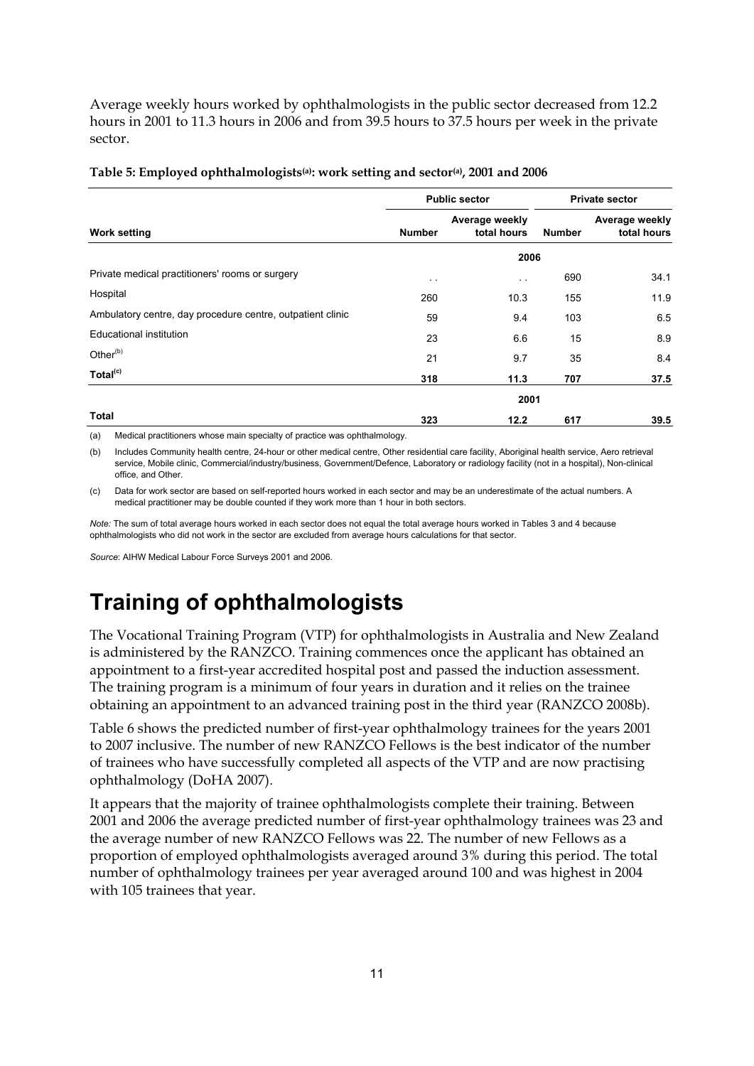Average weekly hours worked by ophthalmologists in the public sector decreased from 12.2 hours in 2001 to 11.3 hours in 2006 and from 39.5 hours to 37.5 hours per week in the private sector.

**Table 5: Employed ophthalmologists[(a)]: work setting and sector[(a)], 2001 and 2006**

| | Public sector | | Private sector | |
|---|---|---|---|---|
| **Work setting** | **Number** | **Average weekly total hours** | **Number** | **Average weekly total hours** |
| | | **2006** | | |
| Private medical practitioners' rooms or surgery | . . | . . | 690 | 34.1 |
| Hospital | 260 | 10.3 | 155 | 11.9 |
| Ambulatory centre, day procedure centre, outpatient clinic | 59 | 9.4 | 103 | 6.5 |
| Educational institution | 23 | 6.6 | 15 | 8.9 |
| Other[(b)] | 21 | 9.7 | 35 | 8.4 |
| **Total[(c)]** | **318** | **11.3** | **707** | **37.5** |
| | | **2001** | | |
| **Total** | **323** | **12.2** | **617** | **39.5** |

(a) Medical practitioners whose main specialty of practice was ophthalmology.

(b) Includes Community health centre, 24-hour or other medical centre, Other residential care facility, Aboriginal health service, Aero retrieval service, Mobile clinic, Commercial/industry/business, Government/Defence, Laboratory or radiology facility (not in a hospital), Non-clinical office, and Other.

(c) Data for work sector are based on self-reported hours worked in each sector and may be an underestimate of the actual numbers. A medical practitioner may be double counted if they work more than 1 hour in both sectors.

*Note:* The sum of total average hours worked in each sector does not equal the total average hours worked in Tables 3 and 4 because ophthalmologists who did not work in the sector are excluded from average hours calculations for that sector.

*Source*: AIHW Medical Labour Force Surveys 2001 and 2006.

# Training of ophthalmologists

The Vocational Training Program (VTP) for ophthalmologists in Australia and New Zealand is administered by the RANZCO. Training commences once the applicant has obtained an appointment to a first-year accredited hospital post and passed the induction assessment. The training program is a minimum of four years in duration and it relies on the trainee obtaining an appointment to an advanced training post in the third year (RANZCO 2008b).

Table 6 shows the predicted number of first-year ophthalmology trainees for the years 2001 to 2007 inclusive. The number of new RANZCO Fellows is the best indicator of the number of trainees who have successfully completed all aspects of the VTP and are now practising ophthalmology (DoHA 2007).

It appears that the majority of trainee ophthalmologists complete their training. Between 2001 and 2006 the average predicted number of first-year ophthalmology trainees was 23 and the average number of new RANZCO Fellows was 22. The number of new Fellows as a proportion of employed ophthalmologists averaged around 3% during this period. The total number of ophthalmology trainees per year averaged around 100 and was highest in 2004 with 105 trainees that year.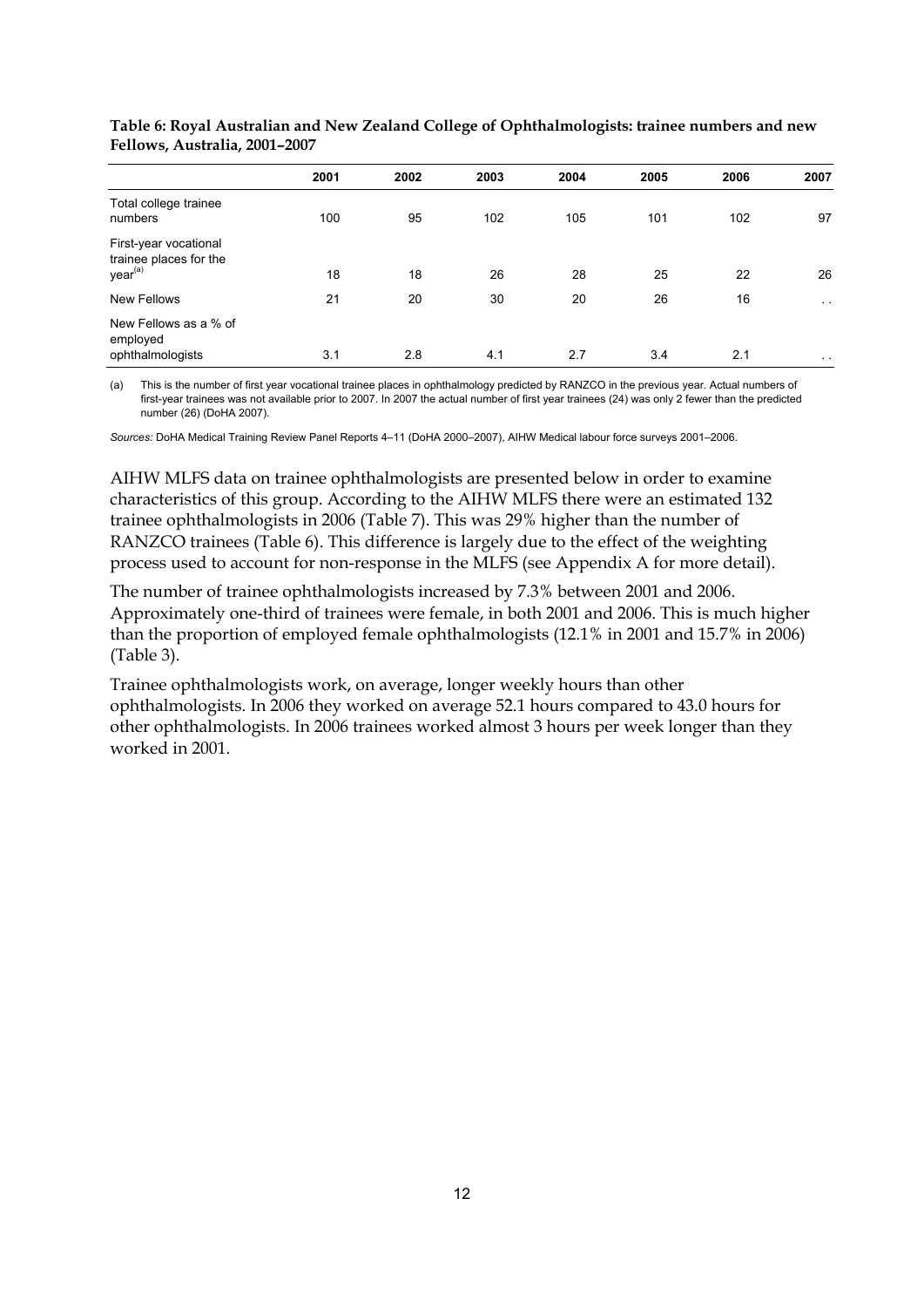**Table 6: Royal Australian and New Zealand College of Ophthalmologists: trainee numbers and new Fellows, Australia, 2001–2007**

| | 2001 | 2002 | 2003 | 2004 | 2005 | 2006 | 2007 |
|---|---|---|---|---|---|---|---|
| Total college trainee numbers | 100 | 95 | 102 | 105 | 101 | 102 | 97 |
| First-year vocational trainee places for the year[(a)] | 18 | 18 | 26 | 28 | 25 | 22 | 26 |
| New Fellows | 21 | 20 | 30 | 20 | 26 | 16 | . . |
| New Fellows as a % of employed ophthalmologists | 3.1 | 2.8 | 4.1 | 2.7 | 3.4 | 2.1 | . . |

(a) This is the number of first year vocational trainee places in ophthalmology predicted by RANZCO in the previous year. Actual numbers of first-year trainees was not available prior to 2007. In 2007 the actual number of first year trainees (24) was only 2 fewer than the predicted number (26) (DoHA 2007).

*Sources:* DoHA Medical Training Review Panel Reports 4–11 (DoHA 2000–2007), AIHW Medical labour force surveys 2001–2006.

AIHW MLFS data on trainee ophthalmologists are presented below in order to examine characteristics of this group. According to the AIHW MLFS there were an estimated 132 trainee ophthalmologists in 2006 (Table 7). This was 29% higher than the number of RANZCO trainees (Table 6). This difference is largely due to the effect of the weighting process used to account for non-response in the MLFS (see Appendix A for more detail).

The number of trainee ophthalmologists increased by 7.3% between 2001 and 2006. Approximately one-third of trainees were female, in both 2001 and 2006. This is much higher than the proportion of employed female ophthalmologists (12.1% in 2001 and 15.7% in 2006) (Table 3).

Trainee ophthalmologists work, on average, longer weekly hours than other ophthalmologists. In 2006 they worked on average 52.1 hours compared to 43.0 hours for other ophthalmologists. In 2006 trainees worked almost 3 hours per week longer than they worked in 2001.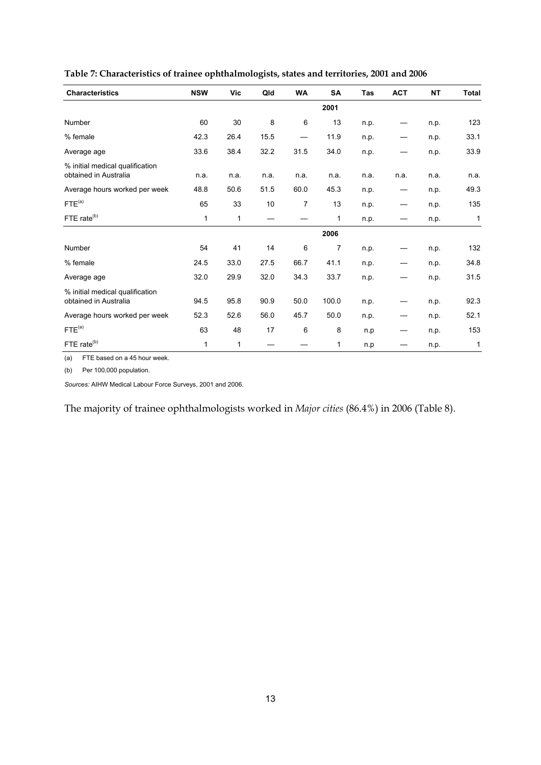**Table 7: Characteristics of trainee ophthalmologists, states and territories, 2001 and 2006**

| Characteristics | NSW | Vic | Qld | WA | SA | Tas | ACT | NT | Total |
|---|---|---|---|---|---|---|---|---|---|
| | | | | | **2001** | | | | |
| Number | 60 | 30 | 8 | 6 | 13 | n.p. | — | n.p. | 123 |
| % female | 42.3 | 26.4 | 15.5 | — | 11.9 | n.p. | — | n.p. | 33.1 |
| Average age | 33.6 | 38.4 | 32.2 | 31.5 | 34.0 | n.p. | — | n.p. | 33.9 |
| % initial medical qualification obtained in Australia | n.a. | n.a. | n.a. | n.a. | n.a. | n.a. | n.a. | n.a. | n.a. |
| Average hours worked per week | 48.8 | 50.6 | 51.5 | 60.0 | 45.3 | n.p. | — | n.p. | 49.3 |
| FTE[(a)] | 65 | 33 | 10 | 7 | 13 | n.p. | — | n.p. | 135 |
| FTE rate[(b)] | 1 | 1 | — | — | 1 | n.p. | — | n.p. | 1 |
| | | | | | **2006** | | | | |
| Number | 54 | 41 | 14 | 6 | 7 | n.p. | — | n.p. | 132 |
| % female | 24.5 | 33.0 | 27.5 | 66.7 | 41.1 | n.p. | — | n.p. | 34.8 |
| Average age | 32.0 | 29.9 | 32.0 | 34.3 | 33.7 | n.p. | — | n.p. | 31.5 |
| % initial medical qualification obtained in Australia | 94.5 | 95.8 | 90.9 | 50.0 | 100.0 | n.p. | — | n.p. | 92.3 |
| Average hours worked per week | 52.3 | 52.6 | 56.0 | 45.7 | 50.0 | n.p. | — | n.p. | 52.1 |
| FTE[(a)] | 63 | 48 | 17 | 6 | 8 | n.p | — | n.p. | 153 |
| FTE rate[(b)] | 1 | 1 | — | — | 1 | n.p | — | n.p. | 1 |

(a) FTE based on a 45 hour week.

(b) Per 100,000 population.

*Sources:* AIHW Medical Labour Force Surveys, 2001 and 2006.

The majority of trainee ophthalmologists worked in *Major cities* (86.4%) in 2006 (Table 8).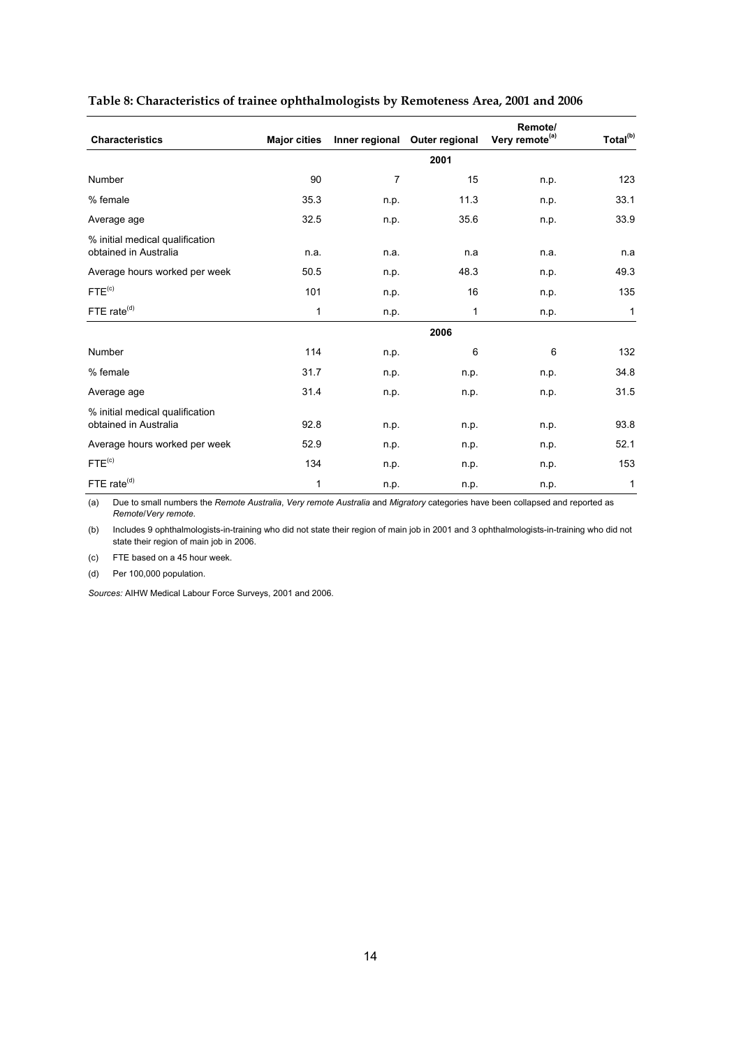**Table 8: Characteristics of trainee ophthalmologists by Remoteness Area, 2001 and 2006**

| Characteristics | Major cities | Inner regional | Outer regional | Remote/ Very remote[(a)] | Total[(b)] |
|---|---|---|---|---|---|
| | | | **2001** | | |
| Number | 90 | 7 | 15 | n.p. | 123 |
| % female | 35.3 | n.p. | 11.3 | n.p. | 33.1 |
| Average age | 32.5 | n.p. | 35.6 | n.p. | 33.9 |
| % initial medical qualification obtained in Australia | n.a. | n.a. | n.a | n.a. | n.a |
| Average hours worked per week | 50.5 | n.p. | 48.3 | n.p. | 49.3 |
| FTE[(c)] | 101 | n.p. | 16 | n.p. | 135 |
| FTE rate[(d)] | 1 | n.p. | 1 | n.p. | 1 |
| | | | **2006** | | |
| Number | 114 | n.p. | 6 | 6 | 132 |
| % female | 31.7 | n.p. | n.p. | n.p. | 34.8 |
| Average age | 31.4 | n.p. | n.p. | n.p. | 31.5 |
| % initial medical qualification obtained in Australia | 92.8 | n.p. | n.p. | n.p. | 93.8 |
| Average hours worked per week | 52.9 | n.p. | n.p. | n.p. | 52.1 |
| FTE[(c)] | 134 | n.p. | n.p. | n.p. | 153 |
| FTE rate[(d)] | 1 | n.p. | n.p. | n.p. | 1 |

(a) Due to small numbers the *Remote Australia*, *Very remote Australia* and *Migratory* categories have been collapsed and reported as *Remote*/*Very remote*.

(b) Includes 9 ophthalmologists-in-training who did not state their region of main job in 2001 and 3 ophthalmologists-in-training who did not state their region of main job in 2006.

(c) FTE based on a 45 hour week.

(d) Per 100,000 population.

*Sources:* AIHW Medical Labour Force Surveys, 2001 and 2006.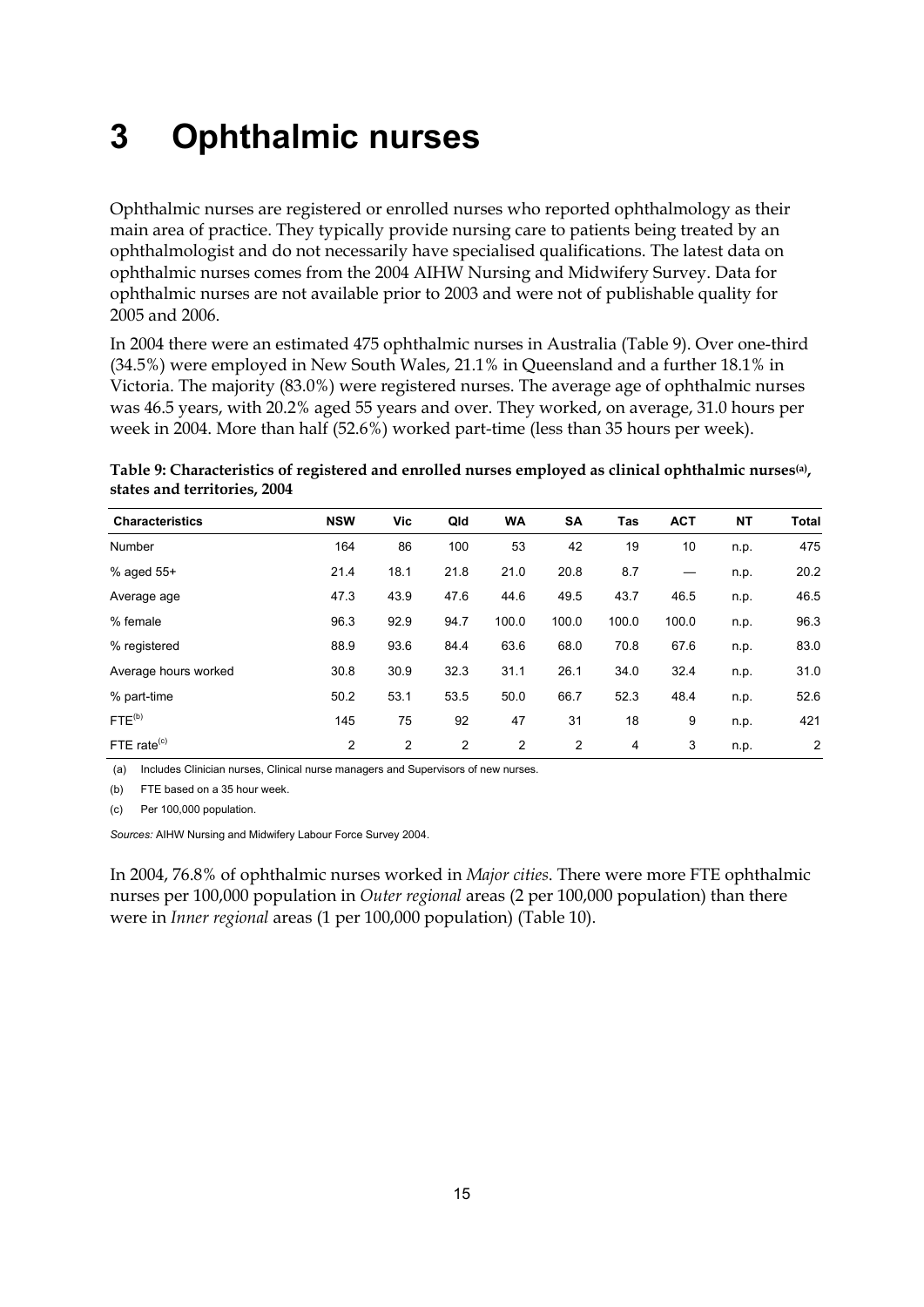# 3 Ophthalmic nurses

Ophthalmic nurses are registered or enrolled nurses who reported ophthalmology as their main area of practice. They typically provide nursing care to patients being treated by an ophthalmologist and do not necessarily have specialised qualifications. The latest data on ophthalmic nurses comes from the 2004 AIHW Nursing and Midwifery Survey. Data for ophthalmic nurses are not available prior to 2003 and were not of publishable quality for 2005 and 2006.

In 2004 there were an estimated 475 ophthalmic nurses in Australia (Table 9). Over one-third (34.5%) were employed in New South Wales, 21.1% in Queensland and a further 18.1% in Victoria. The majority (83.0%) were registered nurses. The average age of ophthalmic nurses was 46.5 years, with 20.2% aged 55 years and over. They worked, on average, 31.0 hours per week in 2004. More than half (52.6%) worked part-time (less than 35 hours per week).

**Table 9: Characteristics of registered and enrolled nurses employed as clinical ophthalmic nurses[(a)], states and territories, 2004**

| Characteristics | NSW | Vic | Qld | WA | SA | Tas | ACT | NT | Total |
|---|---|---|---|---|---|---|---|---|---|
| Number | 164 | 86 | 100 | 53 | 42 | 19 | 10 | n.p. | 475 |
| % aged 55+ | 21.4 | 18.1 | 21.8 | 21.0 | 20.8 | 8.7 | — | n.p. | 20.2 |
| Average age | 47.3 | 43.9 | 47.6 | 44.6 | 49.5 | 43.7 | 46.5 | n.p. | 46.5 |
| % female | 96.3 | 92.9 | 94.7 | 100.0 | 100.0 | 100.0 | 100.0 | n.p. | 96.3 |
| % registered | 88.9 | 93.6 | 84.4 | 63.6 | 68.0 | 70.8 | 67.6 | n.p. | 83.0 |
| Average hours worked | 30.8 | 30.9 | 32.3 | 31.1 | 26.1 | 34.0 | 32.4 | n.p. | 31.0 |
| % part-time | 50.2 | 53.1 | 53.5 | 50.0 | 66.7 | 52.3 | 48.4 | n.p. | 52.6 |
| FTE[(b)] | 145 | 75 | 92 | 47 | 31 | 18 | 9 | n.p. | 421 |
| FTE rate[(c)] | 2 | 2 | 2 | 2 | 2 | 4 | 3 | n.p. | 2 |

(a) Includes Clinician nurses, Clinical nurse managers and Supervisors of new nurses.

(b) FTE based on a 35 hour week.

(c) Per 100,000 population.

*Sources:* AIHW Nursing and Midwifery Labour Force Survey 2004.

In 2004, 76.8% of ophthalmic nurses worked in *Major cities*. There were more FTE ophthalmic nurses per 100,000 population in *Outer regional* areas (2 per 100,000 population) than there were in *Inner regional* areas (1 per 100,000 population) (Table 10).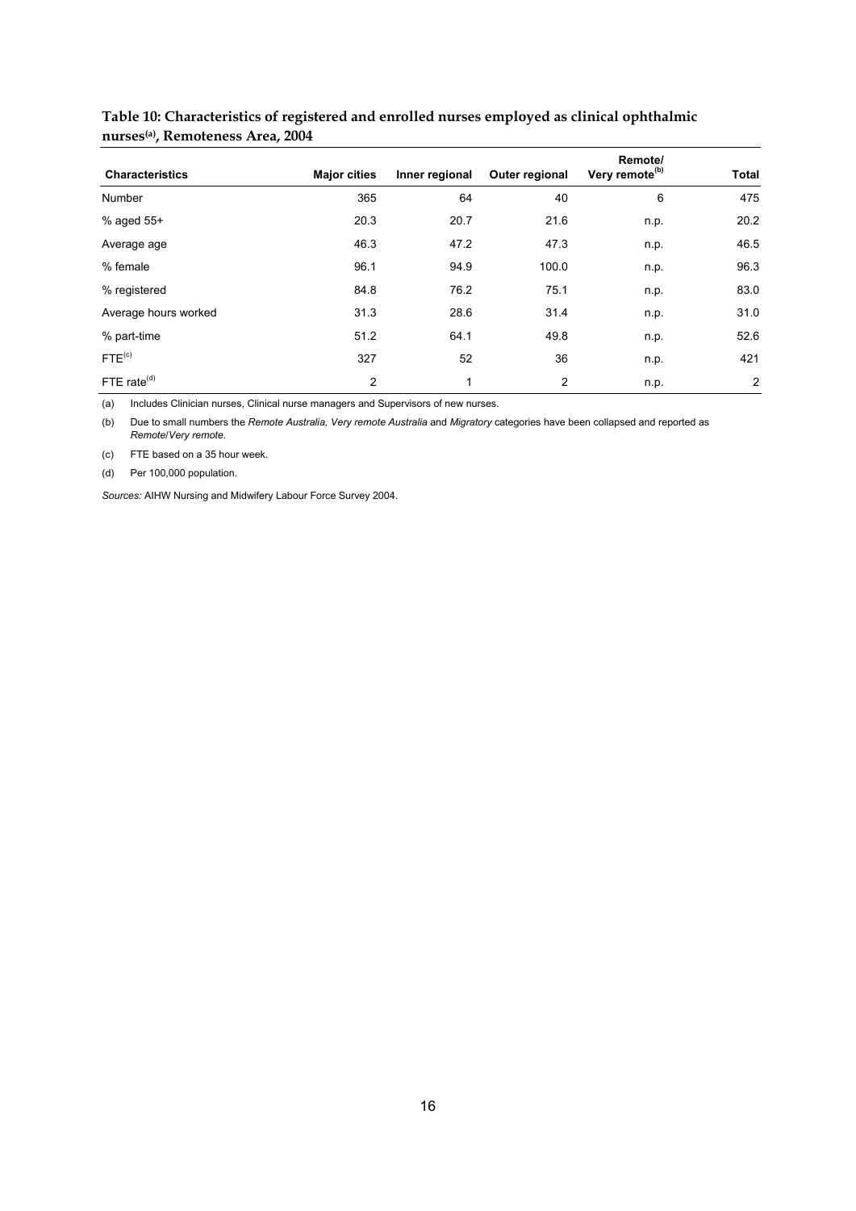**Table 10: Characteristics of registered and enrolled nurses employed as clinical ophthalmic nurses[(a)], Remoteness Area, 2004**

| Characteristics | Major cities | Inner regional | Outer regional | Remote/ Very remote[(b)] | Total |
|---|---|---|---|---|---|
| Number | 365 | 64 | 40 | 6 | 475 |
| % aged 55+ | 20.3 | 20.7 | 21.6 | n.p. | 20.2 |
| Average age | 46.3 | 47.2 | 47.3 | n.p. | 46.5 |
| % female | 96.1 | 94.9 | 100.0 | n.p. | 96.3 |
| % registered | 84.8 | 76.2 | 75.1 | n.p. | 83.0 |
| Average hours worked | 31.3 | 28.6 | 31.4 | n.p. | 31.0 |
| % part-time | 51.2 | 64.1 | 49.8 | n.p. | 52.6 |
| FTE[(c)] | 327 | 52 | 36 | n.p. | 421 |
| FTE rate[(d)] | 2 | 1 | 2 | n.p. | 2 |

(a) Includes Clinician nurses, Clinical nurse managers and Supervisors of new nurses.

(b) Due to small numbers the *Remote Australia, Very remote Australia* and *Migratory* categories have been collapsed and reported as *Remote/Very remote.*

(c) FTE based on a 35 hour week.

(d) Per 100,000 population.

*Sources:* AIHW Nursing and Midwifery Labour Force Survey 2004.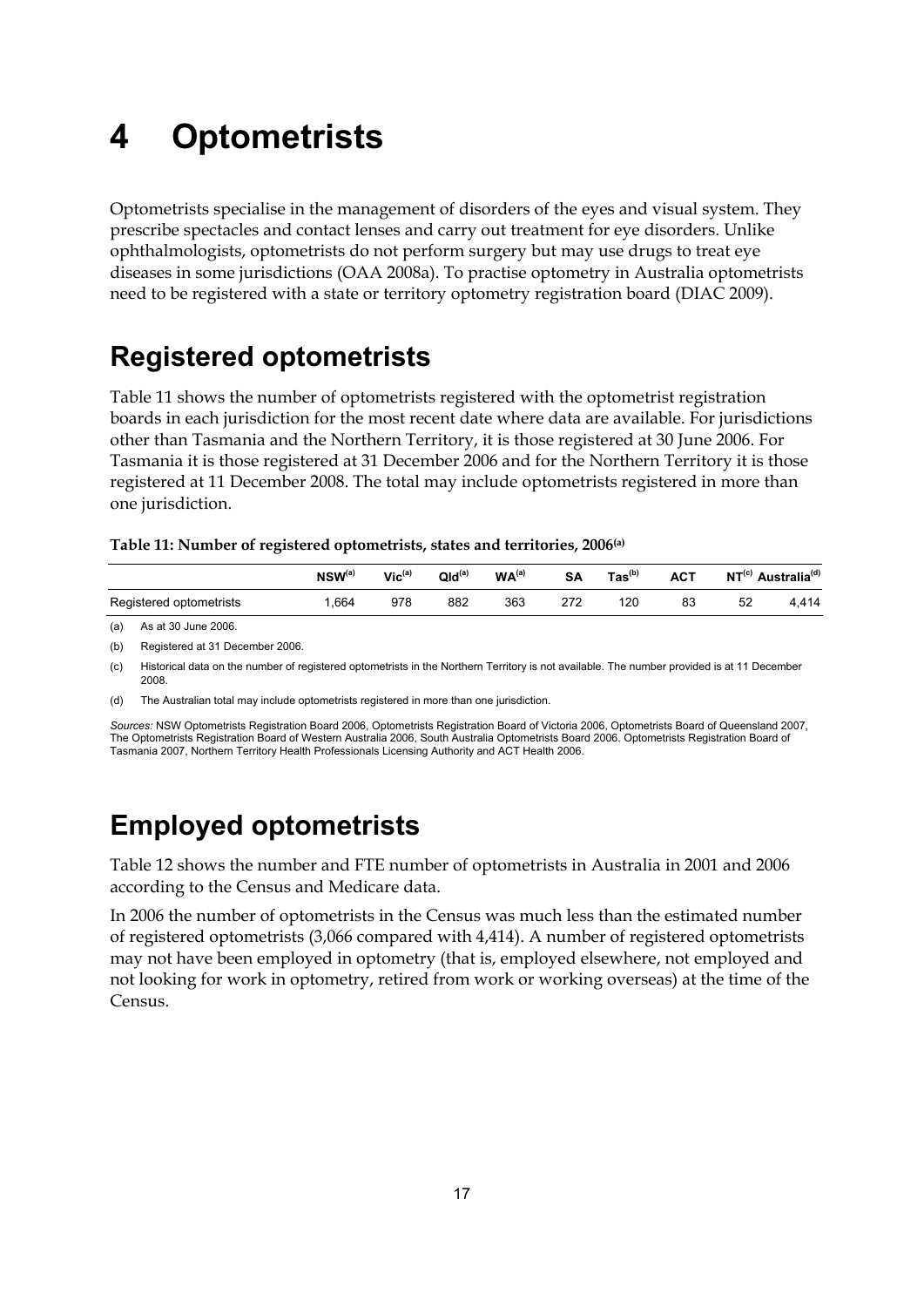# 4 Optometrists

Optometrists specialise in the management of disorders of the eyes and visual system. They prescribe spectacles and contact lenses and carry out treatment for eye disorders. Unlike ophthalmologists, optometrists do not perform surgery but may use drugs to treat eye diseases in some jurisdictions (OAA 2008a). To practise optometry in Australia optometrists need to be registered with a state or territory optometry registration board (DIAC 2009).

## Registered optometrists

Table 11 shows the number of optometrists registered with the optometrist registration boards in each jurisdiction for the most recent date where data are available. For jurisdictions other than Tasmania and the Northern Territory, it is those registered at 30 June 2006. For Tasmania it is those registered at 31 December 2006 and for the Northern Territory it is those registered at 11 December 2008. The total may include optometrists registered in more than one jurisdiction.

**Table 11: Number of registered optometrists, states and territories, 2006[(a)]**

| | NSW[(a)] | Vic[(a)] | Qld[(a)] | WA[(a)] | SA | Tas[(b)] | ACT | NT[(c)] | Australia[(d)] |
|---|---|---|---|---|---|---|---|---|---|
| Registered optometrists | 1,664 | 978 | 882 | 363 | 272 | 120 | 83 | 52 | 4,414 |

(a) As at 30 June 2006.

(b) Registered at 31 December 2006.

(c) Historical data on the number of registered optometrists in the Northern Territory is not available. The number provided is at 11 December 2008.

(d) The Australian total may include optometrists registered in more than one jurisdiction.

*Sources:* NSW Optometrists Registration Board 2006, Optometrists Registration Board of Victoria 2006, Optometrists Board of Queensland 2007, The Optometrists Registration Board of Western Australia 2006, South Australia Optometrists Board 2006. Optometrists Registration Board of Tasmania 2007, Northern Territory Health Professionals Licensing Authority and ACT Health 2006.

## Employed optometrists

Table 12 shows the number and FTE number of optometrists in Australia in 2001 and 2006 according to the Census and Medicare data.

In 2006 the number of optometrists in the Census was much less than the estimated number of registered optometrists (3,066 compared with 4,414). A number of registered optometrists may not have been employed in optometry (that is, employed elsewhere, not employed and not looking for work in optometry, retired from work or working overseas) at the time of the Census.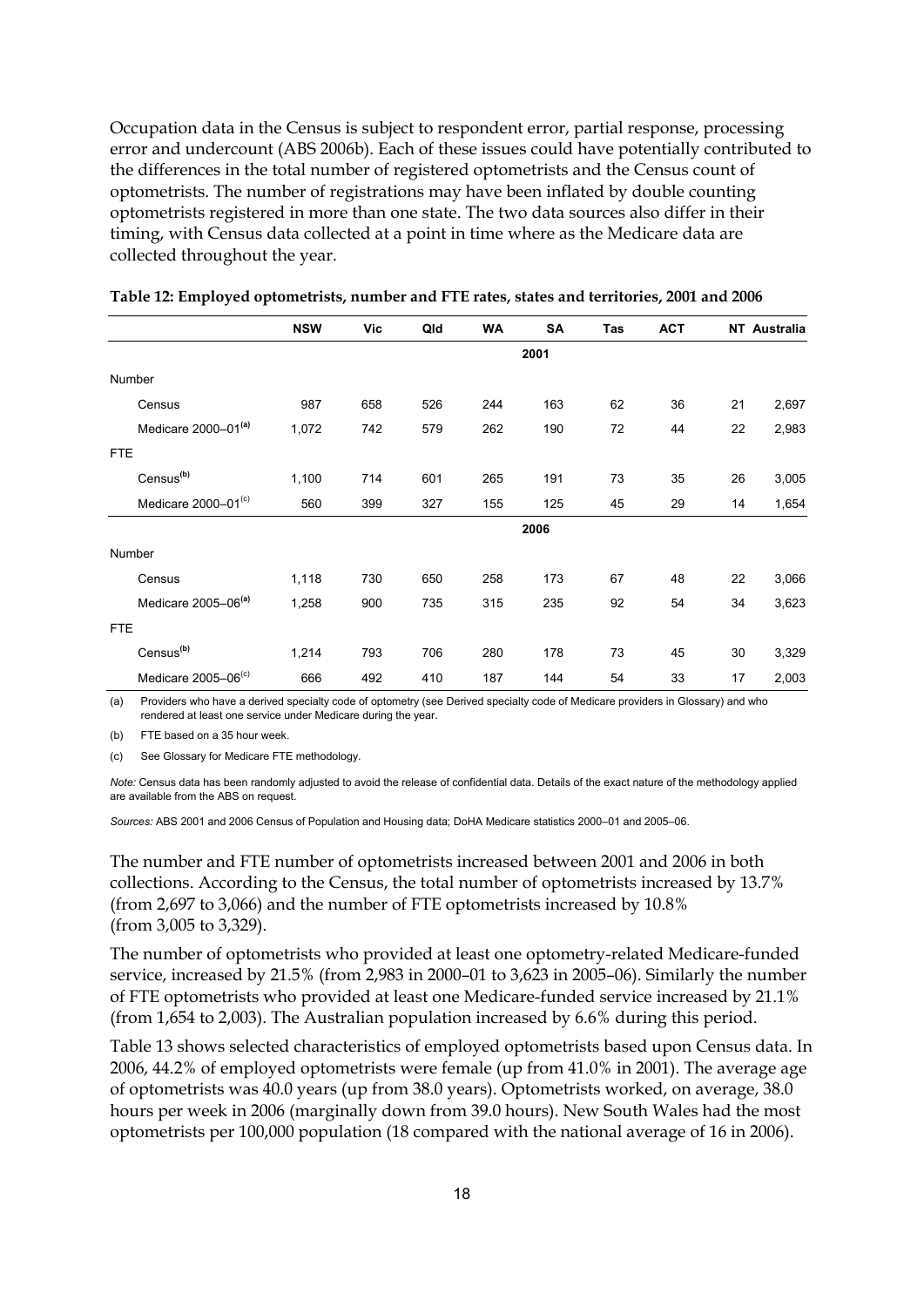Occupation data in the Census is subject to respondent error, partial response, processing error and undercount (ABS 2006b). Each of these issues could have potentially contributed to the differences in the total number of registered optometrists and the Census count of optometrists. The number of registrations may have been inflated by double counting optometrists registered in more than one state. The two data sources also differ in their timing, with Census data collected at a point in time where as the Medicare data are collected throughout the year.

**Table 12: Employed optometrists, number and FTE rates, states and territories, 2001 and 2006**

| | NSW | Vic | Qld | WA | SA | Tas | ACT | NT | Australia |
|---|---|---|---|---|---|---|---|---|---|
| | | | | | **2001** | | | | |
| Number | | | | | | | | | |
| Census | 987 | 658 | 526 | 244 | 163 | 62 | 36 | 21 | 2,697 |
| Medicare 2000–01[(a)] | 1,072 | 742 | 579 | 262 | 190 | 72 | 44 | 22 | 2,983 |
| FTE | | | | | | | | | |
| Census[(b)] | 1,100 | 714 | 601 | 265 | 191 | 73 | 35 | 26 | 3,005 |
| Medicare 2000–01[(c)] | 560 | 399 | 327 | 155 | 125 | 45 | 29 | 14 | 1,654 |
| | | | | | **2006** | | | | |
| Number | | | | | | | | | |
| Census | 1,118 | 730 | 650 | 258 | 173 | 67 | 48 | 22 | 3,066 |
| Medicare 2005–06[(a)] | 1,258 | 900 | 735 | 315 | 235 | 92 | 54 | 34 | 3,623 |
| FTE | | | | | | | | | |
| Census[(b)] | 1,214 | 793 | 706 | 280 | 178 | 73 | 45 | 30 | 3,329 |
| Medicare 2005–06[(c)] | 666 | 492 | 410 | 187 | 144 | 54 | 33 | 17 | 2,003 |

(a) Providers who have a derived specialty code of optometry (see Derived specialty code of Medicare providers in Glossary) and who rendered at least one service under Medicare during the year.

(b) FTE based on a 35 hour week.

(c) See Glossary for Medicare FTE methodology.

*Note:* Census data has been randomly adjusted to avoid the release of confidential data. Details of the exact nature of the methodology applied are available from the ABS on request.

*Sources:* ABS 2001 and 2006 Census of Population and Housing data; DoHA Medicare statistics 2000–01 and 2005–06.

The number and FTE number of optometrists increased between 2001 and 2006 in both collections. According to the Census, the total number of optometrists increased by 13.7% (from 2,697 to 3,066) and the number of FTE optometrists increased by 10.8% (from 3,005 to 3,329).

The number of optometrists who provided at least one optometry-related Medicare-funded service, increased by 21.5% (from 2,983 in 2000–01 to 3,623 in 2005–06). Similarly the number of FTE optometrists who provided at least one Medicare-funded service increased by 21.1% (from 1,654 to 2,003). The Australian population increased by 6.6% during this period.

Table 13 shows selected characteristics of employed optometrists based upon Census data. In 2006, 44.2% of employed optometrists were female (up from 41.0% in 2001). The average age of optometrists was 40.0 years (up from 38.0 years). Optometrists worked, on average, 38.0 hours per week in 2006 (marginally down from 39.0 hours). New South Wales had the most optometrists per 100,000 population (18 compared with the national average of 16 in 2006).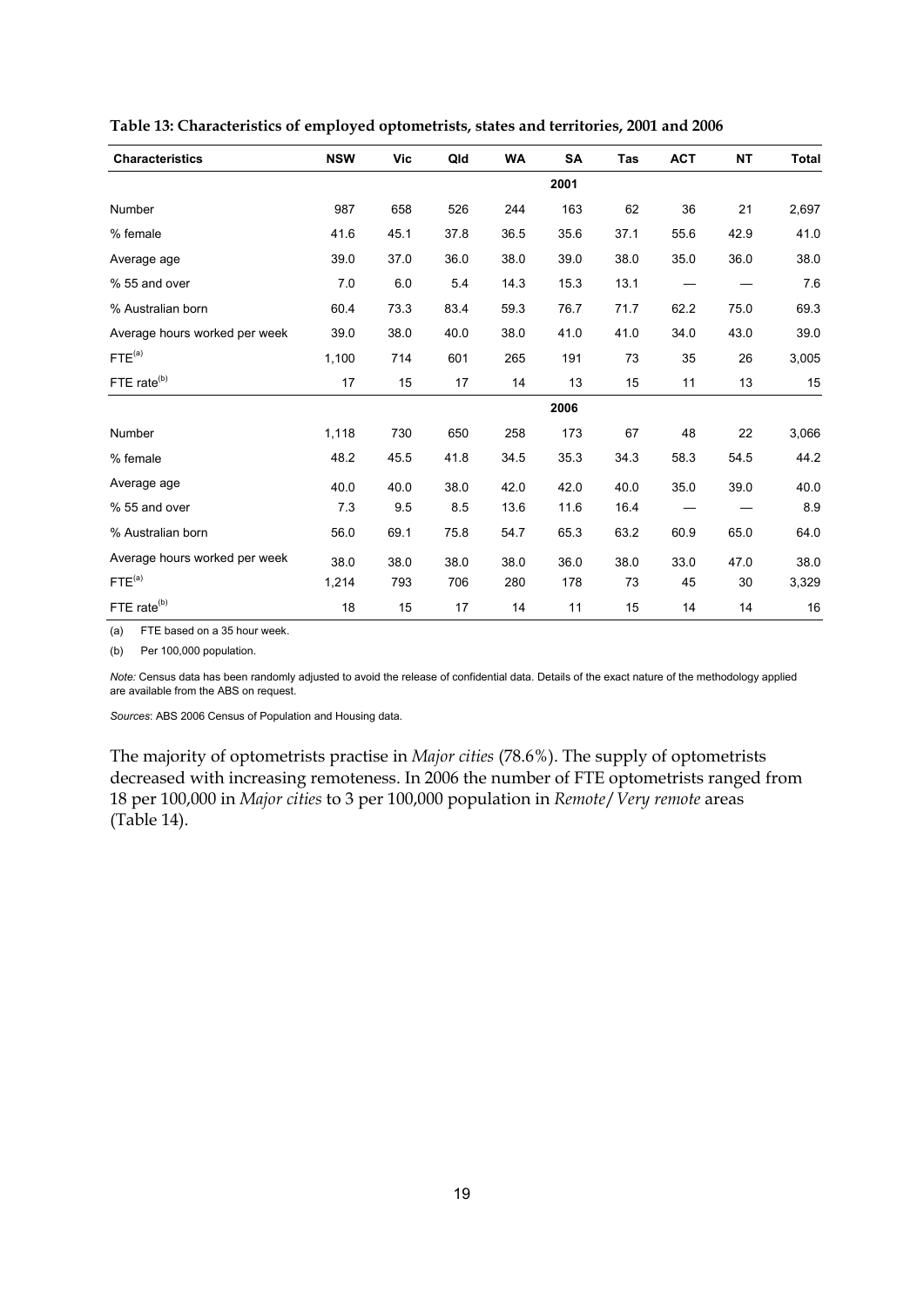**Table 13: Characteristics of employed optometrists, states and territories, 2001 and 2006**

| Characteristics | NSW | Vic | Qld | WA | SA | Tas | ACT | NT | Total |
|---|---|---|---|---|---|---|---|---|---|
| | | | | | **2001** | | | | |
| Number | 987 | 658 | 526 | 244 | 163 | 62 | 36 | 21 | 2,697 |
| % female | 41.6 | 45.1 | 37.8 | 36.5 | 35.6 | 37.1 | 55.6 | 42.9 | 41.0 |
| Average age | 39.0 | 37.0 | 36.0 | 38.0 | 39.0 | 38.0 | 35.0 | 36.0 | 38.0 |
| % 55 and over | 7.0 | 6.0 | 5.4 | 14.3 | 15.3 | 13.1 | — | — | 7.6 |
| % Australian born | 60.4 | 73.3 | 83.4 | 59.3 | 76.7 | 71.7 | 62.2 | 75.0 | 69.3 |
| Average hours worked per week | 39.0 | 38.0 | 40.0 | 38.0 | 41.0 | 41.0 | 34.0 | 43.0 | 39.0 |
| FTE[(a)] | 1,100 | 714 | 601 | 265 | 191 | 73 | 35 | 26 | 3,005 |
| FTE rate[(b)] | 17 | 15 | 17 | 14 | 13 | 15 | 11 | 13 | 15 |
| | | | | | **2006** | | | | |
| Number | 1,118 | 730 | 650 | 258 | 173 | 67 | 48 | 22 | 3,066 |
| % female | 48.2 | 45.5 | 41.8 | 34.5 | 35.3 | 34.3 | 58.3 | 54.5 | 44.2 |
| Average age | 40.0 | 40.0 | 38.0 | 42.0 | 42.0 | 40.0 | 35.0 | 39.0 | 40.0 |
| % 55 and over | 7.3 | 9.5 | 8.5 | 13.6 | 11.6 | 16.4 | — | — | 8.9 |
| % Australian born | 56.0 | 69.1 | 75.8 | 54.7 | 65.3 | 63.2 | 60.9 | 65.0 | 64.0 |
| Average hours worked per week | 38.0 | 38.0 | 38.0 | 38.0 | 36.0 | 38.0 | 33.0 | 47.0 | 38.0 |
| FTE[(a)] | 1,214 | 793 | 706 | 280 | 178 | 73 | 45 | 30 | 3,329 |
| FTE rate[(b)] | 18 | 15 | 17 | 14 | 11 | 15 | 14 | 14 | 16 |

(a) FTE based on a 35 hour week.

(b) Per 100,000 population.

*Note:* Census data has been randomly adjusted to avoid the release of confidential data. Details of the exact nature of the methodology applied are available from the ABS on request.

*Sources*: ABS 2006 Census of Population and Housing data.

The majority of optometrists practise in *Major cities* (78.6%). The supply of optometrists decreased with increasing remoteness. In 2006 the number of FTE optometrists ranged from 18 per 100,000 in *Major cities* to 3 per 100,000 population in *Remote/Very remote* areas (Table 14).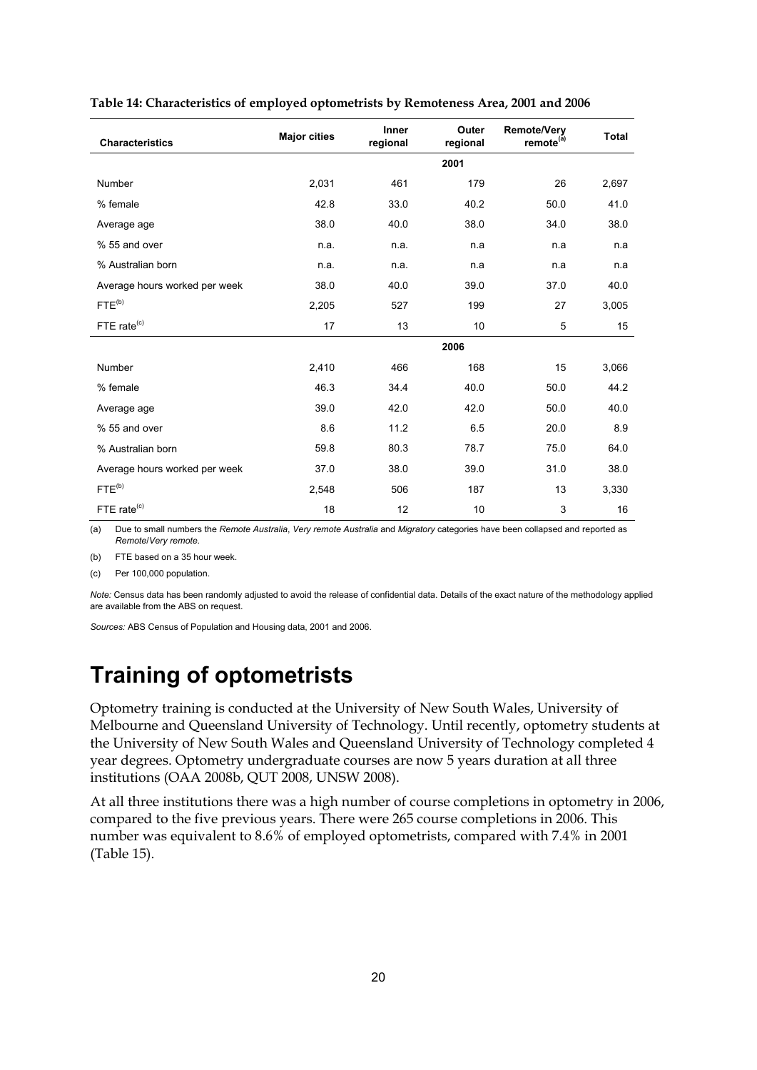**Table 14: Characteristics of employed optometrists by Remoteness Area, 2001 and 2006**

| Characteristics | Major cities | Inner regional | Outer regional | Remote/Very remote[(a)] | Total |
|---|---|---|---|---|---|
| | | | 2001 | | |
| Number | 2,031 | 461 | 179 | 26 | 2,697 |
| % female | 42.8 | 33.0 | 40.2 | 50.0 | 41.0 |
| Average age | 38.0 | 40.0 | 38.0 | 34.0 | 38.0 |
| % 55 and over | n.a. | n.a. | n.a | n.a | n.a |
| % Australian born | n.a. | n.a. | n.a | n.a | n.a |
| Average hours worked per week | 38.0 | 40.0 | 39.0 | 37.0 | 40.0 |
| FTE[(b)] | 2,205 | 527 | 199 | 27 | 3,005 |
| FTE rate[(c)] | 17 | 13 | 10 | 5 | 15 |
| | | | 2006 | | |
| Number | 2,410 | 466 | 168 | 15 | 3,066 |
| % female | 46.3 | 34.4 | 40.0 | 50.0 | 44.2 |
| Average age | 39.0 | 42.0 | 42.0 | 50.0 | 40.0 |
| % 55 and over | 8.6 | 11.2 | 6.5 | 20.0 | 8.9 |
| % Australian born | 59.8 | 80.3 | 78.7 | 75.0 | 64.0 |
| Average hours worked per week | 37.0 | 38.0 | 39.0 | 31.0 | 38.0 |
| FTE[(b)] | 2,548 | 506 | 187 | 13 | 3,330 |
| FTE rate[(c)] | 18 | 12 | 10 | 3 | 16 |

(a) Due to small numbers the *Remote Australia*, *Very remote Australia* and *Migratory* categories have been collapsed and reported as *Remote/Very remote.*

(b) FTE based on a 35 hour week.

(c) Per 100,000 population.

*Note:* Census data has been randomly adjusted to avoid the release of confidential data. Details of the exact nature of the methodology applied are available from the ABS on request.

*Sources:* ABS Census of Population and Housing data, 2001 and 2006.

# Training of optometrists

Optometry training is conducted at the University of New South Wales, University of Melbourne and Queensland University of Technology. Until recently, optometry students at the University of New South Wales and Queensland University of Technology completed 4 year degrees. Optometry undergraduate courses are now 5 years duration at all three institutions (OAA 2008b, QUT 2008, UNSW 2008).

At all three institutions there was a high number of course completions in optometry in 2006, compared to the five previous years. There were 265 course completions in 2006. This number was equivalent to 8.6% of employed optometrists, compared with 7.4% in 2001 (Table 15).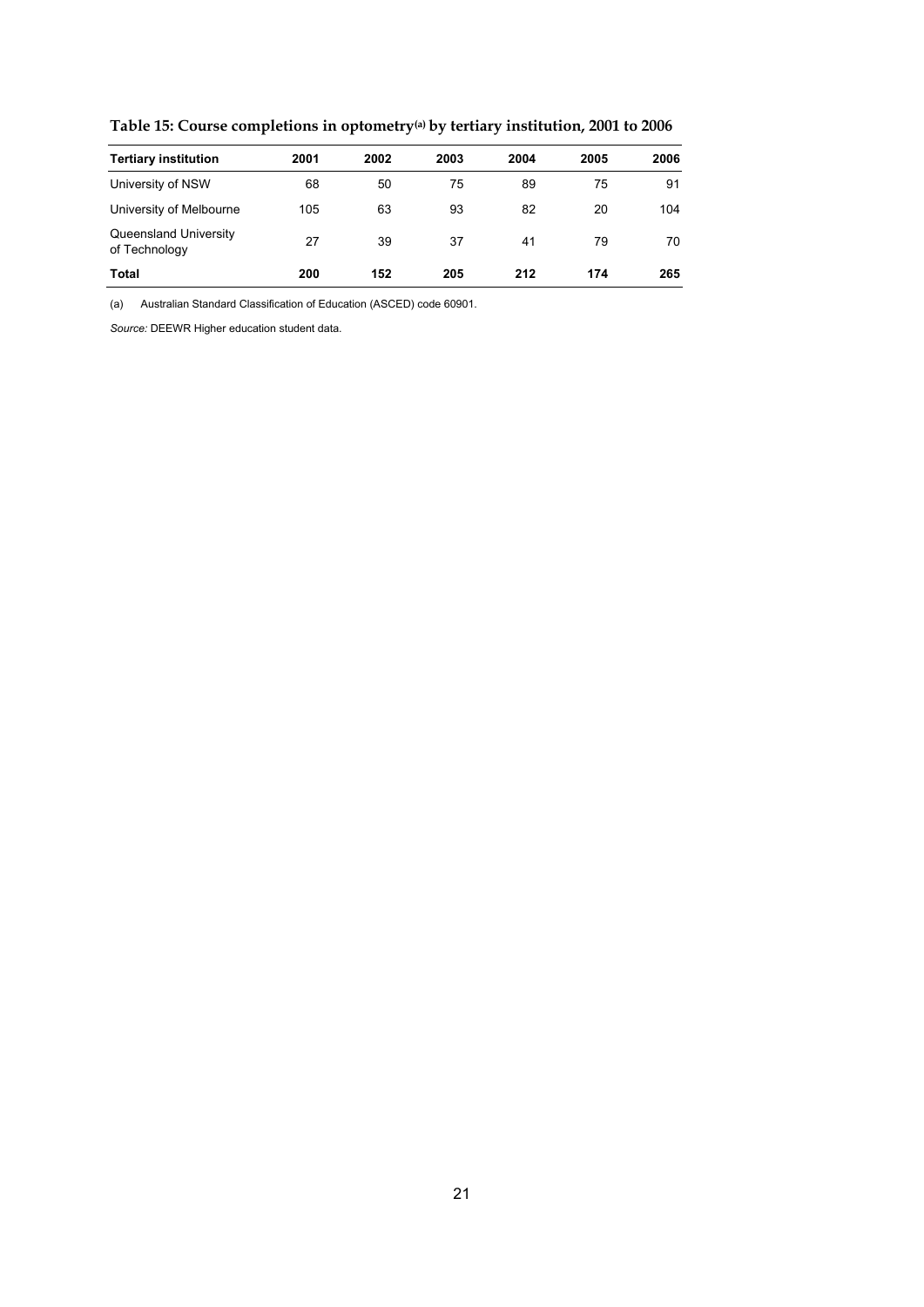**Table 15: Course completions in optometry[(a)] by tertiary institution, 2001 to 2006**

| Tertiary institution | 2001 | 2002 | 2003 | 2004 | 2005 | 2006 |
|---|---|---|---|---|---|---|
| University of NSW | 68 | 50 | 75 | 89 | 75 | 91 |
| University of Melbourne | 105 | 63 | 93 | 82 | 20 | 104 |
| Queensland University of Technology | 27 | 39 | 37 | 41 | 79 | 70 |
| **Total** | **200** | **152** | **205** | **212** | **174** | **265** |

(a) Australian Standard Classification of Education (ASCED) code 60901.

*Source:* DEEWR Higher education student data.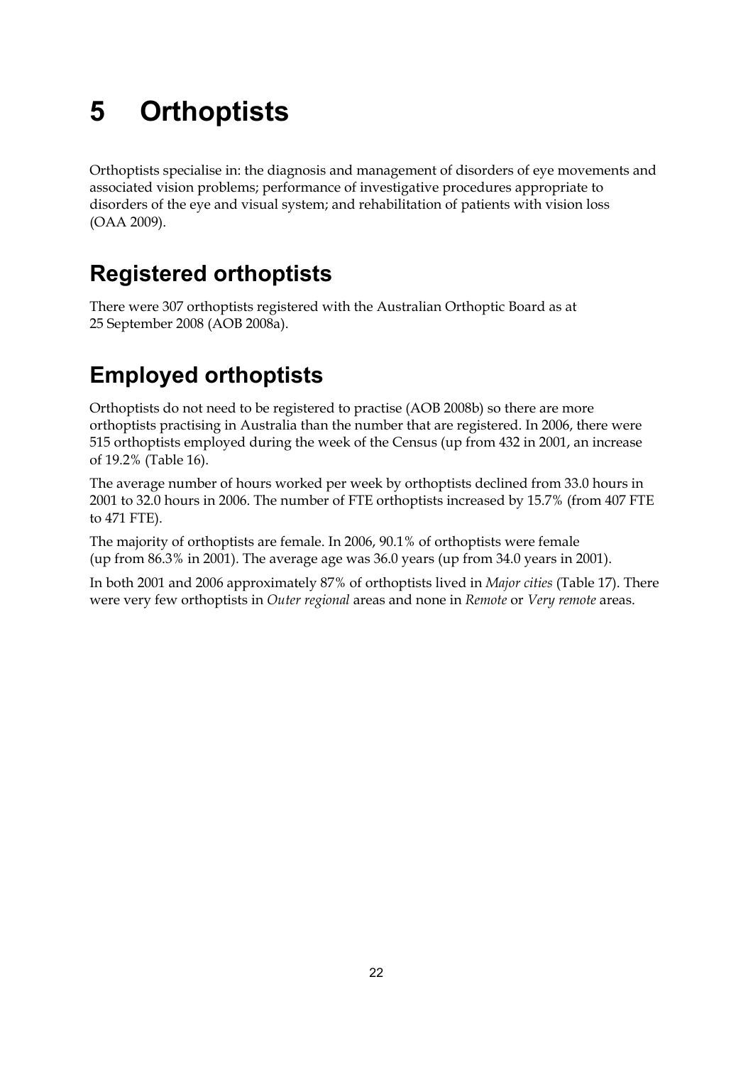# 5 Orthoptists

Orthoptists specialise in: the diagnosis and management of disorders of eye movements and associated vision problems; performance of investigative procedures appropriate to disorders of the eye and visual system; and rehabilitation of patients with vision loss (OAA 2009).

## Registered orthoptists

There were 307 orthoptists registered with the Australian Orthoptic Board as at 25 September 2008 (AOB 2008a).

## Employed orthoptists

Orthoptists do not need to be registered to practise (AOB 2008b) so there are more orthoptists practising in Australia than the number that are registered. In 2006, there were 515 orthoptists employed during the week of the Census (up from 432 in 2001, an increase of 19.2% (Table 16).

The average number of hours worked per week by orthoptists declined from 33.0 hours in 2001 to 32.0 hours in 2006. The number of FTE orthoptists increased by 15.7% (from 407 FTE to 471 FTE).

The majority of orthoptists are female. In 2006, 90.1% of orthoptists were female (up from 86.3% in 2001). The average age was 36.0 years (up from 34.0 years in 2001).

In both 2001 and 2006 approximately 87% of orthoptists lived in *Major cities* (Table 17). There were very few orthoptists in *Outer regional* areas and none in *Remote* or *Very remote* areas.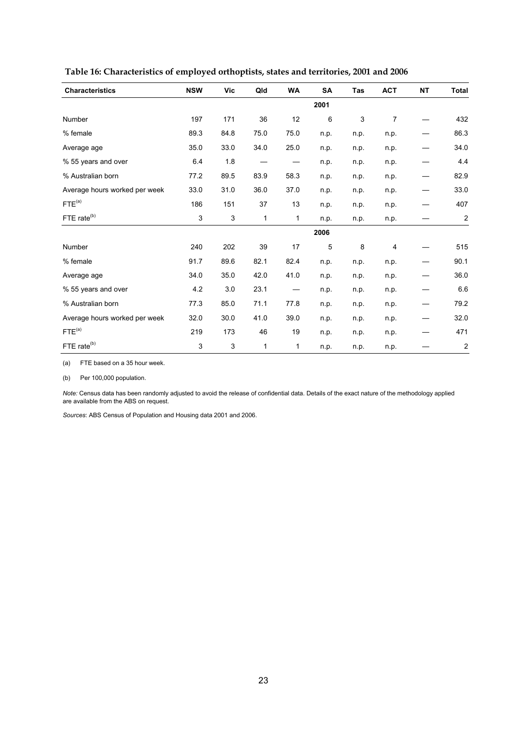**Table 16: Characteristics of employed orthoptists, states and territories, 2001 and 2006**

| Characteristics | NSW | Vic | Qld | WA | SA | Tas | ACT | NT | Total |
|---|---|---|---|---|---|---|---|---|---|
| | | | | | **2001** | | | | |
| Number | 197 | 171 | 36 | 12 | 6 | 3 | 7 | — | 432 |
| % female | 89.3 | 84.8 | 75.0 | 75.0 | n.p. | n.p. | n.p. | — | 86.3 |
| Average age | 35.0 | 33.0 | 34.0 | 25.0 | n.p. | n.p. | n.p. | — | 34.0 |
| % 55 years and over | 6.4 | 1.8 | — | — | n.p. | n.p. | n.p. | — | 4.4 |
| % Australian born | 77.2 | 89.5 | 83.9 | 58.3 | n.p. | n.p. | n.p. | — | 82.9 |
| Average hours worked per week | 33.0 | 31.0 | 36.0 | 37.0 | n.p. | n.p. | n.p. | — | 33.0 |
| FTE[(a)] | 186 | 151 | 37 | 13 | n.p. | n.p. | n.p. | — | 407 |
| FTE rate[(b)] | 3 | 3 | 1 | 1 | n.p. | n.p. | n.p. | — | 2 |
| | | | | | **2006** | | | | |
| Number | 240 | 202 | 39 | 17 | 5 | 8 | 4 | — | 515 |
| % female | 91.7 | 89.6 | 82.1 | 82.4 | n.p. | n.p. | n.p. | — | 90.1 |
| Average age | 34.0 | 35.0 | 42.0 | 41.0 | n.p. | n.p. | n.p. | — | 36.0 |
| % 55 years and over | 4.2 | 3.0 | 23.1 | — | n.p. | n.p. | n.p. | — | 6.6 |
| % Australian born | 77.3 | 85.0 | 71.1 | 77.8 | n.p. | n.p. | n.p. | — | 79.2 |
| Average hours worked per week | 32.0 | 30.0 | 41.0 | 39.0 | n.p. | n.p. | n.p. | — | 32.0 |
| FTE[(a)] | 219 | 173 | 46 | 19 | n.p. | n.p. | n.p. | — | 471 |
| FTE rate[(b)] | 3 | 3 | 1 | 1 | n.p. | n.p. | n.p. | — | 2 |

(a) FTE based on a 35 hour week.

(b) Per 100,000 population.

*Note:* Census data has been randomly adjusted to avoid the release of confidential data. Details of the exact nature of the methodology applied are available from the ABS on request.

*Sources*: ABS Census of Population and Housing data 2001 and 2006.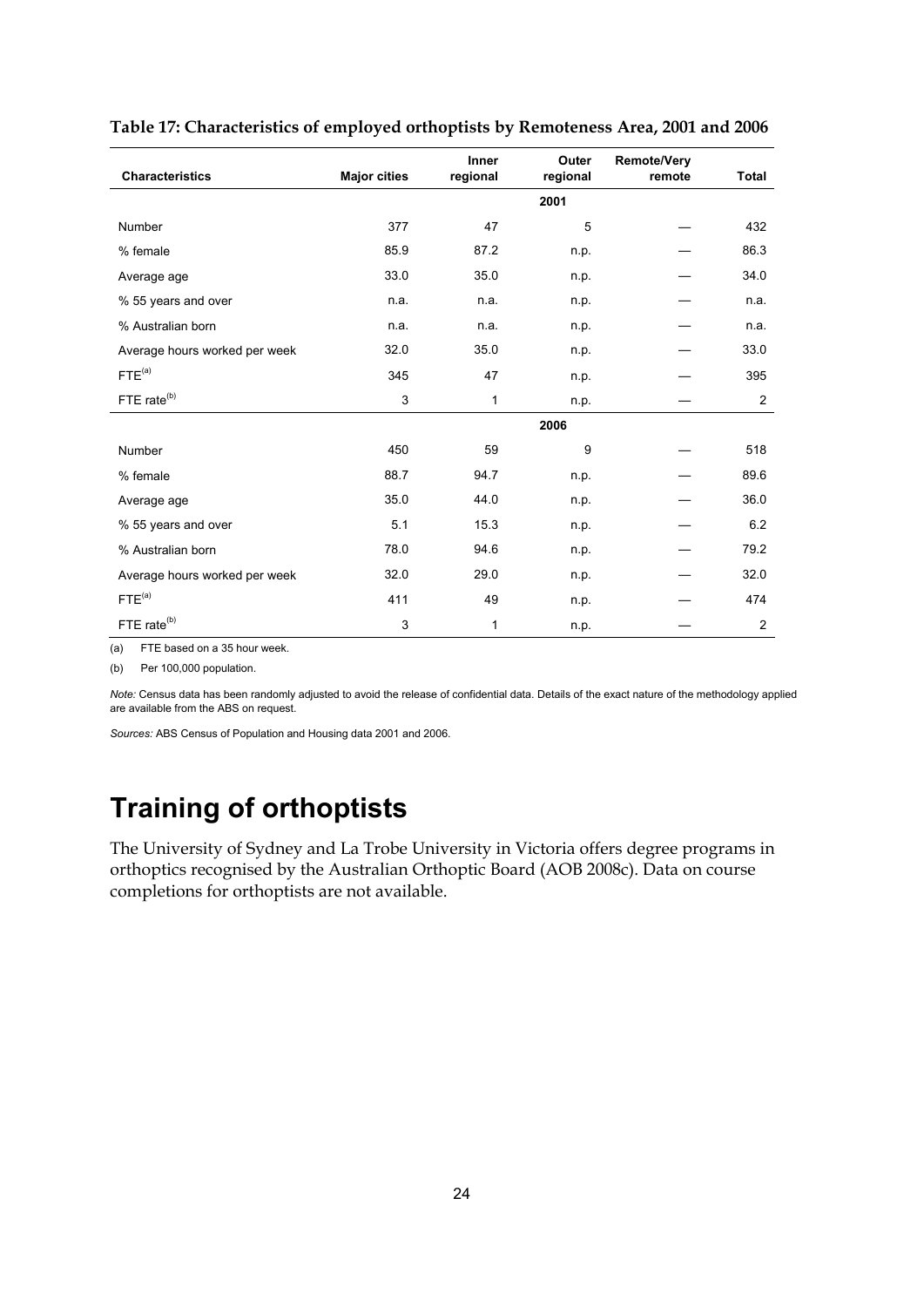**Table 17: Characteristics of employed orthoptists by Remoteness Area, 2001 and 2006**

| Characteristics | Major cities | Inner regional | Outer regional | Remote/Very remote | Total |
|---|---|---|---|---|---|
| | | | 2001 | | |
| Number | 377 | 47 | 5 | — | 432 |
| % female | 85.9 | 87.2 | n.p. | — | 86.3 |
| Average age | 33.0 | 35.0 | n.p. | — | 34.0 |
| % 55 years and over | n.a. | n.a. | n.p. | — | n.a. |
| % Australian born | n.a. | n.a. | n.p. | — | n.a. |
| Average hours worked per week | 32.0 | 35.0 | n.p. | — | 33.0 |
| FTE[(a)] | 345 | 47 | n.p. | — | 395 |
| FTE rate[(b)] | 3 | 1 | n.p. | — | 2 |
| | | | 2006 | | |
| Number | 450 | 59 | 9 | — | 518 |
| % female | 88.7 | 94.7 | n.p. | — | 89.6 |
| Average age | 35.0 | 44.0 | n.p. | — | 36.0 |
| % 55 years and over | 5.1 | 15.3 | n.p. | — | 6.2 |
| % Australian born | 78.0 | 94.6 | n.p. | — | 79.2 |
| Average hours worked per week | 32.0 | 29.0 | n.p. | — | 32.0 |
| FTE[(a)] | 411 | 49 | n.p. | — | 474 |
| FTE rate[(b)] | 3 | 1 | n.p. | — | 2 |

(a) FTE based on a 35 hour week.

(b) Per 100,000 population.

*Note:* Census data has been randomly adjusted to avoid the release of confidential data. Details of the exact nature of the methodology applied are available from the ABS on request.

*Sources:* ABS Census of Population and Housing data 2001 and 2006.

# Training of orthoptists

The University of Sydney and La Trobe University in Victoria offers degree programs in orthoptics recognised by the Australian Orthoptic Board (AOB 2008c). Data on course completions for orthoptists are not available.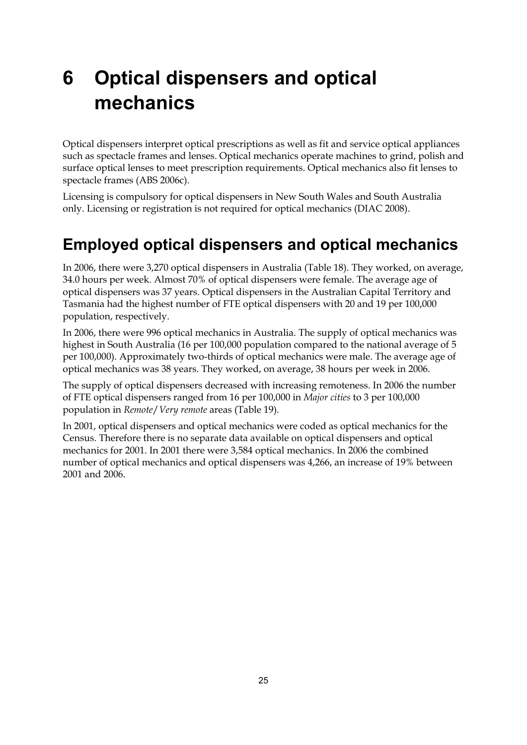# 6 Optical dispensers and optical mechanics

Optical dispensers interpret optical prescriptions as well as fit and service optical appliances such as spectacle frames and lenses. Optical mechanics operate machines to grind, polish and surface optical lenses to meet prescription requirements. Optical mechanics also fit lenses to spectacle frames (ABS 2006c).

Licensing is compulsory for optical dispensers in New South Wales and South Australia only. Licensing or registration is not required for optical mechanics (DIAC 2008).

## Employed optical dispensers and optical mechanics

In 2006, there were 3,270 optical dispensers in Australia (Table 18). They worked, on average, 34.0 hours per week. Almost 70% of optical dispensers were female. The average age of optical dispensers was 37 years. Optical dispensers in the Australian Capital Territory and Tasmania had the highest number of FTE optical dispensers with 20 and 19 per 100,000 population, respectively.

In 2006, there were 996 optical mechanics in Australia. The supply of optical mechanics was highest in South Australia (16 per 100,000 population compared to the national average of 5 per 100,000). Approximately two-thirds of optical mechanics were male. The average age of optical mechanics was 38 years. They worked, on average, 38 hours per week in 2006.

The supply of optical dispensers decreased with increasing remoteness. In 2006 the number of FTE optical dispensers ranged from 16 per 100,000 in *Major cities* to 3 per 100,000 population in *Remote*/*Very remote* areas (Table 19).

In 2001, optical dispensers and optical mechanics were coded as optical mechanics for the Census. Therefore there is no separate data available on optical dispensers and optical mechanics for 2001. In 2001 there were 3,584 optical mechanics. In 2006 the combined number of optical mechanics and optical dispensers was 4,266, an increase of 19% between 2001 and 2006.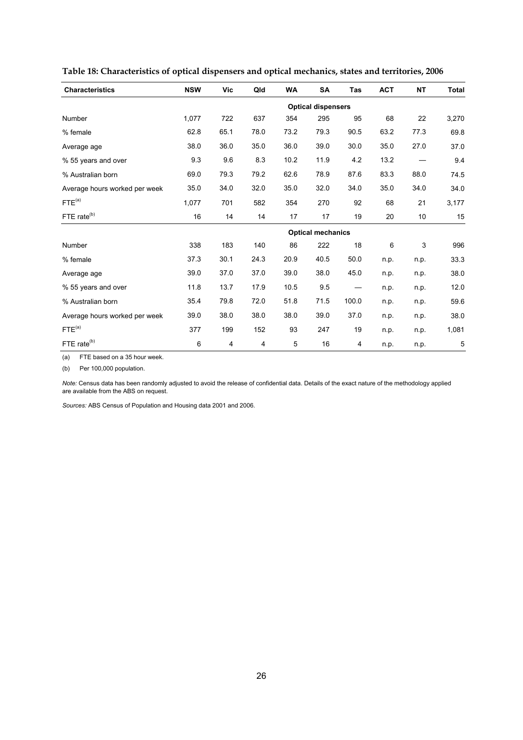**Table 18: Characteristics of optical dispensers and optical mechanics, states and territories, 2006**

| Characteristics | NSW | Vic | Qld | WA | SA | Tas | ACT | NT | Total |
|---|---|---|---|---|---|---|---|---|---|
| | | | | | **Optical dispensers** | | | | |
| Number | 1,077 | 722 | 637 | 354 | 295 | 95 | 68 | 22 | 3,270 |
| % female | 62.8 | 65.1 | 78.0 | 73.2 | 79.3 | 90.5 | 63.2 | 77.3 | 69.8 |
| Average age | 38.0 | 36.0 | 35.0 | 36.0 | 39.0 | 30.0 | 35.0 | 27.0 | 37.0 |
| % 55 years and over | 9.3 | 9.6 | 8.3 | 10.2 | 11.9 | 4.2 | 13.2 | — | 9.4 |
| % Australian born | 69.0 | 79.3 | 79.2 | 62.6 | 78.9 | 87.6 | 83.3 | 88.0 | 74.5 |
| Average hours worked per week | 35.0 | 34.0 | 32.0 | 35.0 | 32.0 | 34.0 | 35.0 | 34.0 | 34.0 |
| FTE[(a)] | 1,077 | 701 | 582 | 354 | 270 | 92 | 68 | 21 | 3,177 |
| FTE rate[(b)] | 16 | 14 | 14 | 17 | 17 | 19 | 20 | 10 | 15 |
| | | | | | **Optical mechanics** | | | | |
| Number | 338 | 183 | 140 | 86 | 222 | 18 | 6 | 3 | 996 |
| % female | 37.3 | 30.1 | 24.3 | 20.9 | 40.5 | 50.0 | n.p. | n.p. | 33.3 |
| Average age | 39.0 | 37.0 | 37.0 | 39.0 | 38.0 | 45.0 | n.p. | n.p. | 38.0 |
| % 55 years and over | 11.8 | 13.7 | 17.9 | 10.5 | 9.5 | — | n.p. | n.p. | 12.0 |
| % Australian born | 35.4 | 79.8 | 72.0 | 51.8 | 71.5 | 100.0 | n.p. | n.p. | 59.6 |
| Average hours worked per week | 39.0 | 38.0 | 38.0 | 38.0 | 39.0 | 37.0 | n.p. | n.p. | 38.0 |
| FTE[(a)] | 377 | 199 | 152 | 93 | 247 | 19 | n.p. | n.p. | 1,081 |
| FTE rate[(b)] | 6 | 4 | 4 | 5 | 16 | 4 | n.p. | n.p. | 5 |

(a) FTE based on a 35 hour week.

(b) Per 100,000 population.

*Note:* Census data has been randomly adjusted to avoid the release of confidential data. Details of the exact nature of the methodology applied are available from the ABS on request.

*Sources:* ABS Census of Population and Housing data 2001 and 2006.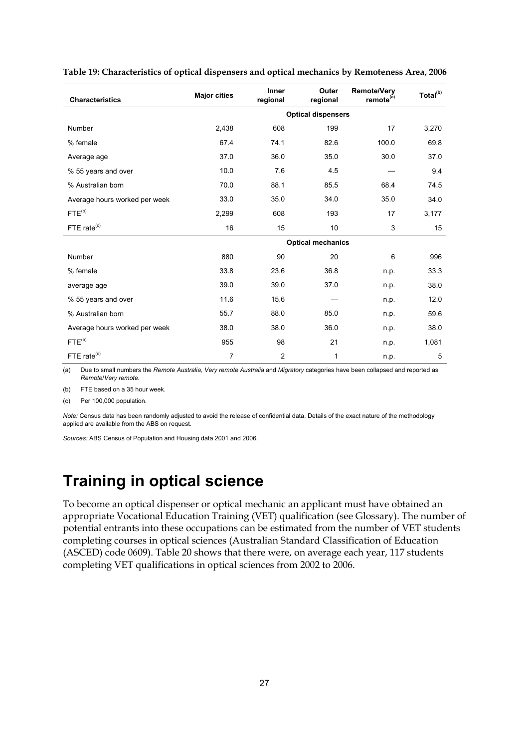**Table 19: Characteristics of optical dispensers and optical mechanics by Remoteness Area, 2006**

| Characteristics | Major cities | Inner regional | Outer regional | Remote/Very remote[(a)] | Total[(b)] |
|---|---|---|---|---|---|
| | | | Optical dispensers | | |
| Number | 2,438 | 608 | 199 | 17 | 3,270 |
| % female | 67.4 | 74.1 | 82.6 | 100.0 | 69.8 |
| Average age | 37.0 | 36.0 | 35.0 | 30.0 | 37.0 |
| % 55 years and over | 10.0 | 7.6 | 4.5 | — | 9.4 |
| % Australian born | 70.0 | 88.1 | 85.5 | 68.4 | 74.5 |
| Average hours worked per week | 33.0 | 35.0 | 34.0 | 35.0 | 34.0 |
| FTE[(b)] | 2,299 | 608 | 193 | 17 | 3,177 |
| FTE rate[(c)] | 16 | 15 | 10 | 3 | 15 |
| | | | Optical mechanics | | |
| Number | 880 | 90 | 20 | 6 | 996 |
| % female | 33.8 | 23.6 | 36.8 | n.p. | 33.3 |
| average age | 39.0 | 39.0 | 37.0 | n.p. | 38.0 |
| % 55 years and over | 11.6 | 15.6 | — | n.p. | 12.0 |
| % Australian born | 55.7 | 88.0 | 85.0 | n.p. | 59.6 |
| Average hours worked per week | 38.0 | 38.0 | 36.0 | n.p. | 38.0 |
| FTE[(b)] | 955 | 98 | 21 | n.p. | 1,081 |
| FTE rate[(c)] | 7 | 2 | 1 | n.p. | 5 |

(a) Due to small numbers the *Remote Australia, Very remote Australia* and *Migratory* categories have been collapsed and reported as *Remote/Very remote.*

(b) FTE based on a 35 hour week.

(c) Per 100,000 population.

*Note:* Census data has been randomly adjusted to avoid the release of confidential data. Details of the exact nature of the methodology applied are available from the ABS on request.

*Sources:* ABS Census of Population and Housing data 2001 and 2006.

# Training in optical science

To become an optical dispenser or optical mechanic an applicant must have obtained an appropriate Vocational Education Training (VET) qualification (see Glossary). The number of potential entrants into these occupations can be estimated from the number of VET students completing courses in optical sciences (Australian Standard Classification of Education (ASCED) code 0609). Table 20 shows that there were, on average each year, 117 students completing VET qualifications in optical sciences from 2002 to 2006.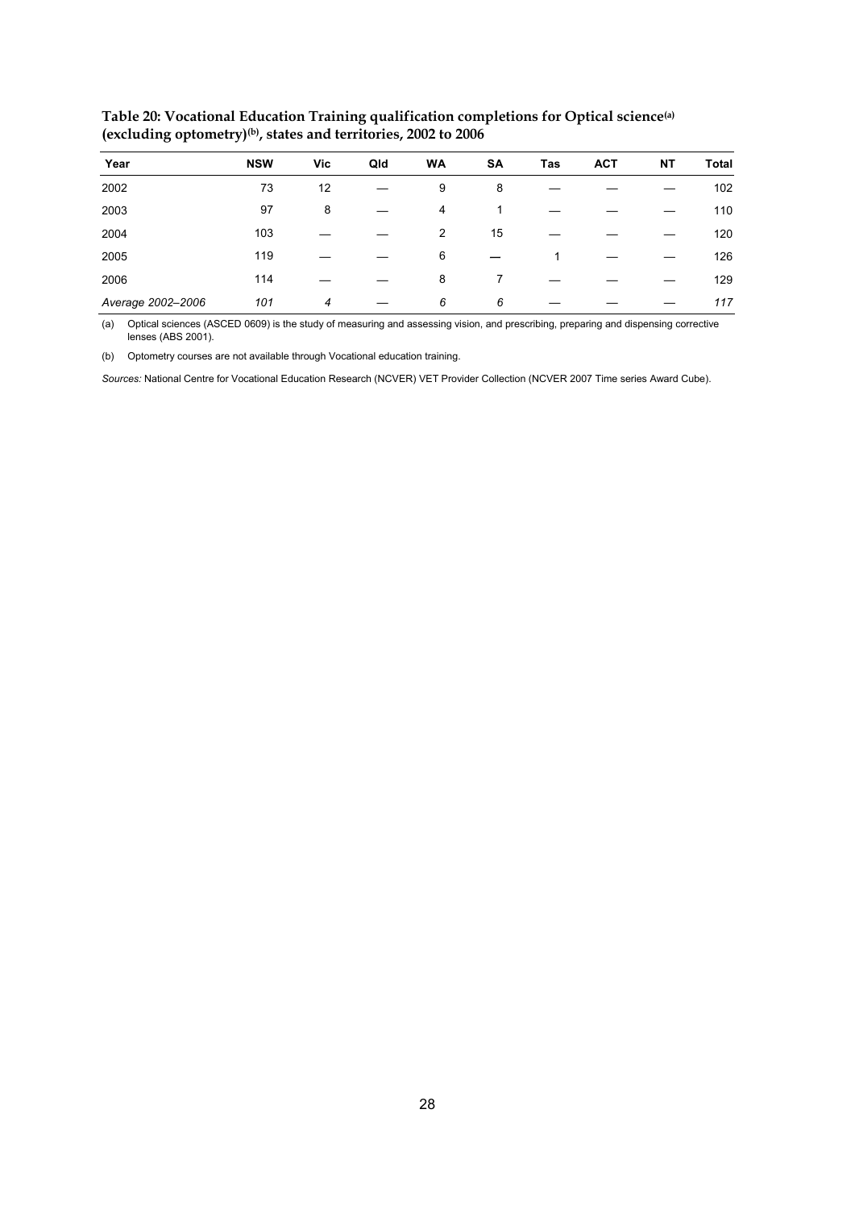**Table 20: Vocational Education Training qualification completions for Optical science[(a)] (excluding optometry)[(b)], states and territories, 2002 to 2006**

| Year | NSW | Vic | Qld | WA | SA | Tas | ACT | NT | Total |
|---|---|---|---|---|---|---|---|---|---|
| 2002 | 73 | 12 | — | 9 | 8 | — | — | — | 102 |
| 2003 | 97 | 8 | — | 4 | 1 | — | — | — | 110 |
| 2004 | 103 | — | — | 2 | 15 | — | — | — | 120 |
| 2005 | 119 | — | — | 6 | — | 1 | — | — | 126 |
| 2006 | 114 | — | — | 8 | 7 | — | — | — | 129 |
| *Average 2002–2006* | *101* | *4* | — | *6* | *6* | — | — | — | *117* |

(a) Optical sciences (ASCED 0609) is the study of measuring and assessing vision, and prescribing, preparing and dispensing corrective lenses (ABS 2001).

(b) Optometry courses are not available through Vocational education training.

*Sources:* National Centre for Vocational Education Research (NCVER) VET Provider Collection (NCVER 2007 Time series Award Cube).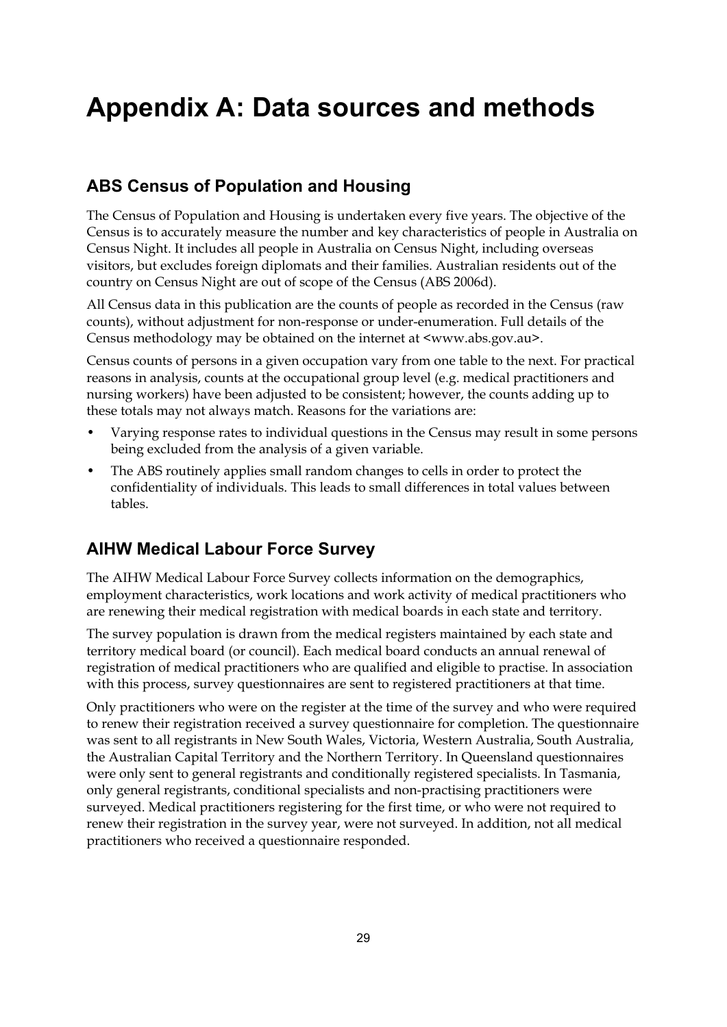# Appendix A: Data sources and methods

## ABS Census of Population and Housing

The Census of Population and Housing is undertaken every five years. The objective of the Census is to accurately measure the number and key characteristics of people in Australia on Census Night. It includes all people in Australia on Census Night, including overseas visitors, but excludes foreign diplomats and their families. Australian residents out of the country on Census Night are out of scope of the Census (ABS 2006d).

All Census data in this publication are the counts of people as recorded in the Census (raw counts), without adjustment for non-response or under-enumeration. Full details of the Census methodology may be obtained on the internet at <www.abs.gov.au>.

Census counts of persons in a given occupation vary from one table to the next. For practical reasons in analysis, counts at the occupational group level (e.g. medical practitioners and nursing workers) have been adjusted to be consistent; however, the counts adding up to these totals may not always match. Reasons for the variations are:

- Varying response rates to individual questions in the Census may result in some persons being excluded from the analysis of a given variable.
- The ABS routinely applies small random changes to cells in order to protect the confidentiality of individuals. This leads to small differences in total values between tables.

## AIHW Medical Labour Force Survey

The AIHW Medical Labour Force Survey collects information on the demographics, employment characteristics, work locations and work activity of medical practitioners who are renewing their medical registration with medical boards in each state and territory.

The survey population is drawn from the medical registers maintained by each state and territory medical board (or council). Each medical board conducts an annual renewal of registration of medical practitioners who are qualified and eligible to practise. In association with this process, survey questionnaires are sent to registered practitioners at that time.

Only practitioners who were on the register at the time of the survey and who were required to renew their registration received a survey questionnaire for completion. The questionnaire was sent to all registrants in New South Wales, Victoria, Western Australia, South Australia, the Australian Capital Territory and the Northern Territory. In Queensland questionnaires were only sent to general registrants and conditionally registered specialists. In Tasmania, only general registrants, conditional specialists and non-practising practitioners were surveyed. Medical practitioners registering for the first time, or who were not required to renew their registration in the survey year, were not surveyed. In addition, not all medical practitioners who received a questionnaire responded.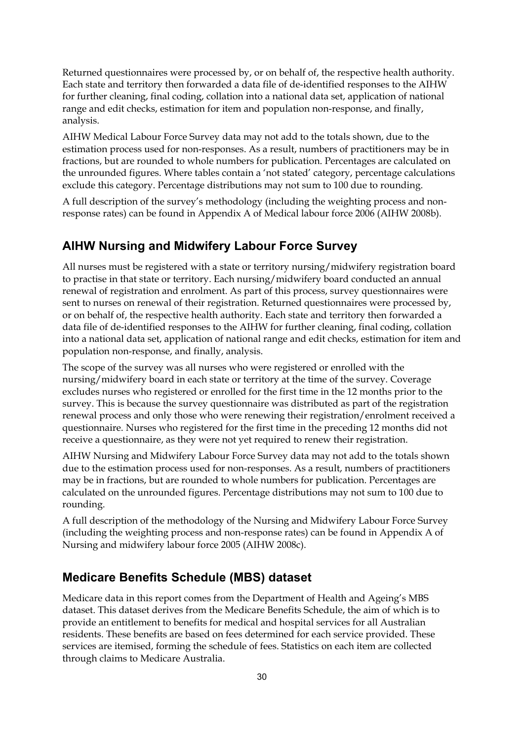Returned questionnaires were processed by, or on behalf of, the respective health authority. Each state and territory then forwarded a data file of de-identified responses to the AIHW for further cleaning, final coding, collation into a national data set, application of national range and edit checks, estimation for item and population non-response, and finally, analysis.

AIHW Medical Labour Force Survey data may not add to the totals shown, due to the estimation process used for non-responses. As a result, numbers of practitioners may be in fractions, but are rounded to whole numbers for publication. Percentages are calculated on the unrounded figures. Where tables contain a 'not stated' category, percentage calculations exclude this category. Percentage distributions may not sum to 100 due to rounding.

A full description of the survey's methodology (including the weighting process and non-response rates) can be found in Appendix A of Medical labour force 2006 (AIHW 2008b).

## AIHW Nursing and Midwifery Labour Force Survey

All nurses must be registered with a state or territory nursing/midwifery registration board to practise in that state or territory. Each nursing/midwifery board conducted an annual renewal of registration and enrolment. As part of this process, survey questionnaires were sent to nurses on renewal of their registration. Returned questionnaires were processed by, or on behalf of, the respective health authority. Each state and territory then forwarded a data file of de-identified responses to the AIHW for further cleaning, final coding, collation into a national data set, application of national range and edit checks, estimation for item and population non-response, and finally, analysis.

The scope of the survey was all nurses who were registered or enrolled with the nursing/midwifery board in each state or territory at the time of the survey. Coverage excludes nurses who registered or enrolled for the first time in the 12 months prior to the survey. This is because the survey questionnaire was distributed as part of the registration renewal process and only those who were renewing their registration/enrolment received a questionnaire. Nurses who registered for the first time in the preceding 12 months did not receive a questionnaire, as they were not yet required to renew their registration.

AIHW Nursing and Midwifery Labour Force Survey data may not add to the totals shown due to the estimation process used for non-responses. As a result, numbers of practitioners may be in fractions, but are rounded to whole numbers for publication. Percentages are calculated on the unrounded figures. Percentage distributions may not sum to 100 due to rounding.

A full description of the methodology of the Nursing and Midwifery Labour Force Survey (including the weighting process and non-response rates) can be found in Appendix A of Nursing and midwifery labour force 2005 (AIHW 2008c).

## Medicare Benefits Schedule (MBS) dataset

Medicare data in this report comes from the Department of Health and Ageing's MBS dataset. This dataset derives from the Medicare Benefits Schedule, the aim of which is to provide an entitlement to benefits for medical and hospital services for all Australian residents. These benefits are based on fees determined for each service provided. These services are itemised, forming the schedule of fees. Statistics on each item are collected through claims to Medicare Australia.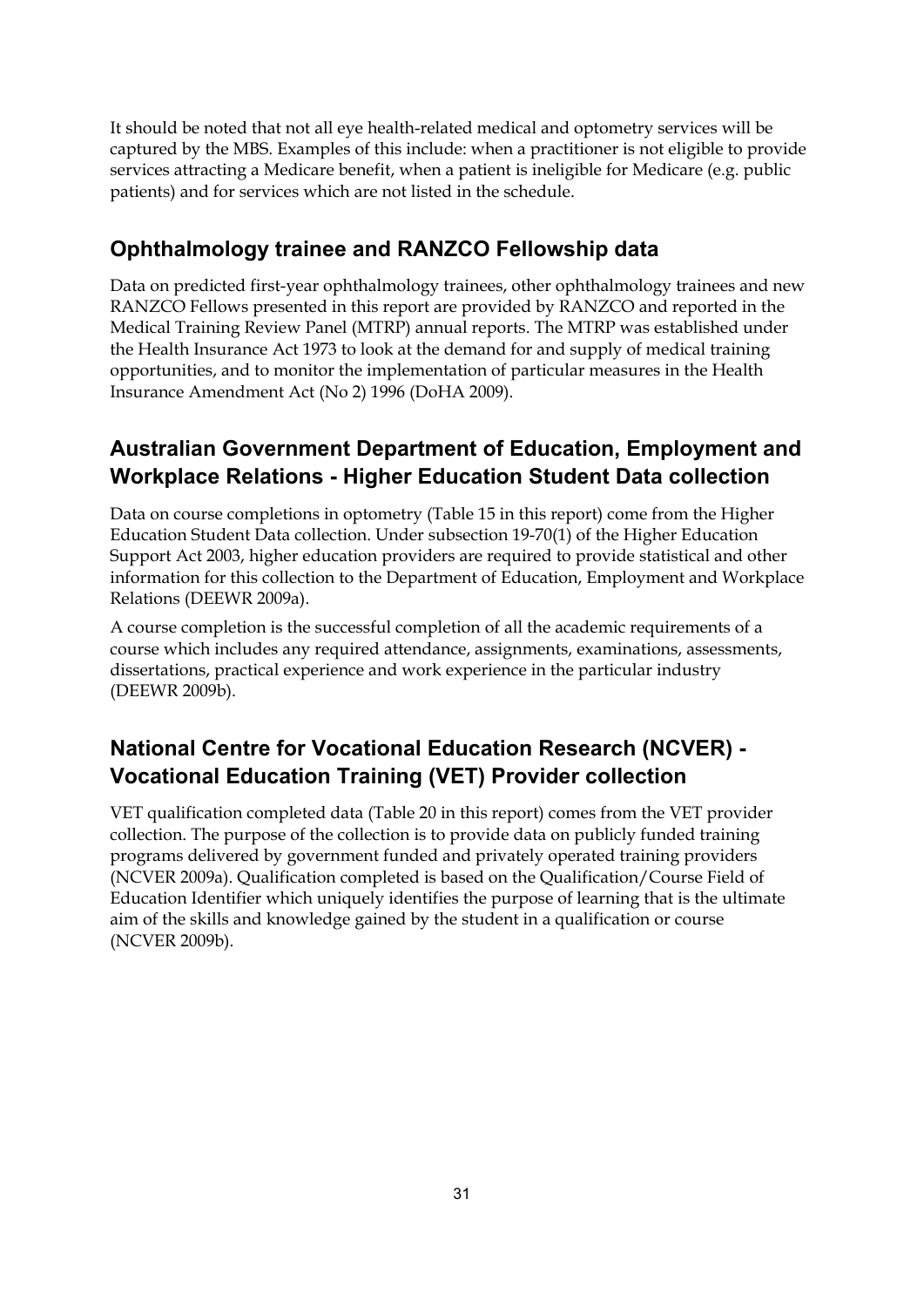It should be noted that not all eye health-related medical and optometry services will be captured by the MBS. Examples of this include: when a practitioner is not eligible to provide services attracting a Medicare benefit, when a patient is ineligible for Medicare (e.g. public patients) and for services which are not listed in the schedule.

## Ophthalmology trainee and RANZCO Fellowship data

Data on predicted first-year ophthalmology trainees, other ophthalmology trainees and new RANZCO Fellows presented in this report are provided by RANZCO and reported in the Medical Training Review Panel (MTRP) annual reports. The MTRP was established under the Health Insurance Act 1973 to look at the demand for and supply of medical training opportunities, and to monitor the implementation of particular measures in the Health Insurance Amendment Act (No 2) 1996 (DoHA 2009).

## Australian Government Department of Education, Employment and Workplace Relations - Higher Education Student Data collection

Data on course completions in optometry (Table 15 in this report) come from the Higher Education Student Data collection. Under subsection 19-70(1) of the Higher Education Support Act 2003, higher education providers are required to provide statistical and other information for this collection to the Department of Education, Employment and Workplace Relations (DEEWR 2009a).

A course completion is the successful completion of all the academic requirements of a course which includes any required attendance, assignments, examinations, assessments, dissertations, practical experience and work experience in the particular industry (DEEWR 2009b).

## National Centre for Vocational Education Research (NCVER) - Vocational Education Training (VET) Provider collection

VET qualification completed data (Table 20 in this report) comes from the VET provider collection. The purpose of the collection is to provide data on publicly funded training programs delivered by government funded and privately operated training providers (NCVER 2009a). Qualification completed is based on the Qualification/Course Field of Education Identifier which uniquely identifies the purpose of learning that is the ultimate aim of the skills and knowledge gained by the student in a qualification or course (NCVER 2009b).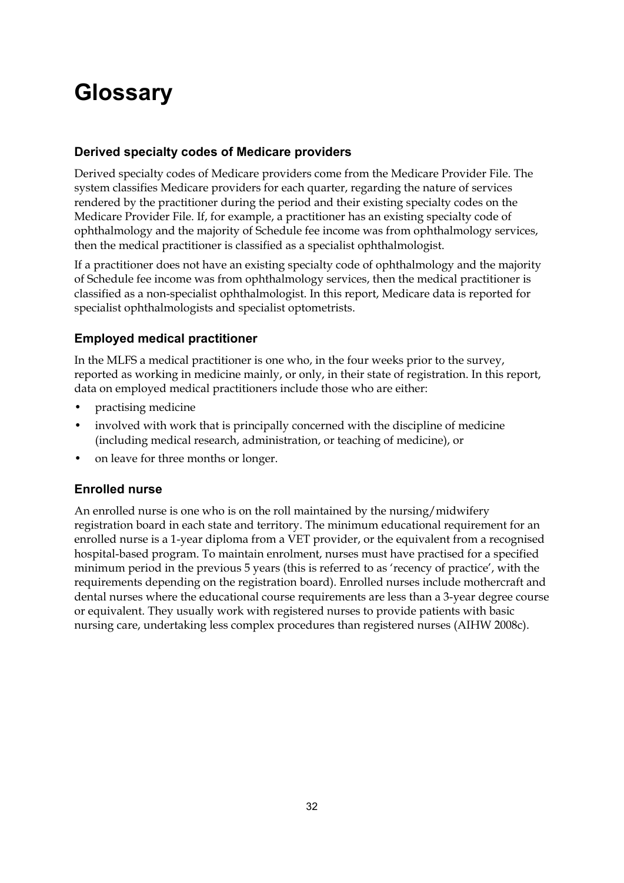# Glossary

### Derived specialty codes of Medicare providers

Derived specialty codes of Medicare providers come from the Medicare Provider File. The system classifies Medicare providers for each quarter, regarding the nature of services rendered by the practitioner during the period and their existing specialty codes on the Medicare Provider File. If, for example, a practitioner has an existing specialty code of ophthalmology and the majority of Schedule fee income was from ophthalmology services, then the medical practitioner is classified as a specialist ophthalmologist.

If a practitioner does not have an existing specialty code of ophthalmology and the majority of Schedule fee income was from ophthalmology services, then the medical practitioner is classified as a non-specialist ophthalmologist. In this report, Medicare data is reported for specialist ophthalmologists and specialist optometrists.

### Employed medical practitioner

In the MLFS a medical practitioner is one who, in the four weeks prior to the survey, reported as working in medicine mainly, or only, in their state of registration. In this report, data on employed medical practitioners include those who are either:

- practising medicine
- involved with work that is principally concerned with the discipline of medicine (including medical research, administration, or teaching of medicine), or
- on leave for three months or longer.

### Enrolled nurse

An enrolled nurse is one who is on the roll maintained by the nursing/midwifery registration board in each state and territory. The minimum educational requirement for an enrolled nurse is a 1-year diploma from a VET provider, or the equivalent from a recognised hospital-based program. To maintain enrolment, nurses must have practised for a specified minimum period in the previous 5 years (this is referred to as 'recency of practice', with the requirements depending on the registration board). Enrolled nurses include mothercraft and dental nurses where the educational course requirements are less than a 3-year degree course or equivalent. They usually work with registered nurses to provide patients with basic nursing care, undertaking less complex procedures than registered nurses (AIHW 2008c).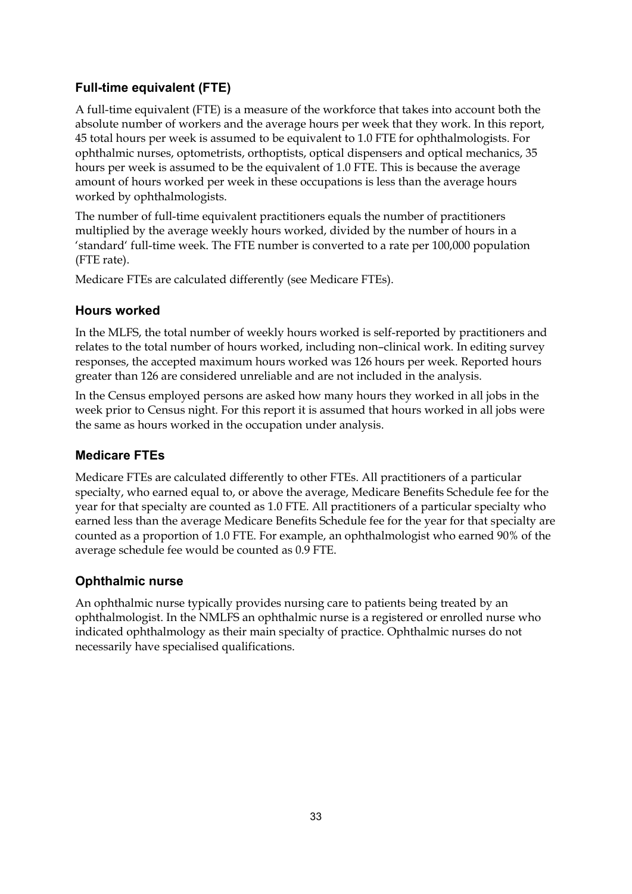### Full-time equivalent (FTE)

A full-time equivalent (FTE) is a measure of the workforce that takes into account both the absolute number of workers and the average hours per week that they work. In this report, 45 total hours per week is assumed to be equivalent to 1.0 FTE for ophthalmologists. For ophthalmic nurses, optometrists, orthoptists, optical dispensers and optical mechanics, 35 hours per week is assumed to be the equivalent of 1.0 FTE. This is because the average amount of hours worked per week in these occupations is less than the average hours worked by ophthalmologists.

The number of full-time equivalent practitioners equals the number of practitioners multiplied by the average weekly hours worked, divided by the number of hours in a 'standard' full-time week. The FTE number is converted to a rate per 100,000 population (FTE rate).

Medicare FTEs are calculated differently (see Medicare FTEs).

### Hours worked

In the MLFS, the total number of weekly hours worked is self-reported by practitioners and relates to the total number of hours worked, including non–clinical work. In editing survey responses, the accepted maximum hours worked was 126 hours per week. Reported hours greater than 126 are considered unreliable and are not included in the analysis.

In the Census employed persons are asked how many hours they worked in all jobs in the week prior to Census night. For this report it is assumed that hours worked in all jobs were the same as hours worked in the occupation under analysis.

### Medicare FTEs

Medicare FTEs are calculated differently to other FTEs. All practitioners of a particular specialty, who earned equal to, or above the average, Medicare Benefits Schedule fee for the year for that specialty are counted as 1.0 FTE. All practitioners of a particular specialty who earned less than the average Medicare Benefits Schedule fee for the year for that specialty are counted as a proportion of 1.0 FTE. For example, an ophthalmologist who earned 90% of the average schedule fee would be counted as 0.9 FTE.

### Ophthalmic nurse

An ophthalmic nurse typically provides nursing care to patients being treated by an ophthalmologist. In the NMLFS an ophthalmic nurse is a registered or enrolled nurse who indicated ophthalmology as their main specialty of practice. Ophthalmic nurses do not necessarily have specialised qualifications.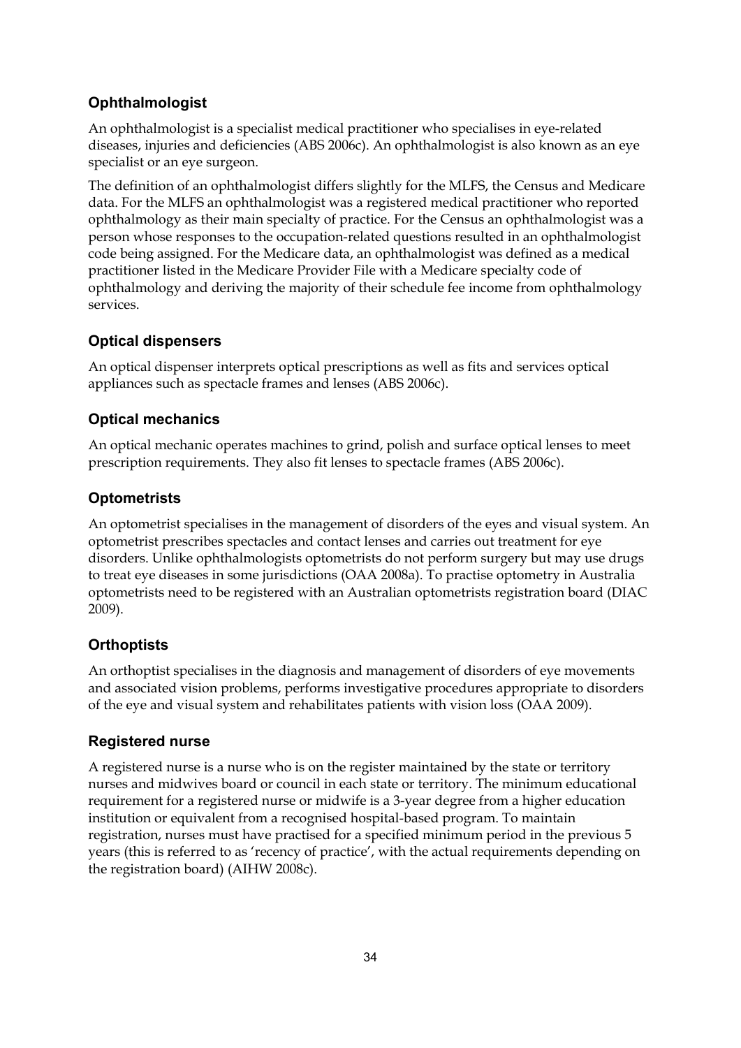### Ophthalmologist

An ophthalmologist is a specialist medical practitioner who specialises in eye-related diseases, injuries and deficiencies (ABS 2006c). An ophthalmologist is also known as an eye specialist or an eye surgeon.

The definition of an ophthalmologist differs slightly for the MLFS, the Census and Medicare data. For the MLFS an ophthalmologist was a registered medical practitioner who reported ophthalmology as their main specialty of practice. For the Census an ophthalmologist was a person whose responses to the occupation-related questions resulted in an ophthalmologist code being assigned. For the Medicare data, an ophthalmologist was defined as a medical practitioner listed in the Medicare Provider File with a Medicare specialty code of ophthalmology and deriving the majority of their schedule fee income from ophthalmology services.

### Optical dispensers

An optical dispenser interprets optical prescriptions as well as fits and services optical appliances such as spectacle frames and lenses (ABS 2006c).

### Optical mechanics

An optical mechanic operates machines to grind, polish and surface optical lenses to meet prescription requirements. They also fit lenses to spectacle frames (ABS 2006c).

### Optometrists

An optometrist specialises in the management of disorders of the eyes and visual system. An optometrist prescribes spectacles and contact lenses and carries out treatment for eye disorders. Unlike ophthalmologists optometrists do not perform surgery but may use drugs to treat eye diseases in some jurisdictions (OAA 2008a). To practise optometry in Australia optometrists need to be registered with an Australian optometrists registration board (DIAC 2009).

### Orthoptists

An orthoptist specialises in the diagnosis and management of disorders of eye movements and associated vision problems, performs investigative procedures appropriate to disorders of the eye and visual system and rehabilitates patients with vision loss (OAA 2009).

### Registered nurse

A registered nurse is a nurse who is on the register maintained by the state or territory nurses and midwives board or council in each state or territory. The minimum educational requirement for a registered nurse or midwife is a 3-year degree from a higher education institution or equivalent from a recognised hospital-based program. To maintain registration, nurses must have practised for a specified minimum period in the previous 5 years (this is referred to as 'recency of practice', with the actual requirements depending on the registration board) (AIHW 2008c).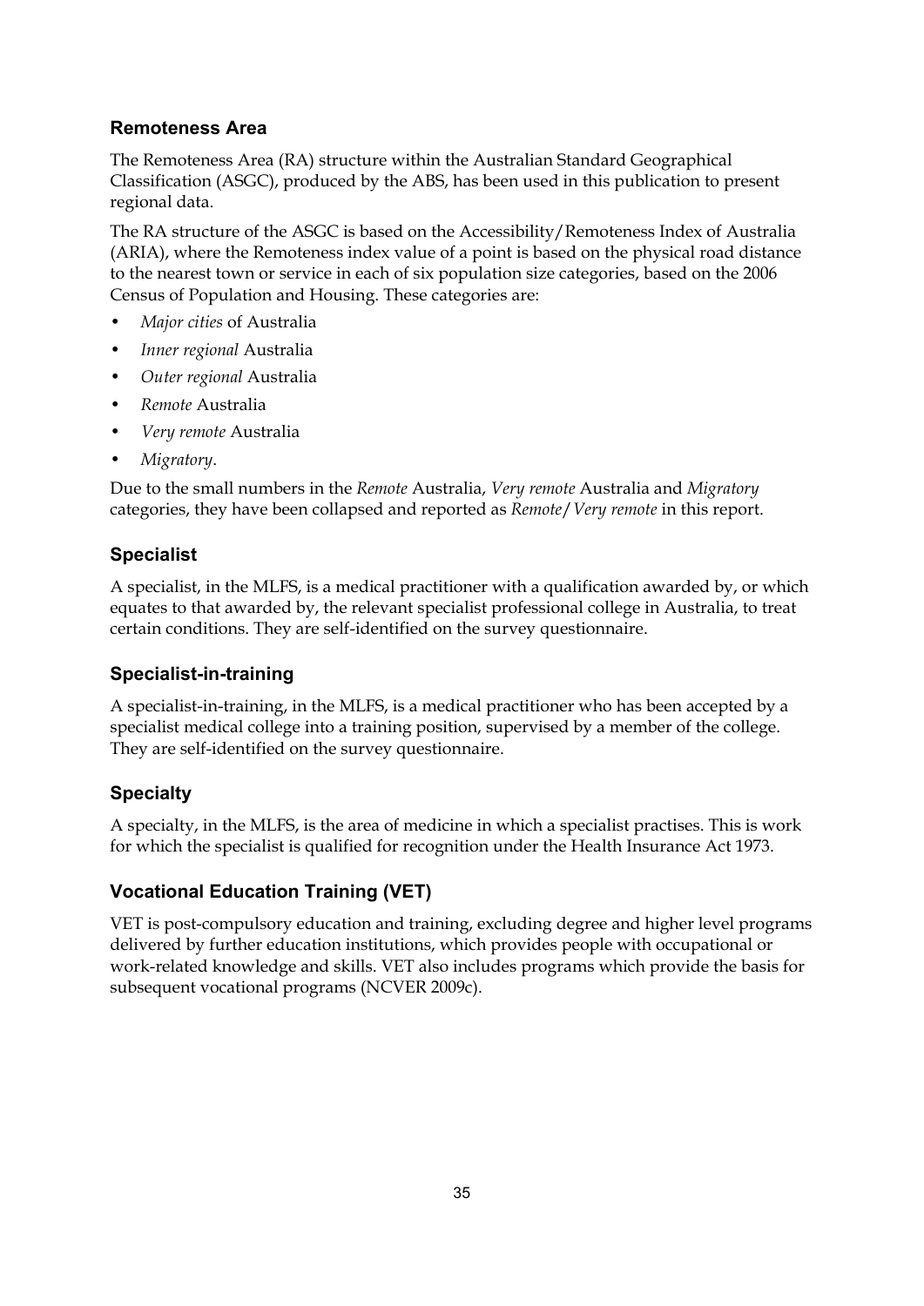## Remoteness Area

The Remoteness Area (RA) structure within the Australian Standard Geographical Classification (ASGC), produced by the ABS, has been used in this publication to present regional data.

The RA structure of the ASGC is based on the Accessibility/Remoteness Index of Australia (ARIA), where the Remoteness index value of a point is based on the physical road distance to the nearest town or service in each of six population size categories, based on the 2006 Census of Population and Housing. These categories are:

- *Major cities* of Australia
- *Inner regional* Australia
- *Outer regional* Australia
- *Remote* Australia
- *Very remote* Australia
- *Migratory*.

Due to the small numbers in the *Remote* Australia, *Very remote* Australia and *Migratory* categories, they have been collapsed and reported as *Remote/Very remote* in this report.

## Specialist

A specialist, in the MLFS, is a medical practitioner with a qualification awarded by, or which equates to that awarded by, the relevant specialist professional college in Australia, to treat certain conditions. They are self-identified on the survey questionnaire.

## Specialist-in-training

A specialist-in-training, in the MLFS, is a medical practitioner who has been accepted by a specialist medical college into a training position, supervised by a member of the college. They are self-identified on the survey questionnaire.

## Specialty

A specialty, in the MLFS, is the area of medicine in which a specialist practises. This is work for which the specialist is qualified for recognition under the Health Insurance Act 1973.

## Vocational Education Training (VET)

VET is post-compulsory education and training, excluding degree and higher level programs delivered by further education institutions, which provides people with occupational or work-related knowledge and skills. VET also includes programs which provide the basis for subsequent vocational programs (NCVER 2009c).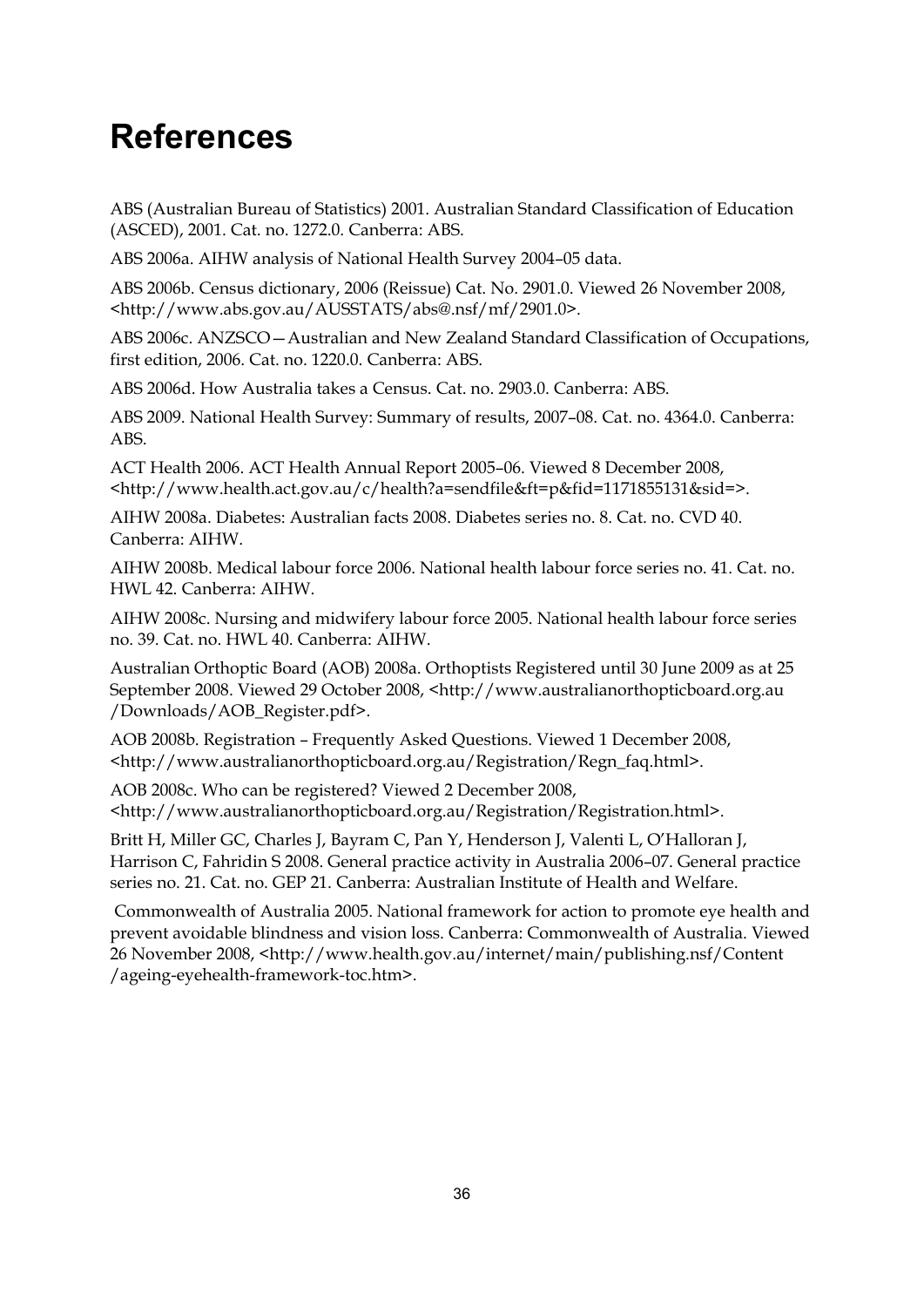# References

ABS (Australian Bureau of Statistics) 2001. Australian Standard Classification of Education (ASCED), 2001. Cat. no. 1272.0. Canberra: ABS.

ABS 2006a. AIHW analysis of National Health Survey 2004–05 data.

ABS 2006b. Census dictionary, 2006 (Reissue) Cat. No. 2901.0. Viewed 26 November 2008, <http://www.abs.gov.au/AUSSTATS/abs@.nsf/mf/2901.0>.

ABS 2006c. ANZSCO—Australian and New Zealand Standard Classification of Occupations, first edition, 2006. Cat. no. 1220.0. Canberra: ABS.

ABS 2006d. How Australia takes a Census. Cat. no. 2903.0. Canberra: ABS.

ABS 2009. National Health Survey: Summary of results, 2007–08. Cat. no. 4364.0. Canberra: ABS.

ACT Health 2006. ACT Health Annual Report 2005–06. Viewed 8 December 2008, <http://www.health.act.gov.au/c/health?a=sendfile&ft=p&fid=1171855131&sid=>.

AIHW 2008a. Diabetes: Australian facts 2008. Diabetes series no. 8. Cat. no. CVD 40. Canberra: AIHW.

AIHW 2008b. Medical labour force 2006. National health labour force series no. 41. Cat. no. HWL 42. Canberra: AIHW.

AIHW 2008c. Nursing and midwifery labour force 2005. National health labour force series no. 39. Cat. no. HWL 40. Canberra: AIHW.

Australian Orthoptic Board (AOB) 2008a. Orthoptists Registered until 30 June 2009 as at 25 September 2008. Viewed 29 October 2008, <http://www.australianorthopticboard.org.au /Downloads/AOB_Register.pdf>.

AOB 2008b. Registration – Frequently Asked Questions. Viewed 1 December 2008, <http://www.australianorthopticboard.org.au/Registration/Regn_faq.html>.

AOB 2008c. Who can be registered? Viewed 2 December 2008, <http://www.australianorthopticboard.org.au/Registration/Registration.html>.

Britt H, Miller GC, Charles J, Bayram C, Pan Y, Henderson J, Valenti L, O'Halloran J, Harrison C, Fahridin S 2008. General practice activity in Australia 2006–07. General practice series no. 21. Cat. no. GEP 21. Canberra: Australian Institute of Health and Welfare.

Commonwealth of Australia 2005. National framework for action to promote eye health and prevent avoidable blindness and vision loss. Canberra: Commonwealth of Australia. Viewed 26 November 2008, <http://www.health.gov.au/internet/main/publishing.nsf/Content /ageing-eyehealth-framework-toc.htm>.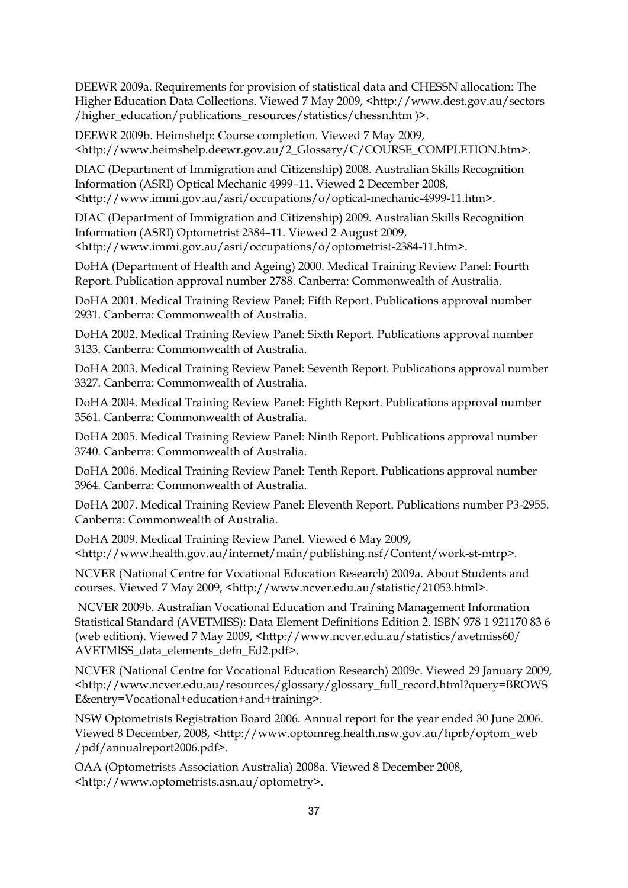DEEWR 2009a. Requirements for provision of statistical data and CHESSN allocation: The Higher Education Data Collections. Viewed 7 May 2009, <http://www.dest.gov.au/sectors/higher_education/publications_resources/statistics/chessn.htm )>.

DEEWR 2009b. Heimshelp: Course completion. Viewed 7 May 2009, <http://www.heimshelp.deewr.gov.au/2_Glossary/C/COURSE_COMPLETION.htm>.

DIAC (Department of Immigration and Citizenship) 2008. Australian Skills Recognition Information (ASRI) Optical Mechanic 4999–11. Viewed 2 December 2008, <http://www.immi.gov.au/asri/occupations/o/optical-mechanic-4999-11.htm>.

DIAC (Department of Immigration and Citizenship) 2009. Australian Skills Recognition Information (ASRI) Optometrist 2384–11. Viewed 2 August 2009, <http://www.immi.gov.au/asri/occupations/o/optometrist-2384-11.htm>.

DoHA (Department of Health and Ageing) 2000. Medical Training Review Panel: Fourth Report. Publication approval number 2788. Canberra: Commonwealth of Australia.

DoHA 2001. Medical Training Review Panel: Fifth Report. Publications approval number 2931. Canberra: Commonwealth of Australia.

DoHA 2002. Medical Training Review Panel: Sixth Report. Publications approval number 3133. Canberra: Commonwealth of Australia.

DoHA 2003. Medical Training Review Panel: Seventh Report. Publications approval number 3327. Canberra: Commonwealth of Australia.

DoHA 2004. Medical Training Review Panel: Eighth Report. Publications approval number 3561. Canberra: Commonwealth of Australia.

DoHA 2005. Medical Training Review Panel: Ninth Report. Publications approval number 3740. Canberra: Commonwealth of Australia.

DoHA 2006. Medical Training Review Panel: Tenth Report. Publications approval number 3964. Canberra: Commonwealth of Australia.

DoHA 2007. Medical Training Review Panel: Eleventh Report. Publications number P3-2955. Canberra: Commonwealth of Australia.

DoHA 2009. Medical Training Review Panel. Viewed 6 May 2009, <http://www.health.gov.au/internet/main/publishing.nsf/Content/work-st-mtrp>.

NCVER (National Centre for Vocational Education Research) 2009a. About Students and courses. Viewed 7 May 2009, <http://www.ncver.edu.au/statistic/21053.html>.

NCVER 2009b. Australian Vocational Education and Training Management Information Statistical Standard (AVETMISS): Data Element Definitions Edition 2. ISBN 978 1 921170 83 6 (web edition). Viewed 7 May 2009, <http://www.ncver.edu.au/statistics/avetmiss60/AVETMISS_data_elements_defn_Ed2.pdf>.

NCVER (National Centre for Vocational Education Research) 2009c. Viewed 29 January 2009, <http://www.ncver.edu.au/resources/glossary/glossary_full_record.html?query=BROWSE&entry=Vocational+education+and+training>.

NSW Optometrists Registration Board 2006. Annual report for the year ended 30 June 2006. Viewed 8 December, 2008, <http://www.optomreg.health.nsw.gov.au/hprb/optom_web/pdf/annualreport2006.pdf>.

OAA (Optometrists Association Australia) 2008a. Viewed 8 December 2008, <http://www.optometrists.asn.au/optometry>.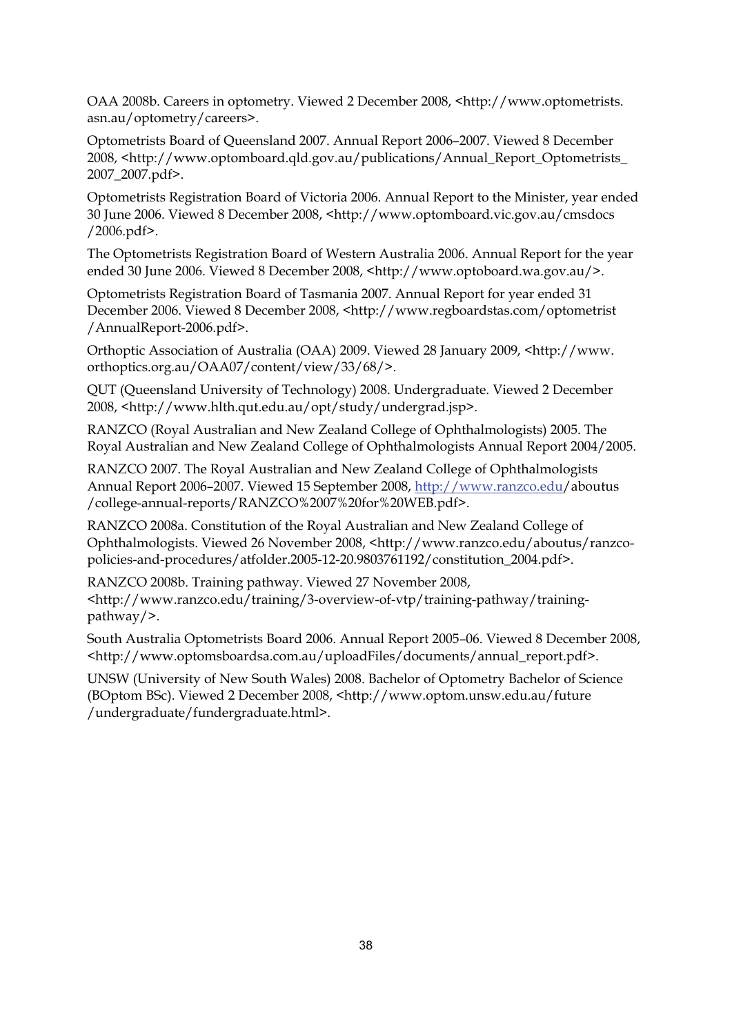OAA 2008b. Careers in optometry. Viewed 2 December 2008, <http://www.optometrists.asn.au/optometry/careers>.

Optometrists Board of Queensland 2007. Annual Report 2006–2007. Viewed 8 December 2008, <http://www.optomboard.qld.gov.au/publications/Annual_Report_Optometrists_2007_2007.pdf>.

Optometrists Registration Board of Victoria 2006. Annual Report to the Minister, year ended 30 June 2006. Viewed 8 December 2008, <http://www.optomboard.vic.gov.au/cmsdocs/2006.pdf>.

The Optometrists Registration Board of Western Australia 2006. Annual Report for the year ended 30 June 2006. Viewed 8 December 2008, <http://www.optoboard.wa.gov.au/>.

Optometrists Registration Board of Tasmania 2007. Annual Report for year ended 31 December 2006. Viewed 8 December 2008, <http://www.regboardstas.com/optometrist/AnnualReport-2006.pdf>.

Orthoptic Association of Australia (OAA) 2009. Viewed 28 January 2009, <http://www.orthoptics.org.au/OAA07/content/view/33/68/>.

QUT (Queensland University of Technology) 2008. Undergraduate. Viewed 2 December 2008, <http://www.hlth.qut.edu.au/opt/study/undergrad.jsp>.

RANZCO (Royal Australian and New Zealand College of Ophthalmologists) 2005. The Royal Australian and New Zealand College of Ophthalmologists Annual Report 2004/2005.

RANZCO 2007. The Royal Australian and New Zealand College of Ophthalmologists Annual Report 2006–2007. Viewed 15 September 2008, http://www.ranzco.edu/aboutus/college-annual-reports/RANZCO%2007%20for%20WEB.pdf>.

RANZCO 2008a. Constitution of the Royal Australian and New Zealand College of Ophthalmologists. Viewed 26 November 2008, <http://www.ranzco.edu/aboutus/ranzco-policies-and-procedures/atfolder.2005-12-20.9803761192/constitution_2004.pdf>.

RANZCO 2008b. Training pathway. Viewed 27 November 2008, <http://www.ranzco.edu/training/3-overview-of-vtp/training-pathway/training-pathway/>.

South Australia Optometrists Board 2006. Annual Report 2005–06. Viewed 8 December 2008, <http://www.optomsboardsa.com.au/uploadFiles/documents/annual_report.pdf>.

UNSW (University of New South Wales) 2008. Bachelor of Optometry Bachelor of Science (BOptom BSc). Viewed 2 December 2008, <http://www.optom.unsw.edu.au/future/undergraduate/fundergraduate.html>.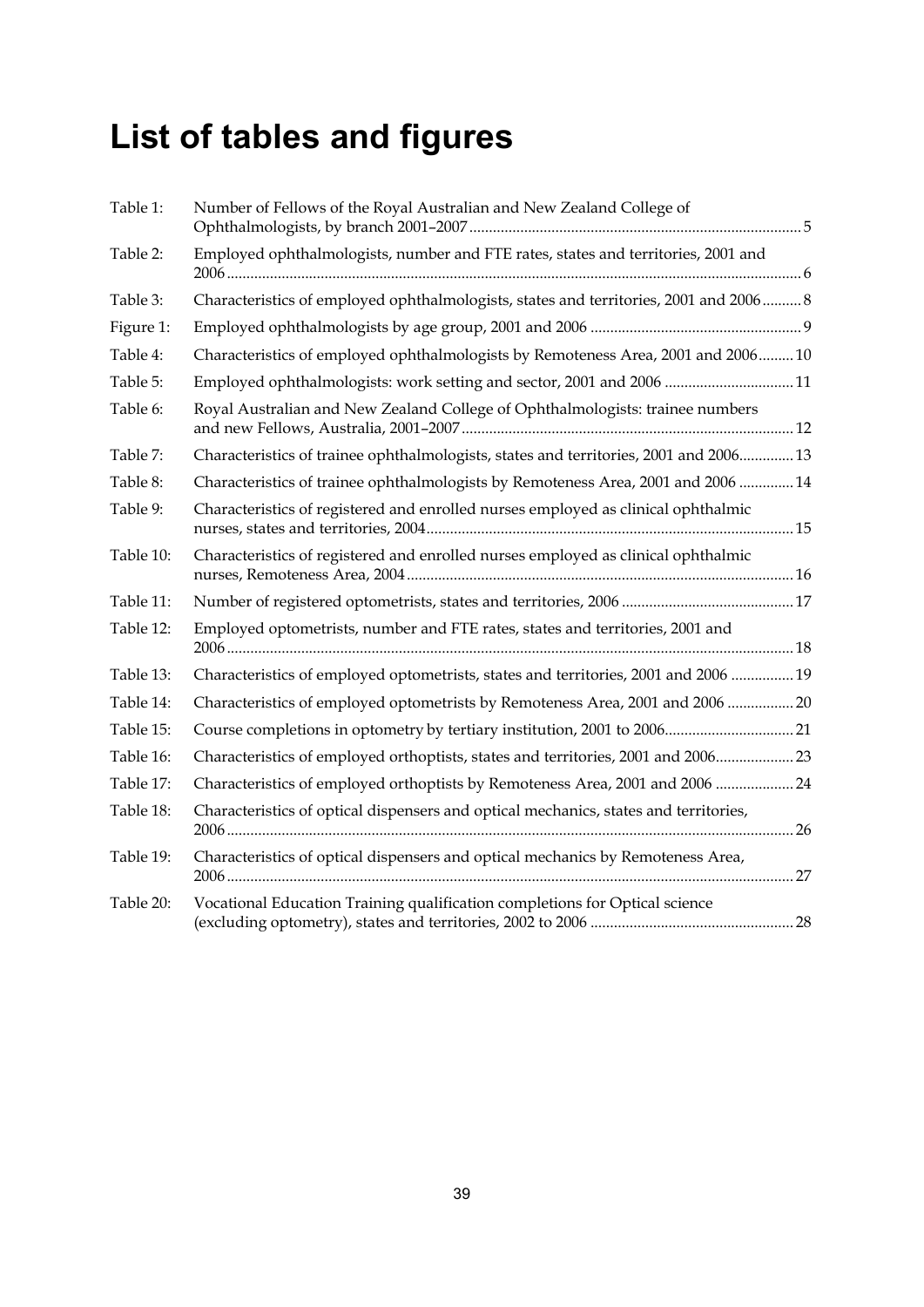# List of tables and figures

| | | |
|---|---|---|
| Table 1: | Number of Fellows of the Royal Australian and New Zealand College of Ophthalmologists, by branch 2001–2007 | 5 |
| Table 2: | Employed ophthalmologists, number and FTE rates, states and territories, 2001 and 2006 | 6 |
| Table 3: | Characteristics of employed ophthalmologists, states and territories, 2001 and 2006 | 8 |
| Figure 1: | Employed ophthalmologists by age group, 2001 and 2006 | 9 |
| Table 4: | Characteristics of employed ophthalmologists by Remoteness Area, 2001 and 2006 | 10 |
| Table 5: | Employed ophthalmologists: work setting and sector, 2001 and 2006 | 11 |
| Table 6: | Royal Australian and New Zealand College of Ophthalmologists: trainee numbers and new Fellows, Australia, 2001–2007 | 12 |
| Table 7: | Characteristics of trainee ophthalmologists, states and territories, 2001 and 2006 | 13 |
| Table 8: | Characteristics of trainee ophthalmologists by Remoteness Area, 2001 and 2006 | 14 |
| Table 9: | Characteristics of registered and enrolled nurses employed as clinical ophthalmic nurses, states and territories, 2004 | 15 |
| Table 10: | Characteristics of registered and enrolled nurses employed as clinical ophthalmic nurses, Remoteness Area, 2004 | 16 |
| Table 11: | Number of registered optometrists, states and territories, 2006 | 17 |
| Table 12: | Employed optometrists, number and FTE rates, states and territories, 2001 and 2006 | 18 |
| Table 13: | Characteristics of employed optometrists, states and territories, 2001 and 2006 | 19 |
| Table 14: | Characteristics of employed optometrists by Remoteness Area, 2001 and 2006 | 20 |
| Table 15: | Course completions in optometry by tertiary institution, 2001 to 2006 | 21 |
| Table 16: | Characteristics of employed orthoptists, states and territories, 2001 and 2006 | 23 |
| Table 17: | Characteristics of employed orthoptists by Remoteness Area, 2001 and 2006 | 24 |
| Table 18: | Characteristics of optical dispensers and optical mechanics, states and territories, 2006 | 26 |
| Table 19: | Characteristics of optical dispensers and optical mechanics by Remoteness Area, 2006 | 27 |
| Table 20: | Vocational Education Training qualification completions for Optical science (excluding optometry), states and territories, 2002 to 2006 | 28 |